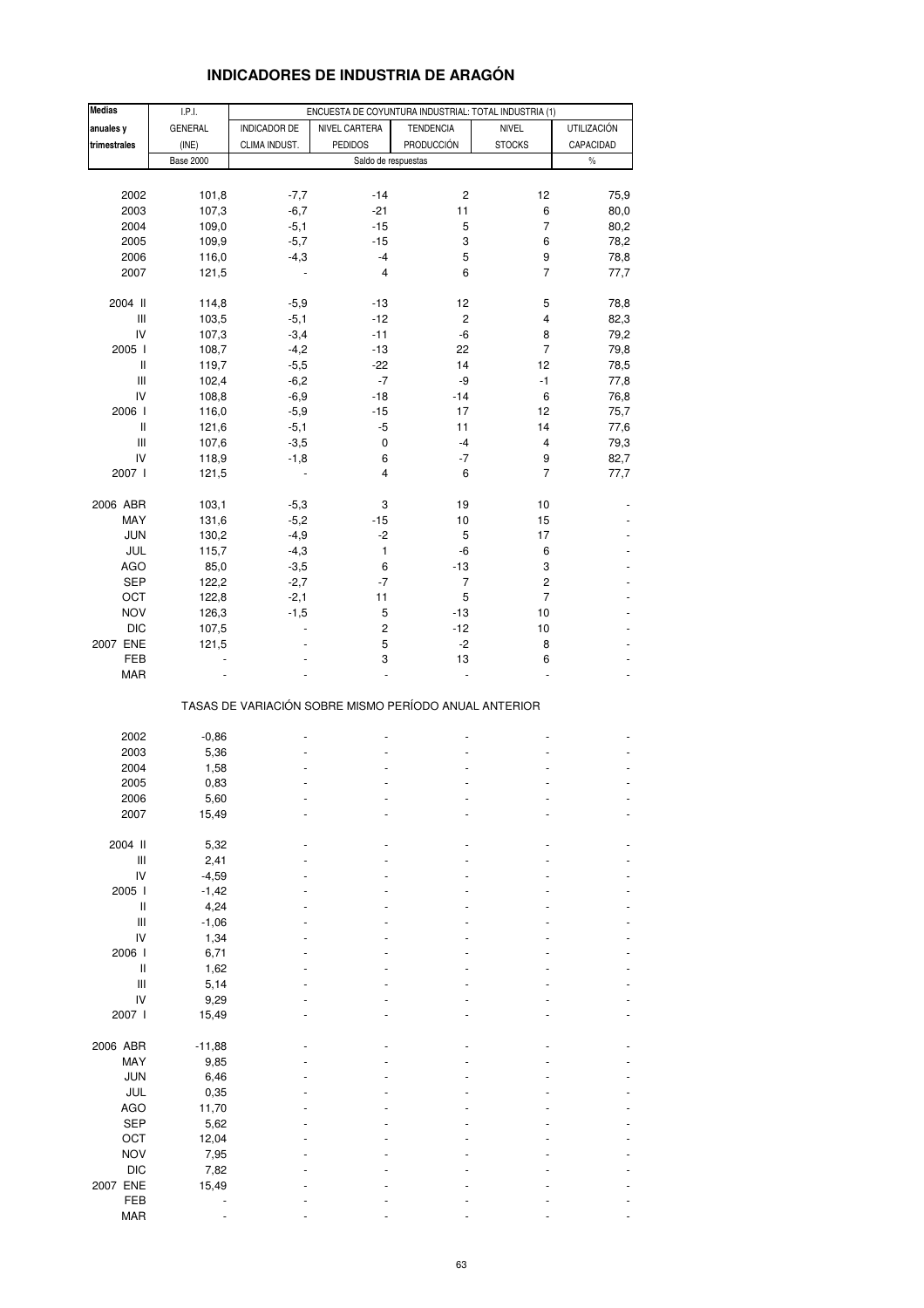# INDICADORES DE INDUSTRIA DE ARAGÓN

| Medias anuales y trimestrales | I.P.I. GENERAL (INE) | ENCUESTA DE COYUNTURA INDUSTRIAL: TOTAL INDUSTRIA (1) INDICADOR DE CLIMA INDUST. | NIVEL CARTERA PEDIDOS | TENDENCIA PRODUCCIÓN | NIVEL STOCKS | UTILIZACIÓN CAPACIDAD |
|---|---|---|---|---|---|---|
| | Base 2000 | Saldo de respuestas | | | | % |
| 2002 | 101,8 | -7,7 | -14 | 2 | 12 | 75,9 |
| 2003 | 107,3 | -6,7 | -21 | 11 | 6 | 80,0 |
| 2004 | 109,0 | -5,1 | -15 | 5 | 7 | 80,2 |
| 2005 | 109,9 | -5,7 | -15 | 3 | 6 | 78,2 |
| 2006 | 116,0 | -4,3 | -4 | 5 | 9 | 78,8 |
| 2007 | 121,5 | - | 4 | 6 | 7 | 77,7 |
| 2004 II | 114,8 | -5,9 | -13 | 12 | 5 | 78,8 |
| III | 103,5 | -5,1 | -12 | 2 | 4 | 82,3 |
| IV | 107,3 | -3,4 | -11 | -6 | 8 | 79,2 |
| 2005 I | 108,7 | -4,2 | -13 | 22 | 7 | 79,8 |
| II | 119,7 | -5,5 | -22 | 14 | 12 | 78,5 |
| III | 102,4 | -6,2 | -7 | -9 | -1 | 77,8 |
| IV | 108,8 | -6,9 | -18 | -14 | 6 | 76,8 |
| 2006 I | 116,0 | -5,9 | -15 | 17 | 12 | 75,7 |
| II | 121,6 | -5,1 | -5 | 11 | 14 | 77,6 |
| III | 107,6 | -3,5 | 0 | -4 | 4 | 79,3 |
| IV | 118,9 | -1,8 | 6 | -7 | 9 | 82,7 |
| 2007 I | 121,5 | - | 4 | 6 | 7 | 77,7 |
| 2006 ABR | 103,1 | -5,3 | 3 | 19 | 10 | - |
| MAY | 131,6 | -5,2 | -15 | 10 | 15 | - |
| JUN | 130,2 | -4,9 | -2 | 5 | 17 | - |
| JUL | 115,7 | -4,3 | 1 | -6 | 6 | - |
| AGO | 85,0 | -3,5 | 6 | -13 | 3 | - |
| SEP | 122,2 | -2,7 | -7 | 7 | 2 | - |
| OCT | 122,8 | -2,1 | 11 | 5 | 7 | - |
| NOV | 126,3 | -1,5 | 5 | -13 | 10 | - |
| DIC | 107,5 | - | 2 | -12 | 10 | - |
| 2007 ENE | 121,5 | - | 5 | -2 | 8 | - |
| FEB | - | - | 3 | 13 | 6 | - |
| MAR | - | - | - | - | - | - |
| TASAS DE VARIACIÓN SOBRE MISMO PERÍODO ANUAL ANTERIOR | | | | | | |
| 2002 | -0,86 | - | - | - | - | - |
| 2003 | 5,36 | - | - | - | - | - |
| 2004 | 1,58 | - | - | - | - | - |
| 2005 | 0,83 | - | - | - | - | - |
| 2006 | 5,60 | - | - | - | - | - |
| 2007 | 15,49 | - | - | - | - | - |
| 2004 II | 5,32 | - | - | - | - | - |
| III | 2,41 | - | - | - | - | - |
| IV | -4,59 | - | - | - | - | - |
| 2005 I | -1,42 | - | - | - | - | - |
| II | 4,24 | - | - | - | - | - |
| III | -1,06 | - | - | - | - | - |
| IV | 1,34 | - | - | - | - | - |
| 2006 I | 6,71 | - | - | - | - | - |
| II | 1,62 | - | - | - | - | - |
| III | 5,14 | - | - | - | - | - |
| IV | 9,29 | - | - | - | - | - |
| 2007 I | 15,49 | - | - | - | - | - |
| 2006 ABR | -11,88 | - | - | - | - | - |
| MAY | 9,85 | - | - | - | - | - |
| JUN | 6,46 | - | - | - | - | - |
| JUL | 0,35 | - | - | - | - | - |
| AGO | 11,70 | - | - | - | - | - |
| SEP | 5,62 | - | - | - | - | - |
| OCT | 12,04 | - | - | - | - | - |
| NOV | 7,95 | - | - | - | - | - |
| DIC | 7,82 | - | - | - | - | - |
| 2007 ENE | 15,49 | - | - | - | - | - |
| FEB | - | - | - | - | - | - |
| MAR | - | - | - | - | - | - |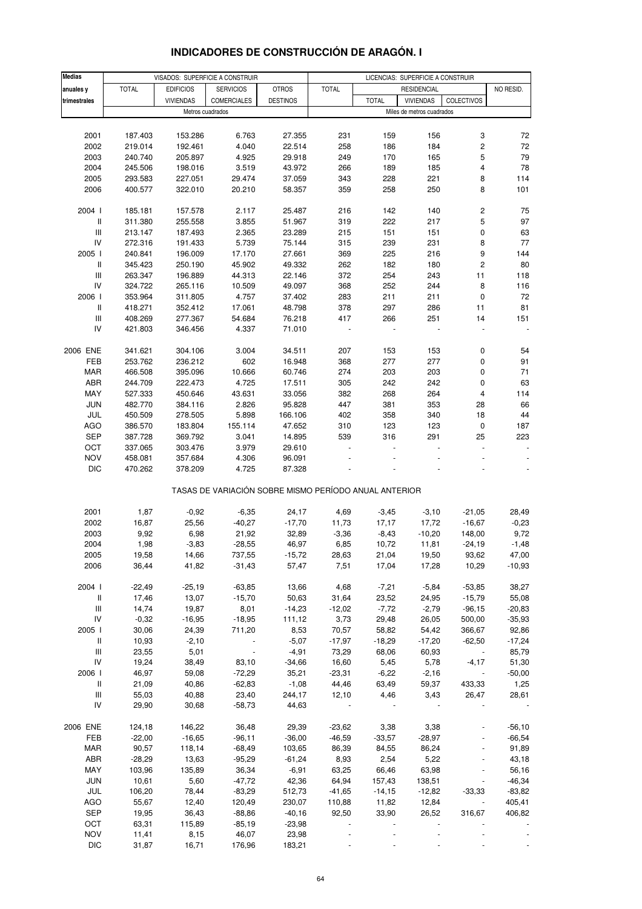# INDICADORES DE CONSTRUCCIÓN DE ARAGÓN. I

| Medias anuales y trimestrales | VISADOS: SUPERFICIE A CONSTRUIR | | | | LICENCIAS: SUPERFICIE A CONSTRUIR | | | | |
|---|---|---|---|---|---|---|---|---|---|
| | TOTAL | EDIFICIOS VIVIENDAS | SERVICIOS COMERCIALES | OTROS DESTINOS | TOTAL | RESIDENCIAL | | | NO RESID. |
| | | | | | | TOTAL | VIVIENDAS | COLECTIVOS | |
| | Metros cuadrados | | | | Miles de metros cuadrados | | | | |
| 2001 | 187.403 | 153.286 | 6.763 | 27.355 | 231 | 159 | 156 | 3 | 72 |
| 2002 | 219.014 | 192.461 | 4.040 | 22.514 | 258 | 186 | 184 | 2 | 72 |
| 2003 | 240.740 | 205.897 | 4.925 | 29.918 | 249 | 170 | 165 | 5 | 79 |
| 2004 | 245.506 | 198.016 | 3.519 | 43.972 | 266 | 189 | 185 | 4 | 78 |
| 2005 | 293.583 | 227.051 | 29.474 | 37.059 | 343 | 228 | 221 | 8 | 114 |
| 2006 | 400.577 | 322.010 | 20.210 | 58.357 | 359 | 258 | 250 | 8 | 101 |
| 2004 I | 185.181 | 157.578 | 2.117 | 25.487 | 216 | 142 | 140 | 2 | 75 |
| II | 311.380 | 255.558 | 3.855 | 51.967 | 319 | 222 | 217 | 5 | 97 |
| III | 213.147 | 187.493 | 2.365 | 23.289 | 215 | 151 | 151 | 0 | 63 |
| IV | 272.316 | 191.433 | 5.739 | 75.144 | 315 | 239 | 231 | 8 | 77 |
| 2005 I | 240.841 | 196.009 | 17.170 | 27.661 | 369 | 225 | 216 | 9 | 144 |
| II | 345.423 | 250.190 | 45.902 | 49.332 | 262 | 182 | 180 | 2 | 80 |
| III | 263.347 | 196.889 | 44.313 | 22.146 | 372 | 254 | 243 | 11 | 118 |
| IV | 324.722 | 265.116 | 10.509 | 49.097 | 368 | 252 | 244 | 8 | 116 |
| 2006 I | 353.964 | 311.805 | 4.757 | 37.402 | 283 | 211 | 211 | 0 | 72 |
| II | 418.271 | 352.412 | 17.061 | 48.798 | 378 | 297 | 286 | 11 | 81 |
| III | 408.269 | 277.367 | 54.684 | 76.218 | 417 | 266 | 251 | 14 | 151 |
| IV | 421.803 | 346.456 | 4.337 | 71.010 | - | - | - | - | - |
| 2006 ENE | 341.621 | 304.106 | 3.004 | 34.511 | 207 | 153 | 153 | 0 | 54 |
| FEB | 253.762 | 236.212 | 602 | 16.948 | 368 | 277 | 277 | 0 | 91 |
| MAR | 466.508 | 395.096 | 10.666 | 60.746 | 274 | 203 | 203 | 0 | 71 |
| ABR | 244.709 | 222.473 | 4.725 | 17.511 | 305 | 242 | 242 | 0 | 63 |
| MAY | 527.333 | 450.646 | 43.631 | 33.056 | 382 | 268 | 264 | 4 | 114 |
| JUN | 482.770 | 384.116 | 2.826 | 95.828 | 447 | 381 | 353 | 28 | 66 |
| JUL | 450.509 | 278.505 | 5.898 | 166.106 | 402 | 358 | 340 | 18 | 44 |
| AGO | 386.570 | 183.804 | 155.114 | 47.652 | 310 | 123 | 123 | 0 | 187 |
| SEP | 387.728 | 369.792 | 3.041 | 14.895 | 539 | 316 | 291 | 25 | 223 |
| OCT | 337.065 | 303.476 | 3.979 | 29.610 | - | - | - | - | - |
| NOV | 458.081 | 357.684 | 4.306 | 96.091 | - | - | - | - | - |
| DIC | 470.262 | 378.209 | 4.725 | 87.328 | - | - | - | - | - |
| TASAS DE VARIACIÓN SOBRE MISMO PERÍODO ANUAL ANTERIOR | | | | | | | | | |
| 2001 | 1,87 | -0,92 | -6,35 | 24,17 | 4,69 | -3,45 | -3,10 | -21,05 | 28,49 |
| 2002 | 16,87 | 25,56 | -40,27 | -17,70 | 11,73 | 17,17 | 17,72 | -16,67 | -0,23 |
| 2003 | 9,92 | 6,98 | 21,92 | 32,89 | -3,36 | -8,43 | -10,20 | 148,00 | 9,72 |
| 2004 | 1,98 | -3,83 | -28,55 | 46,97 | 6,85 | 10,72 | 11,81 | -24,19 | -1,48 |
| 2005 | 19,58 | 14,66 | 737,55 | -15,72 | 28,63 | 21,04 | 19,50 | 93,62 | 47,00 |
| 2006 | 36,44 | 41,82 | -31,43 | 57,47 | 7,51 | 17,04 | 17,28 | 10,29 | -10,93 |
| 2004 I | -22,49 | -25,19 | -63,85 | 13,66 | 4,68 | -7,21 | -5,84 | -53,85 | 38,27 |
| II | 17,46 | 13,07 | -15,70 | 50,63 | 31,64 | 23,52 | 24,95 | -15,79 | 55,08 |
| III | 14,74 | 19,87 | 8,01 | -14,23 | -12,02 | -7,72 | -2,79 | -96,15 | -20,83 |
| IV | -0,32 | -16,95 | -18,95 | 111,12 | 3,73 | 29,48 | 26,05 | 500,00 | -35,93 |
| 2005 I | 30,06 | 24,39 | 711,20 | 8,53 | 70,57 | 58,82 | 54,42 | 366,67 | 92,86 |
| II | 10,93 | -2,10 | - | -5,07 | -17,97 | -18,29 | -17,20 | -62,50 | -17,24 |
| III | 23,55 | 5,01 | - | -4,91 | 73,29 | 68,06 | 60,93 | - | 85,79 |
| IV | 19,24 | 38,49 | 83,10 | -34,66 | 16,60 | 5,45 | 5,78 | -4,17 | 51,30 |
| 2006 I | 46,97 | 59,08 | -72,29 | 35,21 | -23,31 | -6,22 | -2,16 | - | -50,00 |
| II | 21,09 | 40,86 | -62,83 | -1,08 | 44,46 | 63,49 | 59,37 | 433,33 | 1,25 |
| III | 55,03 | 40,88 | 23,40 | 244,17 | 12,10 | 4,46 | 3,43 | 26,47 | 28,61 |
| IV | 29,90 | 30,68 | -58,73 | 44,63 | - | - | - | - | - |
| 2006 ENE | 124,18 | 146,22 | 36,48 | 29,39 | -23,62 | 3,38 | 3,38 | - | -56,10 |
| FEB | -22,00 | -16,65 | -96,11 | -36,00 | -46,59 | -33,57 | -28,97 | - | -66,54 |
| MAR | 90,57 | 118,14 | -68,49 | 103,65 | 86,39 | 84,55 | 86,24 | - | 91,89 |
| ABR | -28,29 | 13,63 | -95,29 | -61,24 | 8,93 | 2,54 | 5,22 | - | 43,18 |
| MAY | 103,96 | 135,89 | 36,34 | -6,91 | 63,25 | 66,46 | 63,98 | - | 56,16 |
| JUN | 10,61 | 5,60 | -47,72 | 42,36 | 64,94 | 157,43 | 138,51 | - | -46,34 |
| JUL | 106,20 | 78,44 | -83,29 | 512,73 | -41,65 | -14,15 | -12,82 | -33,33 | -83,82 |
| AGO | 55,67 | 12,40 | 120,49 | 230,07 | 110,88 | 11,82 | 12,84 | - | 405,41 |
| SEP | 19,95 | 36,43 | -88,86 | -40,16 | 92,50 | 33,90 | 26,52 | 316,67 | 406,82 |
| OCT | 63,31 | 115,89 | -85,19 | -23,98 | - | - | - | - | - |
| NOV | 11,41 | 8,15 | 46,07 | 23,98 | - | - | - | - | - |
| DIC | 31,87 | 16,71 | 176,96 | 183,21 | - | - | - | - | - |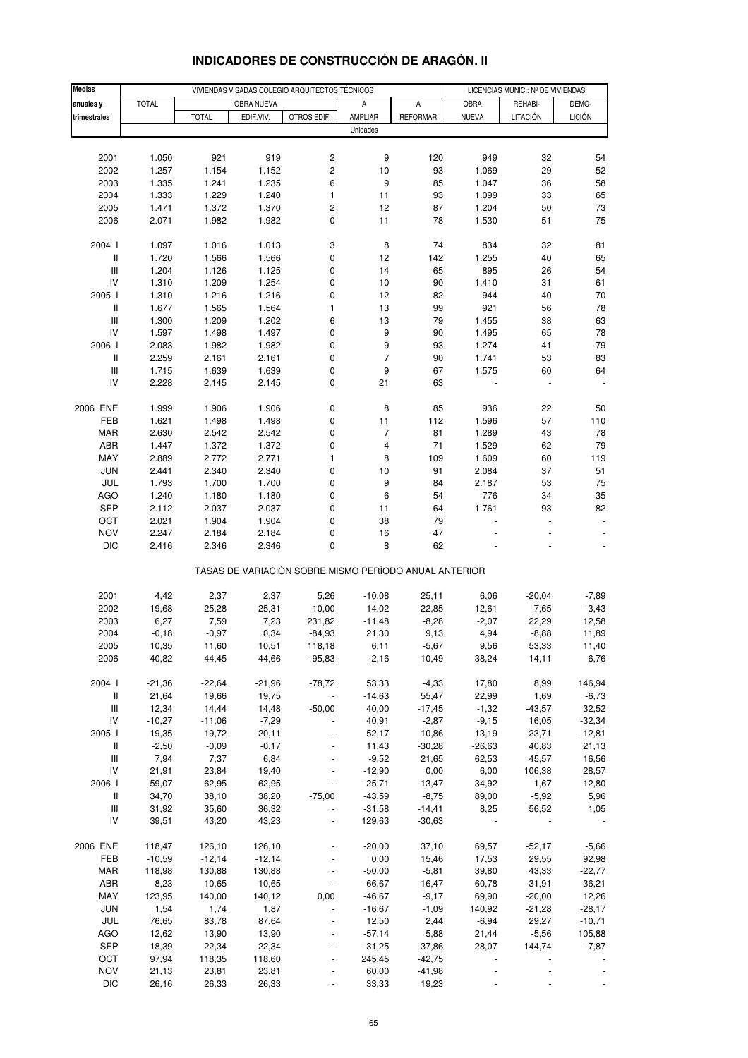# INDICADORES DE CONSTRUCCIÓN DE ARAGÓN. II

| Medias anuales y trimestrales | VIVIENDAS VISADAS COLEGIO ARQUITECTOS TÉCNICOS | | | | | | LICENCIAS MUNIC.: Nº DE VIVIENDAS | | |
|---|---|---|---|---|---|---|---|---|---|
| | TOTAL | OBRA NUEVA | | | A AMPLIAR | A REFORMAR | OBRA NUEVA | REHABI-LITACIÓN | DEMO-LICIÓN |
| | | TOTAL | EDIF.VIV. | OTROS EDIF. | | | | | |
| | Unidades | | | | | | | | |
| 2001 | 1.050 | 921 | 919 | 2 | 9 | 120 | 949 | 32 | 54 |
| 2002 | 1.257 | 1.154 | 1.152 | 2 | 10 | 93 | 1.069 | 29 | 52 |
| 2003 | 1.335 | 1.241 | 1.235 | 6 | 9 | 85 | 1.047 | 36 | 58 |
| 2004 | 1.333 | 1.229 | 1.240 | 1 | 11 | 93 | 1.099 | 33 | 65 |
| 2005 | 1.471 | 1.372 | 1.370 | 2 | 12 | 87 | 1.204 | 50 | 73 |
| 2006 | 2.071 | 1.982 | 1.982 | 0 | 11 | 78 | 1.530 | 51 | 75 |
| 2004 I | 1.097 | 1.016 | 1.013 | 3 | 8 | 74 | 834 | 32 | 81 |
| II | 1.720 | 1.566 | 1.566 | 0 | 12 | 142 | 1.255 | 40 | 65 |
| III | 1.204 | 1.126 | 1.125 | 0 | 14 | 65 | 895 | 26 | 54 |
| IV | 1.310 | 1.209 | 1.254 | 0 | 10 | 90 | 1.410 | 31 | 61 |
| 2005 I | 1.310 | 1.216 | 1.216 | 0 | 12 | 82 | 944 | 40 | 70 |
| II | 1.677 | 1.565 | 1.564 | 1 | 13 | 99 | 921 | 56 | 78 |
| III | 1.300 | 1.209 | 1.202 | 6 | 13 | 79 | 1.455 | 38 | 63 |
| IV | 1.597 | 1.498 | 1.497 | 0 | 9 | 90 | 1.495 | 65 | 78 |
| 2006 I | 2.083 | 1.982 | 1.982 | 0 | 9 | 93 | 1.274 | 41 | 79 |
| II | 2.259 | 2.161 | 2.161 | 0 | 7 | 90 | 1.741 | 53 | 83 |
| III | 1.715 | 1.639 | 1.639 | 0 | 9 | 67 | 1.575 | 60 | 64 |
| IV | 2.228 | 2.145 | 2.145 | 0 | 21 | 63 | - | - | - |
| 2006 ENE | 1.999 | 1.906 | 1.906 | 0 | 8 | 85 | 936 | 22 | 50 |
| FEB | 1.621 | 1.498 | 1.498 | 0 | 11 | 112 | 1.596 | 57 | 110 |
| MAR | 2.630 | 2.542 | 2.542 | 0 | 7 | 81 | 1.289 | 43 | 78 |
| ABR | 1.447 | 1.372 | 1.372 | 0 | 4 | 71 | 1.529 | 62 | 79 |
| MAY | 2.889 | 2.772 | 2.771 | 1 | 8 | 109 | 1.609 | 60 | 119 |
| JUN | 2.441 | 2.340 | 2.340 | 0 | 10 | 91 | 2.084 | 37 | 51 |
| JUL | 1.793 | 1.700 | 1.700 | 0 | 9 | 84 | 2.187 | 53 | 75 |
| AGO | 1.240 | 1.180 | 1.180 | 0 | 6 | 54 | 776 | 34 | 35 |
| SEP | 2.112 | 2.037 | 2.037 | 0 | 11 | 64 | 1.761 | 93 | 82 |
| OCT | 2.021 | 1.904 | 1.904 | 0 | 38 | 79 | - | - | - |
| NOV | 2.247 | 2.184 | 2.184 | 0 | 16 | 47 | - | - | - |
| DIC | 2.416 | 2.346 | 2.346 | 0 | 8 | 62 | - | - | - |
| | TASAS DE VARIACIÓN SOBRE MISMO PERÍODO ANUAL ANTERIOR | | | | | | | | |
| 2001 | 4,42 | 2,37 | 2,37 | 5,26 | -10,08 | 25,11 | 6,06 | -20,04 | -7,89 |
| 2002 | 19,68 | 25,28 | 25,31 | 10,00 | 14,02 | -22,85 | 12,61 | -7,65 | -3,43 |
| 2003 | 6,27 | 7,59 | 7,23 | 231,82 | -11,48 | -8,28 | -2,07 | 22,29 | 12,58 |
| 2004 | -0,18 | -0,97 | 0,34 | -84,93 | 21,30 | 9,13 | 4,94 | -8,88 | 11,89 |
| 2005 | 10,35 | 11,60 | 10,51 | 118,18 | 6,11 | -5,67 | 9,56 | 53,33 | 11,40 |
| 2006 | 40,82 | 44,45 | 44,66 | -95,83 | -2,16 | -10,49 | 38,24 | 14,11 | 6,76 |
| 2004 I | -21,36 | -22,64 | -21,96 | -78,72 | 53,33 | -4,33 | 17,80 | 8,99 | 146,94 |
| II | 21,64 | 19,66 | 19,75 | - | -14,63 | 55,47 | 22,99 | 1,69 | -6,73 |
| III | 12,34 | 14,44 | 14,48 | -50,00 | 40,00 | -17,45 | -1,32 | -43,57 | 32,52 |
| IV | -10,27 | -11,06 | -7,29 | - | 40,91 | -2,87 | -9,15 | 16,05 | -32,34 |
| 2005 I | 19,35 | 19,72 | 20,11 | - | 52,17 | 10,86 | 13,19 | 23,71 | -12,81 |
| II | -2,50 | -0,09 | -0,17 | - | 11,43 | -30,28 | -26,63 | 40,83 | 21,13 |
| III | 7,94 | 7,37 | 6,84 | - | -9,52 | 21,65 | 62,53 | 45,57 | 16,56 |
| IV | 21,91 | 23,84 | 19,40 | - | -12,90 | 0,00 | 6,00 | 106,38 | 28,57 |
| 2006 I | 59,07 | 62,95 | 62,95 | - | -25,71 | 13,47 | 34,92 | 1,67 | 12,80 |
| II | 34,70 | 38,10 | 38,20 | -75,00 | -43,59 | -8,75 | 89,00 | -5,92 | 5,96 |
| III | 31,92 | 35,60 | 36,32 | - | -31,58 | -14,41 | 8,25 | 56,52 | 1,05 |
| IV | 39,51 | 43,20 | 43,23 | - | 129,63 | -30,63 | - | - | - |
| 2006 ENE | 118,47 | 126,10 | 126,10 | - | -20,00 | 37,10 | 69,57 | -52,17 | -5,66 |
| FEB | -10,59 | -12,14 | -12,14 | - | 0,00 | 15,46 | 17,53 | 29,55 | 92,98 |
| MAR | 118,98 | 130,88 | 130,88 | - | -50,00 | -5,81 | 39,80 | 43,33 | -22,77 |
| ABR | 8,23 | 10,65 | 10,65 | - | -66,67 | -16,47 | 60,78 | 31,91 | 36,21 |
| MAY | 123,95 | 140,00 | 140,12 | 0,00 | -46,67 | -9,17 | 69,90 | -20,00 | 12,26 |
| JUN | 1,54 | 1,74 | 1,87 | - | -16,67 | -1,09 | 140,92 | -21,28 | -28,17 |
| JUL | 76,65 | 83,78 | 87,64 | - | 12,50 | 2,44 | -6,94 | 29,27 | -10,71 |
| AGO | 12,62 | 13,90 | 13,90 | - | -57,14 | 5,88 | 21,44 | -5,56 | 105,88 |
| SEP | 18,39 | 22,34 | 22,34 | - | -31,25 | -37,86 | 28,07 | 144,74 | -7,87 |
| OCT | 97,94 | 118,35 | 118,60 | - | 245,45 | -42,75 | - | - | - |
| NOV | 21,13 | 23,81 | 23,81 | - | 60,00 | -41,98 | - | - | - |
| DIC | 26,16 | 26,33 | 26,33 | - | 33,33 | 19,23 | - | - | - |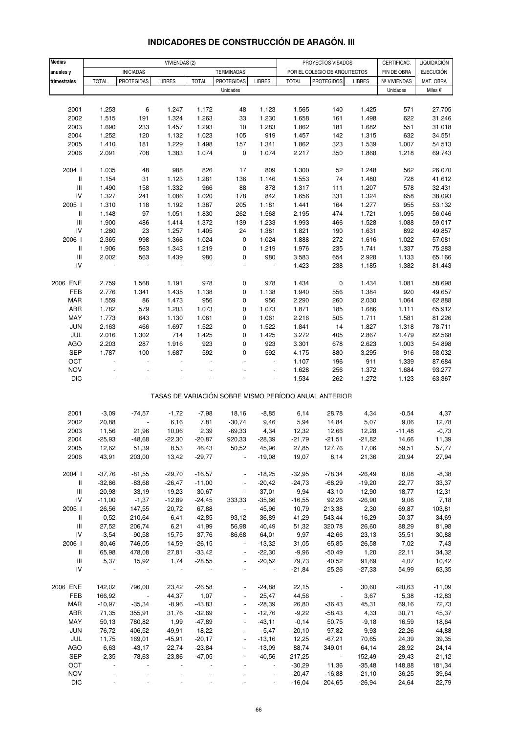# INDICADORES DE CONSTRUCCIÓN DE ARAGÓN. III

| Medias anuales y trimestrales | VIVIENDAS (2) | | | | | | PROYECTOS VISADOS POR EL COLEGIO DE ARQUITECTOS | | | CERTIFICAC. FIN DE OBRA | LIQUIDACIÓN EJECUCIÓN MAT. OBRA |
|---|---|---|---|---|---|---|---|---|---|---|---|
| | INICIADAS | | | TERMINADAS | | | | | | | |
| | TOTAL | PROTEGIDAS | LIBRES | TOTAL | PROTEGIDAS | LIBRES | TOTAL | PROTEGIDOS | LIBRES | Nº VIVIENDAS | |
| | Unidades | | | | | | | | | Unidades | Miles € |
| 2001 | 1.253 | 6 | 1.247 | 1.172 | 48 | 1.123 | 1.565 | 140 | 1.425 | 571 | 27.705 |
| 2002 | 1.515 | 191 | 1.324 | 1.263 | 33 | 1.230 | 1.658 | 161 | 1.498 | 622 | 31.246 |
| 2003 | 1.690 | 233 | 1.457 | 1.293 | 10 | 1.283 | 1.862 | 181 | 1.682 | 551 | 31.018 |
| 2004 | 1.252 | 120 | 1.132 | 1.023 | 105 | 919 | 1.457 | 142 | 1.315 | 632 | 34.551 |
| 2005 | 1.410 | 181 | 1.229 | 1.498 | 157 | 1.341 | 1.862 | 323 | 1.539 | 1.007 | 54.513 |
| 2006 | 2.091 | 708 | 1.383 | 1.074 | 0 | 1.074 | 2.217 | 350 | 1.868 | 1.218 | 69.743 |
| 2004 I | 1.035 | 48 | 988 | 826 | 17 | 809 | 1.300 | 52 | 1.248 | 562 | 26.070 |
| II | 1.154 | 31 | 1.123 | 1.281 | 136 | 1.146 | 1.553 | 74 | 1.480 | 728 | 41.612 |
| III | 1.490 | 158 | 1.332 | 966 | 88 | 878 | 1.317 | 111 | 1.207 | 578 | 32.431 |
| IV | 1.327 | 241 | 1.086 | 1.020 | 178 | 842 | 1.656 | 331 | 1.324 | 658 | 38.093 |
| 2005 I | 1.310 | 118 | 1.192 | 1.387 | 205 | 1.181 | 1.441 | 164 | 1.277 | 955 | 53.132 |
| II | 1.148 | 97 | 1.051 | 1.830 | 262 | 1.568 | 2.195 | 474 | 1.721 | 1.095 | 56.046 |
| III | 1.900 | 486 | 1.414 | 1.372 | 139 | 1.233 | 1.993 | 466 | 1.528 | 1.088 | 59.017 |
| IV | 1.280 | 23 | 1.257 | 1.405 | 24 | 1.381 | 1.821 | 190 | 1.631 | 892 | 49.857 |
| 2006 I | 2.365 | 998 | 1.366 | 1.024 | 0 | 1.024 | 1.888 | 272 | 1.616 | 1.022 | 57.081 |
| II | 1.906 | 563 | 1.343 | 1.219 | 0 | 1.219 | 1.976 | 235 | 1.741 | 1.337 | 75.283 |
| III | 2.002 | 563 | 1.439 | 980 | 0 | 980 | 3.583 | 654 | 2.928 | 1.133 | 65.166 |
| IV | - | - | - | - | - | - | 1.423 | 238 | 1.185 | 1.382 | 81.443 |
| 2006 ENE | 2.759 | 1.568 | 1.191 | 978 | 0 | 978 | 1.434 | 0 | 1.434 | 1.081 | 58.698 |
| FEB | 2.776 | 1.341 | 1.435 | 1.138 | 0 | 1.138 | 1.940 | 556 | 1.384 | 920 | 49.657 |
| MAR | 1.559 | 86 | 1.473 | 956 | 0 | 956 | 2.290 | 260 | 2.030 | 1.064 | 62.888 |
| ABR | 1.782 | 579 | 1.203 | 1.073 | 0 | 1.073 | 1.871 | 185 | 1.686 | 1.111 | 65.912 |
| MAY | 1.773 | 643 | 1.130 | 1.061 | 0 | 1.061 | 2.216 | 505 | 1.711 | 1.581 | 81.226 |
| JUN | 2.163 | 466 | 1.697 | 1.522 | 0 | 1.522 | 1.841 | 14 | 1.827 | 1.318 | 78.711 |
| JUL | 2.016 | 1.302 | 714 | 1.425 | 0 | 1.425 | 3.272 | 405 | 2.867 | 1.479 | 82.568 |
| AGO | 2.203 | 287 | 1.916 | 923 | 0 | 923 | 3.301 | 678 | 2.623 | 1.003 | 54.898 |
| SEP | 1.787 | 100 | 1.687 | 592 | 0 | 592 | 4.175 | 880 | 3.295 | 916 | 58.032 |
| OCT | - | - | - | - | - | - | 1.107 | 196 | 911 | 1.339 | 87.684 |
| NOV | - | - | - | - | - | - | 1.628 | 256 | 1.372 | 1.684 | 93.277 |
| DIC | - | - | - | - | - | - | 1.534 | 262 | 1.272 | 1.123 | 63.367 |
| TASAS DE VARIACIÓN SOBRE MISMO PERÍODO ANUAL ANTERIOR | | | | | | | | | | | |
| 2001 | -3,09 | -74,57 | -1,72 | -7,98 | 18,16 | -8,85 | 6,14 | 28,78 | 4,34 | -0,54 | 4,37 |
| 2002 | 20,88 | - | 6,16 | 7,81 | -30,74 | 9,46 | 5,94 | 14,84 | 5,07 | 9,06 | 12,78 |
| 2003 | 11,56 | 21,96 | 10,06 | 2,39 | -69,33 | 4,34 | 12,32 | 12,66 | 12,28 | -11,48 | -0,73 |
| 2004 | -25,93 | -48,68 | -22,30 | -20,87 | 920,33 | -28,39 | -21,79 | -21,51 | -21,82 | 14,66 | 11,39 |
| 2005 | 12,62 | 51,39 | 8,53 | 46,43 | 50,52 | 45,96 | 27,85 | 127,76 | 17,06 | 59,51 | 57,77 |
| 2006 | 43,91 | 203,00 | 13,42 | -29,77 | - | -19,08 | 19,07 | 8,14 | 21,36 | 20,94 | 27,94 |
| 2004 I | -37,76 | -81,55 | -29,70 | -16,57 | - | -18,25 | -32,95 | -78,34 | -26,49 | 8,08 | -8,38 |
| II | -32,86 | -83,68 | -26,47 | -11,00 | - | -20,42 | -24,73 | -68,29 | -19,20 | 22,77 | 33,37 |
| III | -20,98 | -33,19 | -19,23 | -30,67 | - | -37,01 | -9,94 | 43,10 | -12,90 | 18,77 | 12,31 |
| IV | -11,00 | -1,37 | -12,89 | -24,45 | 333,33 | -35,66 | -16,55 | 92,26 | -26,90 | 9,06 | 7,18 |
| 2005 I | 26,56 | 147,55 | 20,72 | 67,88 | - | 45,96 | 10,79 | 213,38 | 2,30 | 69,87 | 103,81 |
| II | -0,52 | 210,64 | -6,41 | 42,85 | 93,12 | 36,89 | 41,29 | 543,44 | 16,29 | 50,37 | 34,69 |
| III | 27,52 | 206,74 | 6,21 | 41,99 | 56,98 | 40,49 | 51,32 | 320,78 | 26,60 | 88,29 | 81,98 |
| IV | -3,54 | -90,58 | 15,75 | 37,76 | -86,68 | 64,01 | 9,97 | -42,66 | 23,13 | 35,51 | 30,88 |
| 2006 I | 80,46 | 746,05 | 14,59 | -26,15 | - | -13,32 | 31,05 | 65,85 | 26,58 | 7,02 | 7,43 |
| II | 65,98 | 478,08 | 27,81 | -33,42 | - | -22,30 | -9,96 | -50,49 | 1,20 | 22,11 | 34,32 |
| III | 5,37 | 15,92 | 1,74 | -28,55 | - | -20,52 | 79,73 | 40,52 | 91,69 | 4,07 | 10,42 |
| IV | - | - | - | - | - | - | -21,84 | 25,26 | -27,33 | 54,99 | 63,35 |
| 2006 ENE | 142,02 | 796,00 | 23,42 | -26,58 | - | -24,88 | 22,15 | - | 30,60 | -20,63 | -11,09 |
| FEB | 166,92 | - | 44,37 | 1,07 | - | 25,47 | 44,56 | - | 3,67 | 5,38 | -12,83 |
| MAR | -10,97 | -35,34 | -8,96 | -43,83 | - | -28,39 | 26,80 | -36,43 | 45,31 | 69,16 | 72,73 |
| ABR | 71,35 | 355,91 | 31,76 | -32,69 | - | -12,76 | -9,22 | -58,43 | 4,33 | 30,71 | 45,37 |
| MAY | 50,13 | 780,82 | 1,99 | -47,89 | - | -43,11 | -0,14 | 50,75 | -9,18 | 16,59 | 18,64 |
| JUN | 76,72 | 406,52 | 49,91 | -18,22 | - | -5,47 | -20,10 | -97,82 | 9,93 | 22,26 | 44,88 |
| JUL | 11,75 | 169,01 | -45,91 | -20,17 | - | -13,16 | 12,25 | -67,21 | 70,65 | 24,39 | 39,35 |
| AGO | 6,63 | -43,17 | 22,74 | -23,84 | - | -13,09 | 88,74 | 349,01 | 64,14 | 28,92 | 24,14 |
| SEP | -2,35 | -78,63 | 23,86 | -47,05 | - | -40,56 | 217,25 | - | 152,49 | -29,43 | -21,12 |
| OCT | - | - | - | - | - | - | -30,29 | 11,36 | -35,48 | 148,88 | 181,34 |
| NOV | - | - | - | - | - | - | -20,47 | -16,88 | -21,10 | 36,25 | 39,64 |
| DIC | - | - | - | - | - | - | -16,04 | 204,65 | -26,94 | 24,64 | 22,79 |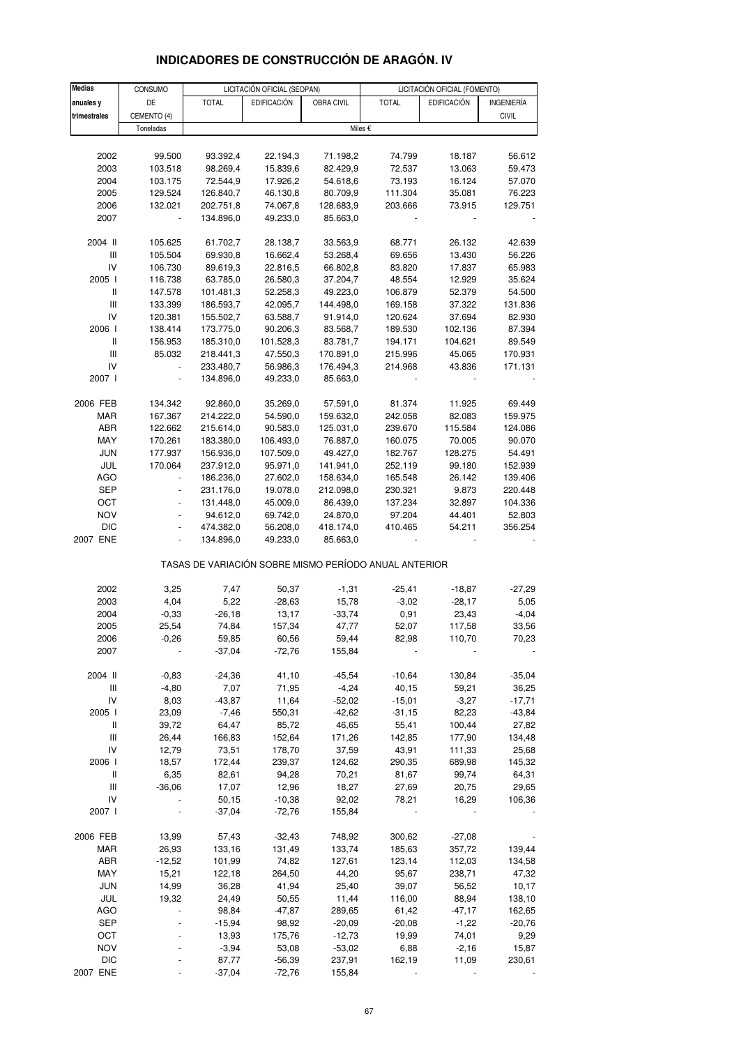# INDICADORES DE CONSTRUCCIÓN DE ARAGÓN. IV

| Medias anuales y trimestrales | CONSUMO DE CEMENTO (4) | LICITACIÓN OFICIAL (SEOPAN) | | | LICITACIÓN OFICIAL (FOMENTO) | | |
|---|---|---|---|---|---|---|---|
| | | TOTAL | EDIFICACIÓN | OBRA CIVIL | TOTAL | EDIFICACIÓN | INGENIERÍA CIVIL |
| | Toneladas | Miles € | | | | | |
| 2002 | 99.500 | 93.392,4 | 22.194,3 | 71.198,2 | 74.799 | 18.187 | 56.612 |
| 2003 | 103.518 | 98.269,4 | 15.839,6 | 82.429,9 | 72.537 | 13.063 | 59.473 |
| 2004 | 103.175 | 72.544,9 | 17.926,2 | 54.618,6 | 73.193 | 16.124 | 57.070 |
| 2005 | 129.524 | 126.840,7 | 46.130,8 | 80.709,9 | 111.304 | 35.081 | 76.223 |
| 2006 | 132.021 | 202.751,8 | 74.067,8 | 128.683,9 | 203.666 | 73.915 | 129.751 |
| 2007 | - | 134.896,0 | 49.233,0 | 85.663,0 | - | - | - |
| 2004 II | 105.625 | 61.702,7 | 28.138,7 | 33.563,9 | 68.771 | 26.132 | 42.639 |
| III | 105.504 | 69.930,8 | 16.662,4 | 53.268,4 | 69.656 | 13.430 | 56.226 |
| IV | 106.730 | 89.619,3 | 22.816,5 | 66.802,8 | 83.820 | 17.837 | 65.983 |
| 2005 I | 116.738 | 63.785,0 | 26.580,3 | 37.204,7 | 48.554 | 12.929 | 35.624 |
| II | 147.578 | 101.481,3 | 52.258,3 | 49.223,0 | 106.879 | 52.379 | 54.500 |
| III | 133.399 | 186.593,7 | 42.095,7 | 144.498,0 | 169.158 | 37.322 | 131.836 |
| IV | 120.381 | 155.502,7 | 63.588,7 | 91.914,0 | 120.624 | 37.694 | 82.930 |
| 2006 I | 138.414 | 173.775,0 | 90.206,3 | 83.568,7 | 189.530 | 102.136 | 87.394 |
| II | 156.953 | 185.310,0 | 101.528,3 | 83.781,7 | 194.171 | 104.621 | 89.549 |
| III | 85.032 | 218.441,3 | 47.550,3 | 170.891,0 | 215.996 | 45.065 | 170.931 |
| IV | - | 233.480,7 | 56.986,3 | 176.494,3 | 214.968 | 43.836 | 171.131 |
| 2007 I | - | 134.896,0 | 49.233,0 | 85.663,0 | - | - | - |
| 2006 FEB | 134.342 | 92.860,0 | 35.269,0 | 57.591,0 | 81.374 | 11.925 | 69.449 |
| MAR | 167.367 | 214.222,0 | 54.590,0 | 159.632,0 | 242.058 | 82.083 | 159.975 |
| ABR | 122.662 | 215.614,0 | 90.583,0 | 125.031,0 | 239.670 | 115.584 | 124.086 |
| MAY | 170.261 | 183.380,0 | 106.493,0 | 76.887,0 | 160.075 | 70.005 | 90.070 |
| JUN | 177.937 | 156.936,0 | 107.509,0 | 49.427,0 | 182.767 | 128.275 | 54.491 |
| JUL | 170.064 | 237.912,0 | 95.971,0 | 141.941,0 | 252.119 | 99.180 | 152.939 |
| AGO | - | 186.236,0 | 27.602,0 | 158.634,0 | 165.548 | 26.142 | 139.406 |
| SEP | - | 231.176,0 | 19.078,0 | 212.098,0 | 230.321 | 9.873 | 220.448 |
| OCT | - | 131.448,0 | 45.009,0 | 86.439,0 | 137.234 | 32.897 | 104.336 |
| NOV | - | 94.612,0 | 69.742,0 | 24.870,0 | 97.204 | 44.401 | 52.803 |
| DIC | - | 474.382,0 | 56.208,0 | 418.174,0 | 410.465 | 54.211 | 356.254 |
| 2007 ENE | - | 134.896,0 | 49.233,0 | 85.663,0 | - | - | - |
| TASAS DE VARIACIÓN SOBRE MISMO PERÍODO ANUAL ANTERIOR | | | | | | | |
| 2002 | 3,25 | 7,47 | 50,37 | -1,31 | -25,41 | -18,87 | -27,29 |
| 2003 | 4,04 | 5,22 | -28,63 | 15,78 | -3,02 | -28,17 | 5,05 |
| 2004 | -0,33 | -26,18 | 13,17 | -33,74 | 0,91 | 23,43 | -4,04 |
| 2005 | 25,54 | 74,84 | 157,34 | 47,77 | 52,07 | 117,58 | 33,56 |
| 2006 | -0,26 | 59,85 | 60,56 | 59,44 | 82,98 | 110,70 | 70,23 |
| 2007 | - | -37,04 | -72,76 | 155,84 | - | - | - |
| 2004 II | -0,83 | -24,36 | 41,10 | -45,54 | -10,64 | 130,84 | -35,04 |
| III | -4,80 | 7,07 | 71,95 | -4,24 | 40,15 | 59,21 | 36,25 |
| IV | 8,03 | -43,87 | 11,64 | -52,02 | -15,01 | -3,27 | -17,71 |
| 2005 I | 23,09 | -7,46 | 550,31 | -42,62 | -31,15 | 82,23 | -43,84 |
| II | 39,72 | 64,47 | 85,72 | 46,65 | 55,41 | 100,44 | 27,82 |
| III | 26,44 | 166,83 | 152,64 | 171,26 | 142,85 | 177,90 | 134,48 |
| IV | 12,79 | 73,51 | 178,70 | 37,59 | 43,91 | 111,33 | 25,68 |
| 2006 I | 18,57 | 172,44 | 239,37 | 124,62 | 290,35 | 689,98 | 145,32 |
| II | 6,35 | 82,61 | 94,28 | 70,21 | 81,67 | 99,74 | 64,31 |
| III | -36,06 | 17,07 | 12,96 | 18,27 | 27,69 | 20,75 | 29,65 |
| IV | - | 50,15 | -10,38 | 92,02 | 78,21 | 16,29 | 106,36 |
| 2007 I | - | -37,04 | -72,76 | 155,84 | - | - | - |
| 2006 FEB | 13,99 | 57,43 | -32,43 | 748,92 | 300,62 | -27,08 | - |
| MAR | 26,93 | 133,16 | 131,49 | 133,74 | 185,63 | 357,72 | 139,44 |
| ABR | -12,52 | 101,99 | 74,82 | 127,61 | 123,14 | 112,03 | 134,58 |
| MAY | 15,21 | 122,18 | 264,50 | 44,20 | 95,67 | 238,71 | 47,32 |
| JUN | 14,99 | 36,28 | 41,94 | 25,40 | 39,07 | 56,52 | 10,17 |
| JUL | 19,32 | 24,49 | 50,55 | 11,44 | 116,00 | 88,94 | 138,10 |
| AGO | - | 98,84 | -47,87 | 289,65 | 61,42 | -47,17 | 162,65 |
| SEP | - | -15,94 | 98,92 | -20,09 | -20,08 | -1,22 | -20,76 |
| OCT | - | 13,93 | 175,76 | -12,73 | 19,99 | 74,01 | 9,29 |
| NOV | - | -3,94 | 53,08 | -53,02 | 6,88 | -2,16 | 15,87 |
| DIC | - | 87,77 | -56,39 | 237,91 | 162,19 | 11,09 | 230,61 |
| 2007 ENE | - | -37,04 | -72,76 | 155,84 | - | - | - |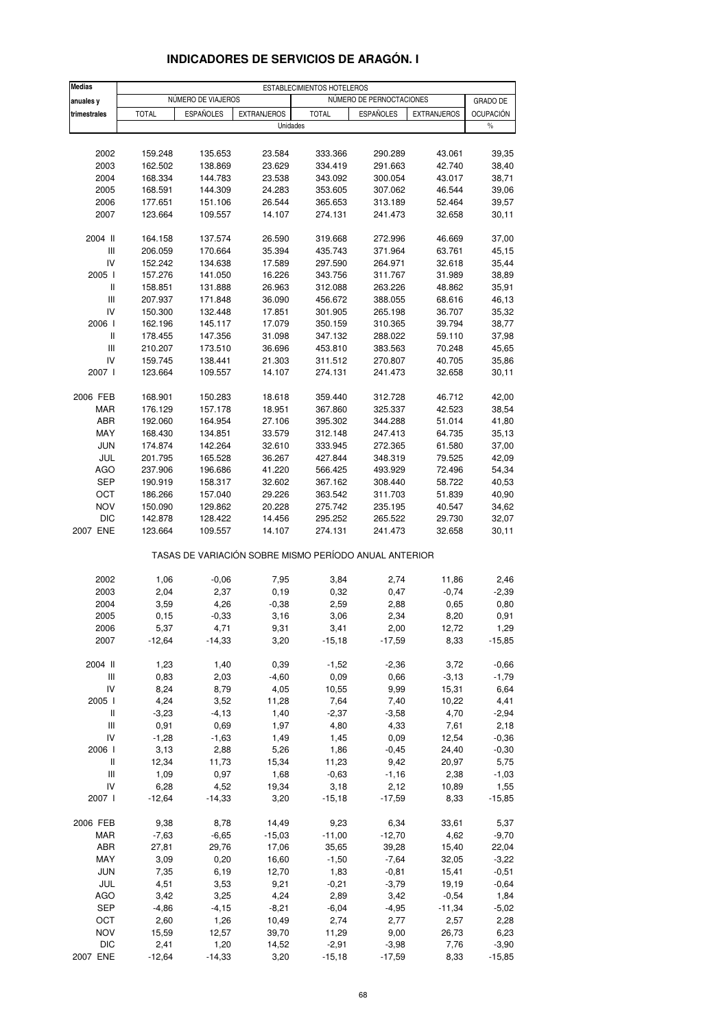# INDICADORES DE SERVICIOS DE ARAGÓN. I

| Medias anuales y trimestrales | ESTABLECIMIENTOS HOTELEROS | | | | | | |
|---|---|---|---|---|---|---|---|
| | NÚMERO DE VIAJEROS | | | NÚMERO DE PERNOCTACIONES | | | GRADO DE |
| | TOTAL | ESPAÑOLES | EXTRANJEROS | TOTAL | ESPAÑOLES | EXTRANJEROS | OCUPACIÓN |
| | Unidades | | | | | | % |
| 2002 | 159.248 | 135.653 | 23.584 | 333.366 | 290.289 | 43.061 | 39,35 |
| 2003 | 162.502 | 138.869 | 23.629 | 334.419 | 291.663 | 42.740 | 38,40 |
| 2004 | 168.334 | 144.783 | 23.538 | 343.092 | 300.054 | 43.017 | 38,71 |
| 2005 | 168.591 | 144.309 | 24.283 | 353.605 | 307.062 | 46.544 | 39,06 |
| 2006 | 177.651 | 151.106 | 26.544 | 365.653 | 313.189 | 52.464 | 39,57 |
| 2007 | 123.664 | 109.557 | 14.107 | 274.131 | 241.473 | 32.658 | 30,11 |
| 2004 II | 164.158 | 137.574 | 26.590 | 319.668 | 272.996 | 46.669 | 37,00 |
| III | 206.059 | 170.664 | 35.394 | 435.743 | 371.964 | 63.761 | 45,15 |
| IV | 152.242 | 134.638 | 17.589 | 297.590 | 264.971 | 32.618 | 35,44 |
| 2005 I | 157.276 | 141.050 | 16.226 | 343.756 | 311.767 | 31.989 | 38,89 |
| II | 158.851 | 131.888 | 26.963 | 312.088 | 263.226 | 48.862 | 35,91 |
| III | 207.937 | 171.848 | 36.090 | 456.672 | 388.055 | 68.616 | 46,13 |
| IV | 150.300 | 132.448 | 17.851 | 301.905 | 265.198 | 36.707 | 35,32 |
| 2006 I | 162.196 | 145.117 | 17.079 | 350.159 | 310.365 | 39.794 | 38,77 |
| II | 178.455 | 147.356 | 31.098 | 347.132 | 288.022 | 59.110 | 37,98 |
| III | 210.207 | 173.510 | 36.696 | 453.810 | 383.563 | 70.248 | 45,65 |
| IV | 159.745 | 138.441 | 21.303 | 311.512 | 270.807 | 40.705 | 35,86 |
| 2007 I | 123.664 | 109.557 | 14.107 | 274.131 | 241.473 | 32.658 | 30,11 |
| 2006 FEB | 168.901 | 150.283 | 18.618 | 359.440 | 312.728 | 46.712 | 42,00 |
| MAR | 176.129 | 157.178 | 18.951 | 367.860 | 325.337 | 42.523 | 38,54 |
| ABR | 192.060 | 164.954 | 27.106 | 395.302 | 344.288 | 51.014 | 41,80 |
| MAY | 168.430 | 134.851 | 33.579 | 312.148 | 247.413 | 64.735 | 35,13 |
| JUN | 174.874 | 142.264 | 32.610 | 333.945 | 272.365 | 61.580 | 37,00 |
| JUL | 201.795 | 165.528 | 36.267 | 427.844 | 348.319 | 79.525 | 42,09 |
| AGO | 237.906 | 196.686 | 41.220 | 566.425 | 493.929 | 72.496 | 54,34 |
| SEP | 190.919 | 158.317 | 32.602 | 367.162 | 308.440 | 58.722 | 40,53 |
| OCT | 186.266 | 157.040 | 29.226 | 363.542 | 311.703 | 51.839 | 40,90 |
| NOV | 150.090 | 129.862 | 20.228 | 275.742 | 235.195 | 40.547 | 34,62 |
| DIC | 142.878 | 128.422 | 14.456 | 295.252 | 265.522 | 29.730 | 32,07 |
| 2007 ENE | 123.664 | 109.557 | 14.107 | 274.131 | 241.473 | 32.658 | 30,11 |
| | TASAS DE VARIACIÓN SOBRE MISMO PERÍODO ANUAL ANTERIOR | | | | | | |
| 2002 | 1,06 | -0,06 | 7,95 | 3,84 | 2,74 | 11,86 | 2,46 |
| 2003 | 2,04 | 2,37 | 0,19 | 0,32 | 0,47 | -0,74 | -2,39 |
| 2004 | 3,59 | 4,26 | -0,38 | 2,59 | 2,88 | 0,65 | 0,80 |
| 2005 | 0,15 | -0,33 | 3,16 | 3,06 | 2,34 | 8,20 | 0,91 |
| 2006 | 5,37 | 4,71 | 9,31 | 3,41 | 2,00 | 12,72 | 1,29 |
| 2007 | -12,64 | -14,33 | 3,20 | -15,18 | -17,59 | 8,33 | -15,85 |
| 2004 II | 1,23 | 1,40 | 0,39 | -1,52 | -2,36 | 3,72 | -0,66 |
| III | 0,83 | 2,03 | -4,60 | 0,09 | 0,66 | -3,13 | -1,79 |
| IV | 8,24 | 8,79 | 4,05 | 10,55 | 9,99 | 15,31 | 6,64 |
| 2005 I | 4,24 | 3,52 | 11,28 | 7,64 | 7,40 | 10,22 | 4,41 |
| II | -3,23 | -4,13 | 1,40 | -2,37 | -3,58 | 4,70 | -2,94 |
| III | 0,91 | 0,69 | 1,97 | 4,80 | 4,33 | 7,61 | 2,18 |
| IV | -1,28 | -1,63 | 1,49 | 1,45 | 0,09 | 12,54 | -0,36 |
| 2006 I | 3,13 | 2,88 | 5,26 | 1,86 | -0,45 | 24,40 | -0,30 |
| II | 12,34 | 11,73 | 15,34 | 11,23 | 9,42 | 20,97 | 5,75 |
| III | 1,09 | 0,97 | 1,68 | -0,63 | -1,16 | 2,38 | -1,03 |
| IV | 6,28 | 4,52 | 19,34 | 3,18 | 2,12 | 10,89 | 1,55 |
| 2007 I | -12,64 | -14,33 | 3,20 | -15,18 | -17,59 | 8,33 | -15,85 |
| 2006 FEB | 9,38 | 8,78 | 14,49 | 9,23 | 6,34 | 33,61 | 5,37 |
| MAR | -7,63 | -6,65 | -15,03 | -11,00 | -12,70 | 4,62 | -9,70 |
| ABR | 27,81 | 29,76 | 17,06 | 35,65 | 39,28 | 15,40 | 22,04 |
| MAY | 3,09 | 0,20 | 16,60 | -1,50 | -7,64 | 32,05 | -3,22 |
| JUN | 7,35 | 6,19 | 12,70 | 1,83 | -0,81 | 15,41 | -0,51 |
| JUL | 4,51 | 3,53 | 9,21 | -0,21 | -3,79 | 19,19 | -0,64 |
| AGO | 3,42 | 3,25 | 4,24 | 2,89 | 3,42 | -0,54 | 1,84 |
| SEP | -4,86 | -4,15 | -8,21 | -6,04 | -4,95 | -11,34 | -5,02 |
| OCT | 2,60 | 1,26 | 10,49 | 2,74 | 2,77 | 2,57 | 2,28 |
| NOV | 15,59 | 12,57 | 39,70 | 11,29 | 9,00 | 26,73 | 6,23 |
| DIC | 2,41 | 1,20 | 14,52 | -2,91 | -3,98 | 7,76 | -3,90 |
| 2007 ENE | -12,64 | -14,33 | 3,20 | -15,18 | -17,59 | 8,33 | -15,85 |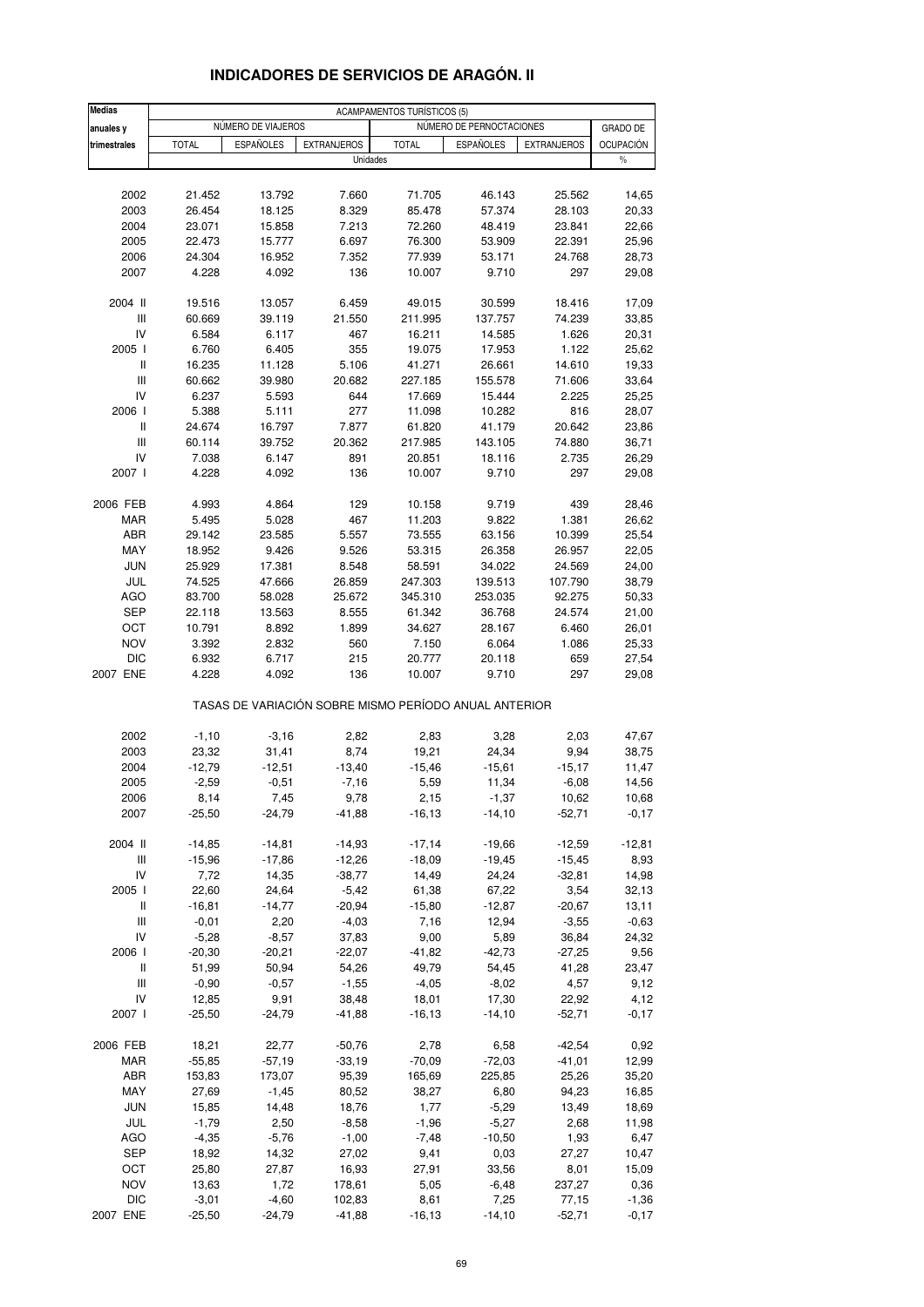# INDICADORES DE SERVICIOS DE ARAGÓN. II

| Medias anuales y trimestrales | ACAMPAMENTOS TURÍSTICOS (5) | | | | | | |
|---|---|---|---|---|---|---|---|
| | NÚMERO DE VIAJEROS | | | NÚMERO DE PERNOCTACIONES | | | GRADO DE OCUPACIÓN |
| | TOTAL | ESPAÑOLES | EXTRANJEROS | TOTAL | ESPAÑOLES | EXTRANJEROS | |
| | Unidades | | | | | | % |
| 2002 | 21.452 | 13.792 | 7.660 | 71.705 | 46.143 | 25.562 | 14,65 |
| 2003 | 26.454 | 18.125 | 8.329 | 85.478 | 57.374 | 28.103 | 20,33 |
| 2004 | 23.071 | 15.858 | 7.213 | 72.260 | 48.419 | 23.841 | 22,66 |
| 2005 | 22.473 | 15.777 | 6.697 | 76.300 | 53.909 | 22.391 | 25,96 |
| 2006 | 24.304 | 16.952 | 7.352 | 77.939 | 53.171 | 24.768 | 28,73 |
| 2007 | 4.228 | 4.092 | 136 | 10.007 | 9.710 | 297 | 29,08 |
| 2004 II | 19.516 | 13.057 | 6.459 | 49.015 | 30.599 | 18.416 | 17,09 |
| III | 60.669 | 39.119 | 21.550 | 211.995 | 137.757 | 74.239 | 33,85 |
| IV | 6.584 | 6.117 | 467 | 16.211 | 14.585 | 1.626 | 20,31 |
| 2005 I | 6.760 | 6.405 | 355 | 19.075 | 17.953 | 1.122 | 25,62 |
| II | 16.235 | 11.128 | 5.106 | 41.271 | 26.661 | 14.610 | 19,33 |
| III | 60.662 | 39.980 | 20.682 | 227.185 | 155.578 | 71.606 | 33,64 |
| IV | 6.237 | 5.593 | 644 | 17.669 | 15.444 | 2.225 | 25,25 |
| 2006 I | 5.388 | 5.111 | 277 | 11.098 | 10.282 | 816 | 28,07 |
| II | 24.674 | 16.797 | 7.877 | 61.820 | 41.179 | 20.642 | 23,86 |
| III | 60.114 | 39.752 | 20.362 | 217.985 | 143.105 | 74.880 | 36,71 |
| IV | 7.038 | 6.147 | 891 | 20.851 | 18.116 | 2.735 | 26,29 |
| 2007 I | 4.228 | 4.092 | 136 | 10.007 | 9.710 | 297 | 29,08 |
| 2006 FEB | 4.993 | 4.864 | 129 | 10.158 | 9.719 | 439 | 28,46 |
| MAR | 5.495 | 5.028 | 467 | 11.203 | 9.822 | 1.381 | 26,62 |
| ABR | 29.142 | 23.585 | 5.557 | 73.555 | 63.156 | 10.399 | 25,54 |
| MAY | 18.952 | 9.426 | 9.526 | 53.315 | 26.358 | 26.957 | 22,05 |
| JUN | 25.929 | 17.381 | 8.548 | 58.591 | 34.022 | 24.569 | 24,00 |
| JUL | 74.525 | 47.666 | 26.859 | 247.303 | 139.513 | 107.790 | 38,79 |
| AGO | 83.700 | 58.028 | 25.672 | 345.310 | 253.035 | 92.275 | 50,33 |
| SEP | 22.118 | 13.563 | 8.555 | 61.342 | 36.768 | 24.574 | 21,00 |
| OCT | 10.791 | 8.892 | 1.899 | 34.627 | 28.167 | 6.460 | 26,01 |
| NOV | 3.392 | 2.832 | 560 | 7.150 | 6.064 | 1.086 | 25,33 |
| DIC | 6.932 | 6.717 | 215 | 20.777 | 20.118 | 659 | 27,54 |
| 2007 ENE | 4.228 | 4.092 | 136 | 10.007 | 9.710 | 297 | 29,08 |
| | TASAS DE VARIACIÓN SOBRE MISMO PERÍODO ANUAL ANTERIOR | | | | | | |
| 2002 | -1,10 | -3,16 | 2,82 | 2,83 | 3,28 | 2,03 | 47,67 |
| 2003 | 23,32 | 31,41 | 8,74 | 19,21 | 24,34 | 9,94 | 38,75 |
| 2004 | -12,79 | -12,51 | -13,40 | -15,46 | -15,61 | -15,17 | 11,47 |
| 2005 | -2,59 | -0,51 | -7,16 | 5,59 | 11,34 | -6,08 | 14,56 |
| 2006 | 8,14 | 7,45 | 9,78 | 2,15 | -1,37 | 10,62 | 10,68 |
| 2007 | -25,50 | -24,79 | -41,88 | -16,13 | -14,10 | -52,71 | -0,17 |
| 2004 II | -14,85 | -14,81 | -14,93 | -17,14 | -19,66 | -12,59 | -12,81 |
| III | -15,96 | -17,86 | -12,26 | -18,09 | -19,45 | -15,45 | 8,93 |
| IV | 7,72 | 14,35 | -38,77 | 14,49 | 24,24 | -32,81 | 14,98 |
| 2005 I | 22,60 | 24,64 | -5,42 | 61,38 | 67,22 | 3,54 | 32,13 |
| II | -16,81 | -14,77 | -20,94 | -15,80 | -12,87 | -20,67 | 13,11 |
| III | -0,01 | 2,20 | -4,03 | 7,16 | 12,94 | -3,55 | -0,63 |
| IV | -5,28 | -8,57 | 37,83 | 9,00 | 5,89 | 36,84 | 24,32 |
| 2006 I | -20,30 | -20,21 | -22,07 | -41,82 | -42,73 | -27,25 | 9,56 |
| II | 51,99 | 50,94 | 54,26 | 49,79 | 54,45 | 41,28 | 23,47 |
| III | -0,90 | -0,57 | -1,55 | -4,05 | -8,02 | 4,57 | 9,12 |
| IV | 12,85 | 9,91 | 38,48 | 18,01 | 17,30 | 22,92 | 4,12 |
| 2007 I | -25,50 | -24,79 | -41,88 | -16,13 | -14,10 | -52,71 | -0,17 |
| 2006 FEB | 18,21 | 22,77 | -50,76 | 2,78 | 6,58 | -42,54 | 0,92 |
| MAR | -55,85 | -57,19 | -33,19 | -70,09 | -72,03 | -41,01 | 12,99 |
| ABR | 153,83 | 173,07 | 95,39 | 165,69 | 225,85 | 25,26 | 35,20 |
| MAY | 27,69 | -1,45 | 80,52 | 38,27 | 6,80 | 94,23 | 16,85 |
| JUN | 15,85 | 14,48 | 18,76 | 1,77 | -5,29 | 13,49 | 18,69 |
| JUL | -1,79 | 2,50 | -8,58 | -1,96 | -5,27 | 2,68 | 11,98 |
| AGO | -4,35 | -5,76 | -1,00 | -7,48 | -10,50 | 1,93 | 6,47 |
| SEP | 18,92 | 14,32 | 27,02 | 9,41 | 0,03 | 27,27 | 10,47 |
| OCT | 25,80 | 27,87 | 16,93 | 27,91 | 33,56 | 8,01 | 15,09 |
| NOV | 13,63 | 1,72 | 178,61 | 5,05 | -6,48 | 237,27 | 0,36 |
| DIC | -3,01 | -4,60 | 102,83 | 8,61 | 7,25 | 77,15 | -1,36 |
| 2007 ENE | -25,50 | -24,79 | -41,88 | -16,13 | -14,10 | -52,71 | -0,17 |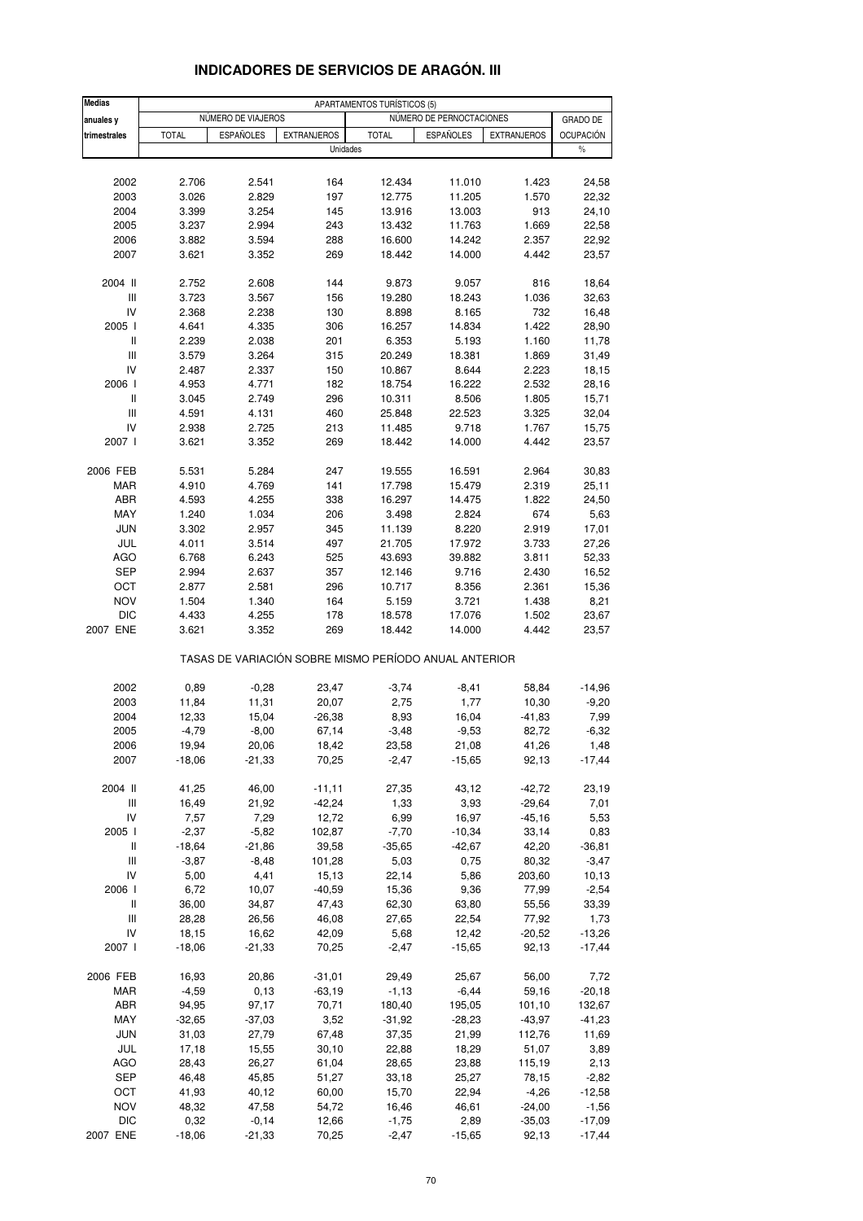# INDICADORES DE SERVICIOS DE ARAGÓN. III

| Medias anuales y trimestrales | APARTAMENTOS TURÍSTICOS (5) | | | | | | |
|---|---|---|---|---|---|---|---|
| | NÚMERO DE VIAJEROS | | | NÚMERO DE PERNOCTACIONES | | | GRADO DE OCUPACIÓN |
| | TOTAL | ESPAÑOLES | EXTRANJEROS | TOTAL | ESPAÑOLES | EXTRANJEROS | |
| | Unidades | | | | | | % |
| 2002 | 2.706 | 2.541 | 164 | 12.434 | 11.010 | 1.423 | 24,58 |
| 2003 | 3.026 | 2.829 | 197 | 12.775 | 11.205 | 1.570 | 22,32 |
| 2004 | 3.399 | 3.254 | 145 | 13.916 | 13.003 | 913 | 24,10 |
| 2005 | 3.237 | 2.994 | 243 | 13.432 | 11.763 | 1.669 | 22,58 |
| 2006 | 3.882 | 3.594 | 288 | 16.600 | 14.242 | 2.357 | 22,92 |
| 2007 | 3.621 | 3.352 | 269 | 18.442 | 14.000 | 4.442 | 23,57 |
| 2004 II | 2.752 | 2.608 | 144 | 9.873 | 9.057 | 816 | 18,64 |
| III | 3.723 | 3.567 | 156 | 19.280 | 18.243 | 1.036 | 32,63 |
| IV | 2.368 | 2.238 | 130 | 8.898 | 8.165 | 732 | 16,48 |
| 2005 I | 4.641 | 4.335 | 306 | 16.257 | 14.834 | 1.422 | 28,90 |
| II | 2.239 | 2.038 | 201 | 6.353 | 5.193 | 1.160 | 11,78 |
| III | 3.579 | 3.264 | 315 | 20.249 | 18.381 | 1.869 | 31,49 |
| IV | 2.487 | 2.337 | 150 | 10.867 | 8.644 | 2.223 | 18,15 |
| 2006 I | 4.953 | 4.771 | 182 | 18.754 | 16.222 | 2.532 | 28,16 |
| II | 3.045 | 2.749 | 296 | 10.311 | 8.506 | 1.805 | 15,71 |
| III | 4.591 | 4.131 | 460 | 25.848 | 22.523 | 3.325 | 32,04 |
| IV | 2.938 | 2.725 | 213 | 11.485 | 9.718 | 1.767 | 15,75 |
| 2007 I | 3.621 | 3.352 | 269 | 18.442 | 14.000 | 4.442 | 23,57 |
| 2006 FEB | 5.531 | 5.284 | 247 | 19.555 | 16.591 | 2.964 | 30,83 |
| MAR | 4.910 | 4.769 | 141 | 17.798 | 15.479 | 2.319 | 25,11 |
| ABR | 4.593 | 4.255 | 338 | 16.297 | 14.475 | 1.822 | 24,50 |
| MAY | 1.240 | 1.034 | 206 | 3.498 | 2.824 | 674 | 5,63 |
| JUN | 3.302 | 2.957 | 345 | 11.139 | 8.220 | 2.919 | 17,01 |
| JUL | 4.011 | 3.514 | 497 | 21.705 | 17.972 | 3.733 | 27,26 |
| AGO | 6.768 | 6.243 | 525 | 43.693 | 39.882 | 3.811 | 52,33 |
| SEP | 2.994 | 2.637 | 357 | 12.146 | 9.716 | 2.430 | 16,52 |
| OCT | 2.877 | 2.581 | 296 | 10.717 | 8.356 | 2.361 | 15,36 |
| NOV | 1.504 | 1.340 | 164 | 5.159 | 3.721 | 1.438 | 8,21 |
| DIC | 4.433 | 4.255 | 178 | 18.578 | 17.076 | 1.502 | 23,67 |
| 2007 ENE | 3.621 | 3.352 | 269 | 18.442 | 14.000 | 4.442 | 23,57 |
| | TASAS DE VARIACIÓN SOBRE MISMO PERÍODO ANUAL ANTERIOR | | | | | | |
| 2002 | 0,89 | -0,28 | 23,47 | -3,74 | -8,41 | 58,84 | -14,96 |
| 2003 | 11,84 | 11,31 | 20,07 | 2,75 | 1,77 | 10,30 | -9,20 |
| 2004 | 12,33 | 15,04 | -26,38 | 8,93 | 16,04 | -41,83 | 7,99 |
| 2005 | -4,79 | -8,00 | 67,14 | -3,48 | -9,53 | 82,72 | -6,32 |
| 2006 | 19,94 | 20,06 | 18,42 | 23,58 | 21,08 | 41,26 | 1,48 |
| 2007 | -18,06 | -21,33 | 70,25 | -2,47 | -15,65 | 92,13 | -17,44 |
| 2004 II | 41,25 | 46,00 | -11,11 | 27,35 | 43,12 | -42,72 | 23,19 |
| III | 16,49 | 21,92 | -42,24 | 1,33 | 3,93 | -29,64 | 7,01 |
| IV | 7,57 | 7,29 | 12,72 | 6,99 | 16,97 | -45,16 | 5,53 |
| 2005 I | -2,37 | -5,82 | 102,87 | -7,70 | -10,34 | 33,14 | 0,83 |
| II | -18,64 | -21,86 | 39,58 | -35,65 | -42,67 | 42,20 | -36,81 |
| III | -3,87 | -8,48 | 101,28 | 5,03 | 0,75 | 80,32 | -3,47 |
| IV | 5,00 | 4,41 | 15,13 | 22,14 | 5,86 | 203,60 | 10,13 |
| 2006 I | 6,72 | 10,07 | -40,59 | 15,36 | 9,36 | 77,99 | -2,54 |
| II | 36,00 | 34,87 | 47,43 | 62,30 | 63,80 | 55,56 | 33,39 |
| III | 28,28 | 26,56 | 46,08 | 27,65 | 22,54 | 77,92 | 1,73 |
| IV | 18,15 | 16,62 | 42,09 | 5,68 | 12,42 | -20,52 | -13,26 |
| 2007 I | -18,06 | -21,33 | 70,25 | -2,47 | -15,65 | 92,13 | -17,44 |
| 2006 FEB | 16,93 | 20,86 | -31,01 | 29,49 | 25,67 | 56,00 | 7,72 |
| MAR | -4,59 | 0,13 | -63,19 | -1,13 | -6,44 | 59,16 | -20,18 |
| ABR | 94,95 | 97,17 | 70,71 | 180,40 | 195,05 | 101,10 | 132,67 |
| MAY | -32,65 | -37,03 | 3,52 | -31,92 | -28,23 | -43,97 | -41,23 |
| JUN | 31,03 | 27,79 | 67,48 | 37,35 | 21,99 | 112,76 | 11,69 |
| JUL | 17,18 | 15,55 | 30,10 | 22,88 | 18,29 | 51,07 | 3,89 |
| AGO | 28,43 | 26,27 | 61,04 | 28,65 | 23,88 | 115,19 | 2,13 |
| SEP | 46,48 | 45,85 | 51,27 | 33,18 | 25,27 | 78,15 | -2,82 |
| OCT | 41,93 | 40,12 | 60,00 | 15,70 | 22,94 | -4,26 | -12,58 |
| NOV | 48,32 | 47,58 | 54,72 | 16,46 | 46,61 | -24,00 | -1,56 |
| DIC | 0,32 | -0,14 | 12,66 | -1,75 | 2,89 | -35,03 | -17,09 |
| 2007 ENE | -18,06 | -21,33 | 70,25 | -2,47 | -15,65 | 92,13 | -17,44 |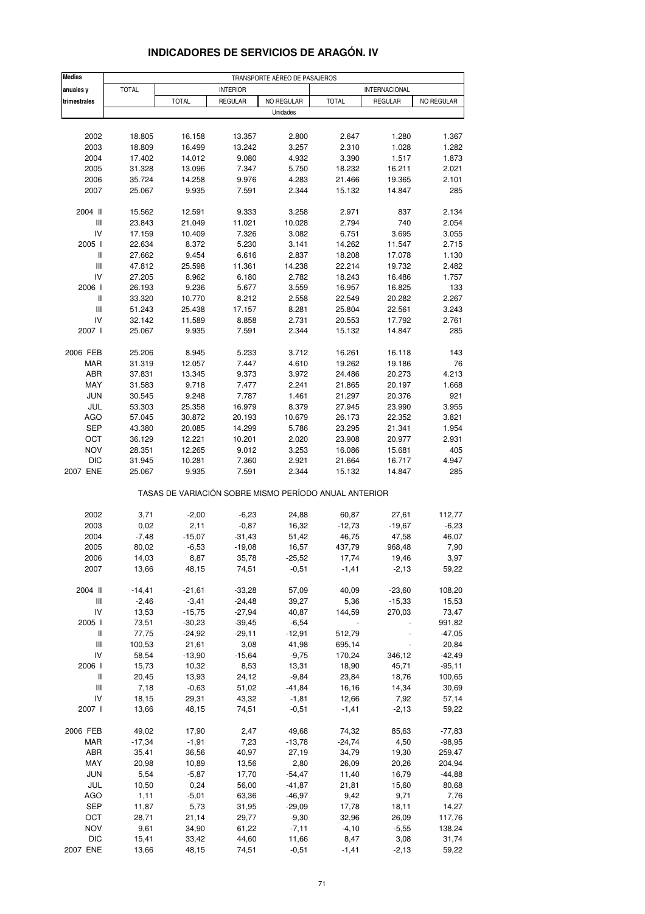# INDICADORES DE SERVICIOS DE ARAGÓN. IV

| Medias anuales y trimestrales | TRANSPORTE AÉREO DE PASAJEROS | | | | | | |
|---|---|---|---|---|---|---|---|
| | TOTAL | INTERIOR | | | INTERNACIONAL | | |
| | | TOTAL | REGULAR | NO REGULAR | TOTAL | REGULAR | NO REGULAR |
| | Unidades | | | | | | |
| 2002 | 18.805 | 16.158 | 13.357 | 2.800 | 2.647 | 1.280 | 1.367 |
| 2003 | 18.809 | 16.499 | 13.242 | 3.257 | 2.310 | 1.028 | 1.282 |
| 2004 | 17.402 | 14.012 | 9.080 | 4.932 | 3.390 | 1.517 | 1.873 |
| 2005 | 31.328 | 13.096 | 7.347 | 5.750 | 18.232 | 16.211 | 2.021 |
| 2006 | 35.724 | 14.258 | 9.976 | 4.283 | 21.466 | 19.365 | 2.101 |
| 2007 | 25.067 | 9.935 | 7.591 | 2.344 | 15.132 | 14.847 | 285 |
| 2004 II | 15.562 | 12.591 | 9.333 | 3.258 | 2.971 | 837 | 2.134 |
| III | 23.843 | 21.049 | 11.021 | 10.028 | 2.794 | 740 | 2.054 |
| IV | 17.159 | 10.409 | 7.326 | 3.082 | 6.751 | 3.695 | 3.055 |
| 2005 I | 22.634 | 8.372 | 5.230 | 3.141 | 14.262 | 11.547 | 2.715 |
| II | 27.662 | 9.454 | 6.616 | 2.837 | 18.208 | 17.078 | 1.130 |
| III | 47.812 | 25.598 | 11.361 | 14.238 | 22.214 | 19.732 | 2.482 |
| IV | 27.205 | 8.962 | 6.180 | 2.782 | 18.243 | 16.486 | 1.757 |
| 2006 I | 26.193 | 9.236 | 5.677 | 3.559 | 16.957 | 16.825 | 133 |
| II | 33.320 | 10.770 | 8.212 | 2.558 | 22.549 | 20.282 | 2.267 |
| III | 51.243 | 25.438 | 17.157 | 8.281 | 25.804 | 22.561 | 3.243 |
| IV | 32.142 | 11.589 | 8.858 | 2.731 | 20.553 | 17.792 | 2.761 |
| 2007 I | 25.067 | 9.935 | 7.591 | 2.344 | 15.132 | 14.847 | 285 |
| 2006 FEB | 25.206 | 8.945 | 5.233 | 3.712 | 16.261 | 16.118 | 143 |
| MAR | 31.319 | 12.057 | 7.447 | 4.610 | 19.262 | 19.186 | 76 |
| ABR | 37.831 | 13.345 | 9.373 | 3.972 | 24.486 | 20.273 | 4.213 |
| MAY | 31.583 | 9.718 | 7.477 | 2.241 | 21.865 | 20.197 | 1.668 |
| JUN | 30.545 | 9.248 | 7.787 | 1.461 | 21.297 | 20.376 | 921 |
| JUL | 53.303 | 25.358 | 16.979 | 8.379 | 27.945 | 23.990 | 3.955 |
| AGO | 57.045 | 30.872 | 20.193 | 10.679 | 26.173 | 22.352 | 3.821 |
| SEP | 43.380 | 20.085 | 14.299 | 5.786 | 23.295 | 21.341 | 1.954 |
| OCT | 36.129 | 12.221 | 10.201 | 2.020 | 23.908 | 20.977 | 2.931 |
| NOV | 28.351 | 12.265 | 9.012 | 3.253 | 16.086 | 15.681 | 405 |
| DIC | 31.945 | 10.281 | 7.360 | 2.921 | 21.664 | 16.717 | 4.947 |
| 2007 ENE | 25.067 | 9.935 | 7.591 | 2.344 | 15.132 | 14.847 | 285 |
| | TASAS DE VARIACIÓN SOBRE MISMO PERÍODO ANUAL ANTERIOR | | | | | | |
| 2002 | 3,71 | -2,00 | -6,23 | 24,88 | 60,87 | 27,61 | 112,77 |
| 2003 | 0,02 | 2,11 | -0,87 | 16,32 | -12,73 | -19,67 | -6,23 |
| 2004 | -7,48 | -15,07 | -31,43 | 51,42 | 46,75 | 47,58 | 46,07 |
| 2005 | 80,02 | -6,53 | -19,08 | 16,57 | 437,79 | 968,48 | 7,90 |
| 2006 | 14,03 | 8,87 | 35,78 | -25,52 | 17,74 | 19,46 | 3,97 |
| 2007 | 13,66 | 48,15 | 74,51 | -0,51 | -1,41 | -2,13 | 59,22 |
| 2004 II | -14,41 | -21,61 | -33,28 | 57,09 | 40,09 | -23,60 | 108,20 |
| III | -2,46 | -3,41 | -24,48 | 39,27 | 5,36 | -15,33 | 15,53 |
| IV | 13,53 | -15,75 | -27,94 | 40,87 | 144,59 | 270,03 | 73,47 |
| 2005 I | 73,51 | -30,23 | -39,45 | -6,54 | - | - | 991,82 |
| II | 77,75 | -24,92 | -29,11 | -12,91 | 512,79 | - | -47,05 |
| III | 100,53 | 21,61 | 3,08 | 41,98 | 695,14 | - | 20,84 |
| IV | 58,54 | -13,90 | -15,64 | -9,75 | 170,24 | 346,12 | -42,49 |
| 2006 I | 15,73 | 10,32 | 8,53 | 13,31 | 18,90 | 45,71 | -95,11 |
| II | 20,45 | 13,93 | 24,12 | -9,84 | 23,84 | 18,76 | 100,65 |
| III | 7,18 | -0,63 | 51,02 | -41,84 | 16,16 | 14,34 | 30,69 |
| IV | 18,15 | 29,31 | 43,32 | -1,81 | 12,66 | 7,92 | 57,14 |
| 2007 I | 13,66 | 48,15 | 74,51 | -0,51 | -1,41 | -2,13 | 59,22 |
| 2006 FEB | 49,02 | 17,90 | 2,47 | 49,68 | 74,32 | 85,63 | -77,83 |
| MAR | -17,34 | -1,91 | 7,23 | -13,78 | -24,74 | 4,50 | -98,95 |
| ABR | 35,41 | 36,56 | 40,97 | 27,19 | 34,79 | 19,30 | 259,47 |
| MAY | 20,98 | 10,89 | 13,56 | 2,80 | 26,09 | 20,26 | 204,94 |
| JUN | 5,54 | -5,87 | 17,70 | -54,47 | 11,40 | 16,79 | -44,88 |
| JUL | 10,50 | 0,24 | 56,00 | -41,87 | 21,81 | 15,60 | 80,68 |
| AGO | 1,11 | -5,01 | 63,36 | -46,97 | 9,42 | 9,71 | 7,76 |
| SEP | 11,87 | 5,73 | 31,95 | -29,09 | 17,78 | 18,11 | 14,27 |
| OCT | 28,71 | 21,14 | 29,77 | -9,30 | 32,96 | 26,09 | 117,76 |
| NOV | 9,61 | 34,90 | 61,22 | -7,11 | -4,10 | -5,55 | 138,24 |
| DIC | 15,41 | 33,42 | 44,60 | 11,66 | 8,47 | 3,08 | 31,74 |
| 2007 ENE | 13,66 | 48,15 | 74,51 | -0,51 | -1,41 | -2,13 | 59,22 |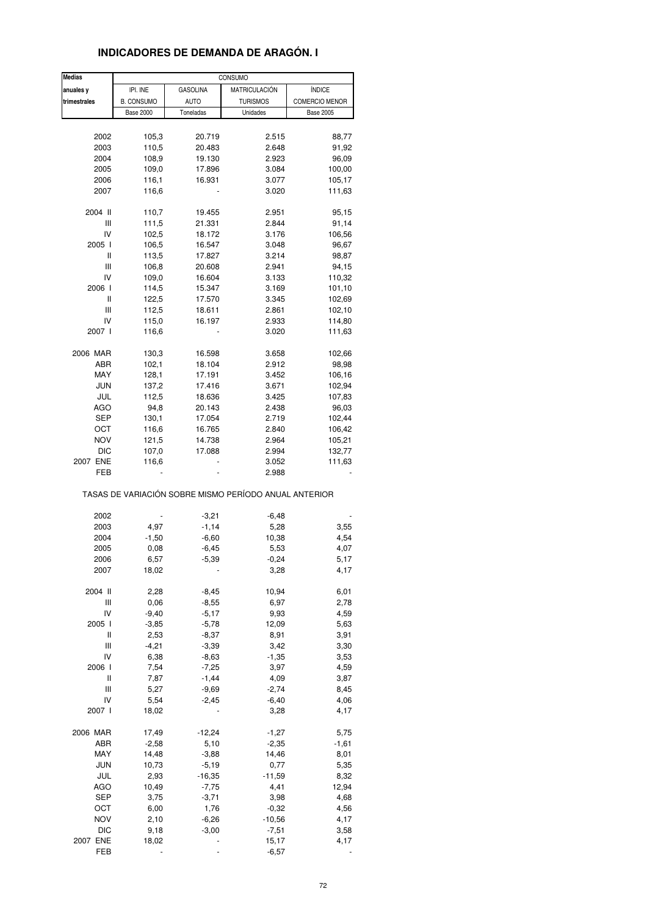# INDICADORES DE DEMANDA DE ARAGÓN. I

| Medias anuales y trimestrales | CONSUMO | | | |
|---|---|---|---|---|
| | IPI. INE B. CONSUMO Base 2000 | GASOLINA AUTO Toneladas | MATRICULACIÓN TURISMOS Unidades | ÍNDICE COMERCIO MENOR Base 2005 |
| 2002 | 105,3 | 20.719 | 2.515 | 88,77 |
| 2003 | 110,5 | 20.483 | 2.648 | 91,92 |
| 2004 | 108,9 | 19.130 | 2.923 | 96,09 |
| 2005 | 109,0 | 17.896 | 3.084 | 100,00 |
| 2006 | 116,1 | 16.931 | 3.077 | 105,17 |
| 2007 | 116,6 | - | 3.020 | 111,63 |
| 2004 II | 110,7 | 19.455 | 2.951 | 95,15 |
| III | 111,5 | 21.331 | 2.844 | 91,14 |
| IV | 102,5 | 18.172 | 3.176 | 106,56 |
| 2005 I | 106,5 | 16.547 | 3.048 | 96,67 |
| II | 113,5 | 17.827 | 3.214 | 98,87 |
| III | 106,8 | 20.608 | 2.941 | 94,15 |
| IV | 109,0 | 16.604 | 3.133 | 110,32 |
| 2006 I | 114,5 | 15.347 | 3.169 | 101,10 |
| II | 122,5 | 17.570 | 3.345 | 102,69 |
| III | 112,5 | 18.611 | 2.861 | 102,10 |
| IV | 115,0 | 16.197 | 2.933 | 114,80 |
| 2007 I | 116,6 | - | 3.020 | 111,63 |
| 2006 MAR | 130,3 | 16.598 | 3.658 | 102,66 |
| ABR | 102,1 | 18.104 | 2.912 | 98,98 |
| MAY | 128,1 | 17.191 | 3.452 | 106,16 |
| JUN | 137,2 | 17.416 | 3.671 | 102,94 |
| JUL | 112,5 | 18.636 | 3.425 | 107,83 |
| AGO | 94,8 | 20.143 | 2.438 | 96,03 |
| SEP | 130,1 | 17.054 | 2.719 | 102,44 |
| OCT | 116,6 | 16.765 | 2.840 | 106,42 |
| NOV | 121,5 | 14.738 | 2.964 | 105,21 |
| DIC | 107,0 | 17.088 | 2.994 | 132,77 |
| 2007 ENE | 116,6 | - | 3.052 | 111,63 |
| FEB | - | - | 2.988 | - |
| TASAS DE VARIACIÓN SOBRE MISMO PERÍODO ANUAL ANTERIOR | | | | |
| 2002 | - | -3,21 | -6,48 | - |
| 2003 | 4,97 | -1,14 | 5,28 | 3,55 |
| 2004 | -1,50 | -6,60 | 10,38 | 4,54 |
| 2005 | 0,08 | -6,45 | 5,53 | 4,07 |
| 2006 | 6,57 | -5,39 | -0,24 | 5,17 |
| 2007 | 18,02 | - | 3,28 | 4,17 |
| 2004 II | 2,28 | -8,45 | 10,94 | 6,01 |
| III | 0,06 | -8,55 | 6,97 | 2,78 |
| IV | -9,40 | -5,17 | 9,93 | 4,59 |
| 2005 I | -3,85 | -5,78 | 12,09 | 5,63 |
| II | 2,53 | -8,37 | 8,91 | 3,91 |
| III | -4,21 | -3,39 | 3,42 | 3,30 |
| IV | 6,38 | -8,63 | -1,35 | 3,53 |
| 2006 I | 7,54 | -7,25 | 3,97 | 4,59 |
| II | 7,87 | -1,44 | 4,09 | 3,87 |
| III | 5,27 | -9,69 | -2,74 | 8,45 |
| IV | 5,54 | -2,45 | -6,40 | 4,06 |
| 2007 I | 18,02 | - | 3,28 | 4,17 |
| 2006 MAR | 17,49 | -12,24 | -1,27 | 5,75 |
| ABR | -2,58 | 5,10 | -2,35 | -1,61 |
| MAY | 14,48 | -3,88 | 14,46 | 8,01 |
| JUN | 10,73 | -5,19 | 0,77 | 5,35 |
| JUL | 2,93 | -16,35 | -11,59 | 8,32 |
| AGO | 10,49 | -7,75 | 4,41 | 12,94 |
| SEP | 3,75 | -3,71 | 3,98 | 4,68 |
| OCT | 6,00 | 1,76 | -0,32 | 4,56 |
| NOV | 2,10 | -6,26 | -10,56 | 4,17 |
| DIC | 9,18 | -3,00 | -7,51 | 3,58 |
| 2007 ENE | 18,02 | - | 15,17 | 4,17 |
| FEB | - | - | -6,57 | - |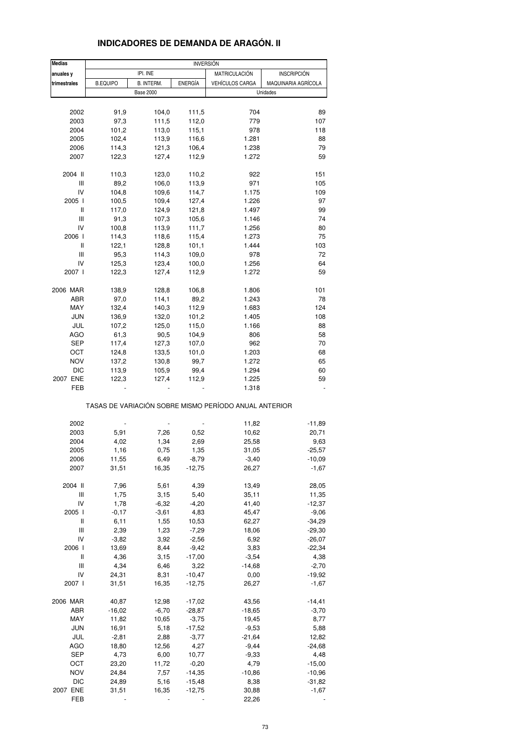# INDICADORES DE DEMANDA DE ARAGÓN. II

| Medias anuales y trimestrales | INVERSIÓN | | | | |
|---|---|---|---|---|---|
| | IPI. INE | | | MATRICULACIÓN | INSCRIPCIÓN |
| | B.EQUIPO | B. INTERM. | ENERGÍA | VEHÍCULOS CARGA | MAQUINARIA AGRÍCOLA |
| | Base 2000 | | | Unidades | |
| 2002 | 91,9 | 104,0 | 111,5 | 704 | 89 |
| 2003 | 97,3 | 111,5 | 112,0 | 779 | 107 |
| 2004 | 101,2 | 113,0 | 115,1 | 978 | 118 |
| 2005 | 102,4 | 113,9 | 116,6 | 1.281 | 88 |
| 2006 | 114,3 | 121,3 | 106,4 | 1.238 | 79 |
| 2007 | 122,3 | 127,4 | 112,9 | 1.272 | 59 |
| 2004 II | 110,3 | 123,0 | 110,2 | 922 | 151 |
| III | 89,2 | 106,0 | 113,9 | 971 | 105 |
| IV | 104,8 | 109,6 | 114,7 | 1.175 | 109 |
| 2005 I | 100,5 | 109,4 | 127,4 | 1.226 | 97 |
| II | 117,0 | 124,9 | 121,8 | 1.497 | 99 |
| III | 91,3 | 107,3 | 105,6 | 1.146 | 74 |
| IV | 100,8 | 113,9 | 111,7 | 1.256 | 80 |
| 2006 I | 114,3 | 118,6 | 115,4 | 1.273 | 75 |
| II | 122,1 | 128,8 | 101,1 | 1.444 | 103 |
| III | 95,3 | 114,3 | 109,0 | 978 | 72 |
| IV | 125,3 | 123,4 | 100,0 | 1.256 | 64 |
| 2007 I | 122,3 | 127,4 | 112,9 | 1.272 | 59 |
| 2006 MAR | 138,9 | 128,8 | 106,8 | 1.806 | 101 |
| ABR | 97,0 | 114,1 | 89,2 | 1.243 | 78 |
| MAY | 132,4 | 140,3 | 112,9 | 1.683 | 124 |
| JUN | 136,9 | 132,0 | 101,2 | 1.405 | 108 |
| JUL | 107,2 | 125,0 | 115,0 | 1.166 | 88 |
| AGO | 61,3 | 90,5 | 104,9 | 806 | 58 |
| SEP | 117,4 | 127,3 | 107,0 | 962 | 70 |
| OCT | 124,8 | 133,5 | 101,0 | 1.203 | 68 |
| NOV | 137,2 | 130,8 | 99,7 | 1.272 | 65 |
| DIC | 113,9 | 105,9 | 99,4 | 1.294 | 60 |
| 2007 ENE | 122,3 | 127,4 | 112,9 | 1.225 | 59 |
| FEB | - | - | - | 1.318 | - |

TASAS DE VARIACIÓN SOBRE MISMO PERÍODO ANUAL ANTERIOR

| | B.EQUIPO | B. INTERM. | ENERGÍA | VEHÍCULOS CARGA | MAQUINARIA AGRÍCOLA |
|---|---|---|---|---|---|
| 2002 | - | - | - | 11,82 | -11,89 |
| 2003 | 5,91 | 7,26 | 0,52 | 10,62 | 20,71 |
| 2004 | 4,02 | 1,34 | 2,69 | 25,58 | 9,63 |
| 2005 | 1,16 | 0,75 | 1,35 | 31,05 | -25,57 |
| 2006 | 11,55 | 6,49 | -8,79 | -3,40 | -10,09 |
| 2007 | 31,51 | 16,35 | -12,75 | 26,27 | -1,67 |
| 2004 II | 7,96 | 5,61 | 4,39 | 13,49 | 28,05 |
| III | 1,75 | 3,15 | 5,40 | 35,11 | 11,35 |
| IV | 1,78 | -6,32 | -4,20 | 41,40 | -12,37 |
| 2005 I | -0,17 | -3,61 | 4,83 | 45,47 | -9,06 |
| II | 6,11 | 1,55 | 10,53 | 62,27 | -34,29 |
| III | 2,39 | 1,23 | -7,29 | 18,06 | -29,30 |
| IV | -3,82 | 3,92 | -2,56 | 6,92 | -26,07 |
| 2006 I | 13,69 | 8,44 | -9,42 | 3,83 | -22,34 |
| II | 4,36 | 3,15 | -17,00 | -3,54 | 4,38 |
| III | 4,34 | 6,46 | 3,22 | -14,68 | -2,70 |
| IV | 24,31 | 8,31 | -10,47 | 0,00 | -19,92 |
| 2007 I | 31,51 | 16,35 | -12,75 | 26,27 | -1,67 |
| 2006 MAR | 40,87 | 12,98 | -17,02 | 43,56 | -14,41 |
| ABR | -16,02 | -6,70 | -28,87 | -18,65 | -3,70 |
| MAY | 11,82 | 10,65 | -3,75 | 19,45 | 8,77 |
| JUN | 16,91 | 5,18 | -17,52 | -9,53 | 5,88 |
| JUL | -2,81 | 2,88 | -3,77 | -21,64 | 12,82 |
| AGO | 18,80 | 12,56 | 4,27 | -9,44 | -24,68 |
| SEP | 4,73 | 6,00 | 10,77 | -9,33 | 4,48 |
| OCT | 23,20 | 11,72 | -0,20 | 4,79 | -15,00 |
| NOV | 24,84 | 7,57 | -14,35 | -10,86 | -10,96 |
| DIC | 24,89 | 5,16 | -15,48 | 8,38 | -31,82 |
| 2007 ENE | 31,51 | 16,35 | -12,75 | 30,88 | -1,67 |
| FEB | - | - | - | 22,26 | - |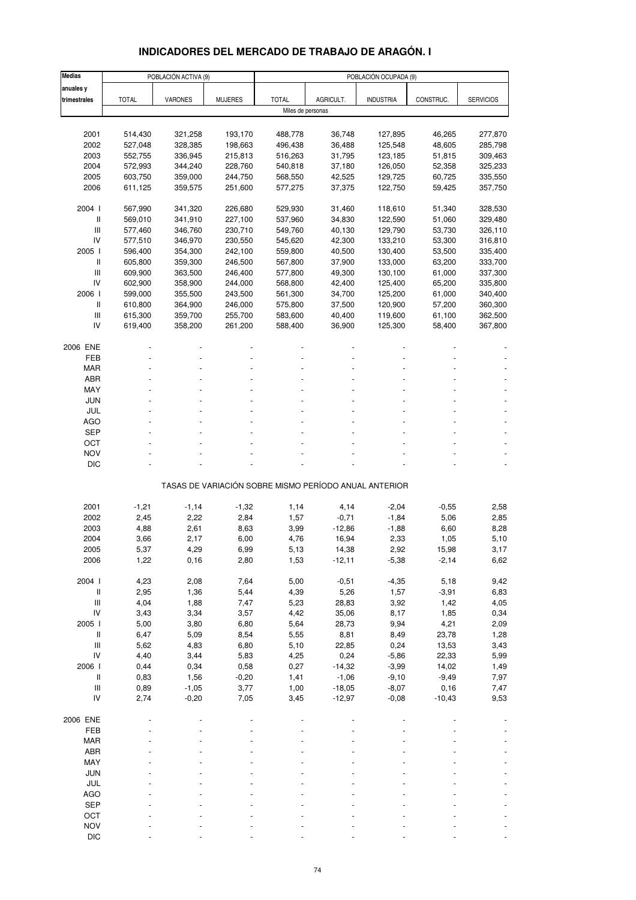# INDICADORES DEL MERCADO DE TRABAJO DE ARAGÓN. I

| Medias anuales y trimestrales | POBLACIÓN ACTIVA (9) | | | POBLACIÓN OCUPADA (9) | | | | |
|---|---|---|---|---|---|---|---|---|
| | TOTAL | VARONES | MUJERES | TOTAL | AGRICULT. | INDUSTRIA | CONSTRUC. | SERVICIOS |
| | Miles de personas | | | | | | | |
| 2001 | 514,430 | 321,258 | 193,170 | 488,778 | 36,748 | 127,895 | 46,265 | 277,870 |
| 2002 | 527,048 | 328,385 | 198,663 | 496,438 | 36,488 | 125,548 | 48,605 | 285,798 |
| 2003 | 552,755 | 336,945 | 215,813 | 516,263 | 31,795 | 123,185 | 51,815 | 309,463 |
| 2004 | 572,993 | 344,240 | 228,760 | 540,818 | 37,180 | 126,050 | 52,358 | 325,233 |
| 2005 | 603,750 | 359,000 | 244,750 | 568,550 | 42,525 | 129,725 | 60,725 | 335,550 |
| 2006 | 611,125 | 359,575 | 251,600 | 577,275 | 37,375 | 122,750 | 59,425 | 357,750 |
| 2004 I | 567,990 | 341,320 | 226,680 | 529,930 | 31,460 | 118,610 | 51,340 | 328,530 |
| II | 569,010 | 341,910 | 227,100 | 537,960 | 34,830 | 122,590 | 51,060 | 329,480 |
| III | 577,460 | 346,760 | 230,710 | 549,760 | 40,130 | 129,790 | 53,730 | 326,110 |
| IV | 577,510 | 346,970 | 230,550 | 545,620 | 42,300 | 133,210 | 53,300 | 316,810 |
| 2005 I | 596,400 | 354,300 | 242,100 | 559,800 | 40,500 | 130,400 | 53,500 | 335,400 |
| II | 605,800 | 359,300 | 246,500 | 567,800 | 37,900 | 133,000 | 63,200 | 333,700 |
| III | 609,900 | 363,500 | 246,400 | 577,800 | 49,300 | 130,100 | 61,000 | 337,300 |
| IV | 602,900 | 358,900 | 244,000 | 568,800 | 42,400 | 125,400 | 65,200 | 335,800 |
| 2006 I | 599,000 | 355,500 | 243,500 | 561,300 | 34,700 | 125,200 | 61,000 | 340,400 |
| II | 610,800 | 364,900 | 246,000 | 575,800 | 37,500 | 120,900 | 57,200 | 360,300 |
| III | 615,300 | 359,700 | 255,700 | 583,600 | 40,400 | 119,600 | 61,100 | 362,500 |
| IV | 619,400 | 358,200 | 261,200 | 588,400 | 36,900 | 125,300 | 58,400 | 367,800 |
| 2006 ENE | - | - | - | - | - | - | - | - |
| FEB | - | - | - | - | - | - | - | - |
| MAR | - | - | - | - | - | - | - | - |
| ABR | - | - | - | - | - | - | - | - |
| MAY | - | - | - | - | - | - | - | - |
| JUN | - | - | - | - | - | - | - | - |
| JUL | - | - | - | - | - | - | - | - |
| AGO | - | - | - | - | - | - | - | - |
| SEP | - | - | - | - | - | - | - | - |
| OCT | - | - | - | - | - | - | - | - |
| NOV | - | - | - | - | - | - | - | - |
| DIC | - | - | - | - | - | - | - | - |
| | TASAS DE VARIACIÓN SOBRE MISMO PERÍODO ANUAL ANTERIOR | | | | | | | |
| 2001 | -1,21 | -1,14 | -1,32 | 1,14 | 4,14 | -2,04 | -0,55 | 2,58 |
| 2002 | 2,45 | 2,22 | 2,84 | 1,57 | -0,71 | -1,84 | 5,06 | 2,85 |
| 2003 | 4,88 | 2,61 | 8,63 | 3,99 | -12,86 | -1,88 | 6,60 | 8,28 |
| 2004 | 3,66 | 2,17 | 6,00 | 4,76 | 16,94 | 2,33 | 1,05 | 5,10 |
| 2005 | 5,37 | 4,29 | 6,99 | 5,13 | 14,38 | 2,92 | 15,98 | 3,17 |
| 2006 | 1,22 | 0,16 | 2,80 | 1,53 | -12,11 | -5,38 | -2,14 | 6,62 |
| 2004 I | 4,23 | 2,08 | 7,64 | 5,00 | -0,51 | -4,35 | 5,18 | 9,42 |
| II | 2,95 | 1,36 | 5,44 | 4,39 | 5,26 | 1,57 | -3,91 | 6,83 |
| III | 4,04 | 1,88 | 7,47 | 5,23 | 28,83 | 3,92 | 1,42 | 4,05 |
| IV | 3,43 | 3,34 | 3,57 | 4,42 | 35,06 | 8,17 | 1,85 | 0,34 |
| 2005 I | 5,00 | 3,80 | 6,80 | 5,64 | 28,73 | 9,94 | 4,21 | 2,09 |
| II | 6,47 | 5,09 | 8,54 | 5,55 | 8,81 | 8,49 | 23,78 | 1,28 |
| III | 5,62 | 4,83 | 6,80 | 5,10 | 22,85 | 0,24 | 13,53 | 3,43 |
| IV | 4,40 | 3,44 | 5,83 | 4,25 | 0,24 | -5,86 | 22,33 | 5,99 |
| 2006 I | 0,44 | 0,34 | 0,58 | 0,27 | -14,32 | -3,99 | 14,02 | 1,49 |
| II | 0,83 | 1,56 | -0,20 | 1,41 | -1,06 | -9,10 | -9,49 | 7,97 |
| III | 0,89 | -1,05 | 3,77 | 1,00 | -18,05 | -8,07 | 0,16 | 7,47 |
| IV | 2,74 | -0,20 | 7,05 | 3,45 | -12,97 | -0,08 | -10,43 | 9,53 |
| 2006 ENE | - | - | - | - | - | - | - | - |
| FEB | - | - | - | - | - | - | - | - |
| MAR | - | - | - | - | - | - | - | - |
| ABR | - | - | - | - | - | - | - | - |
| MAY | - | - | - | - | - | - | - | - |
| JUN | - | - | - | - | - | - | - | - |
| JUL | - | - | - | - | - | - | - | - |
| AGO | - | - | - | - | - | - | - | - |
| SEP | - | - | - | - | - | - | - | - |
| OCT | - | - | - | - | - | - | - | - |
| NOV | - | - | - | - | - | - | - | - |
| DIC | - | - | - | - | - | - | - | - |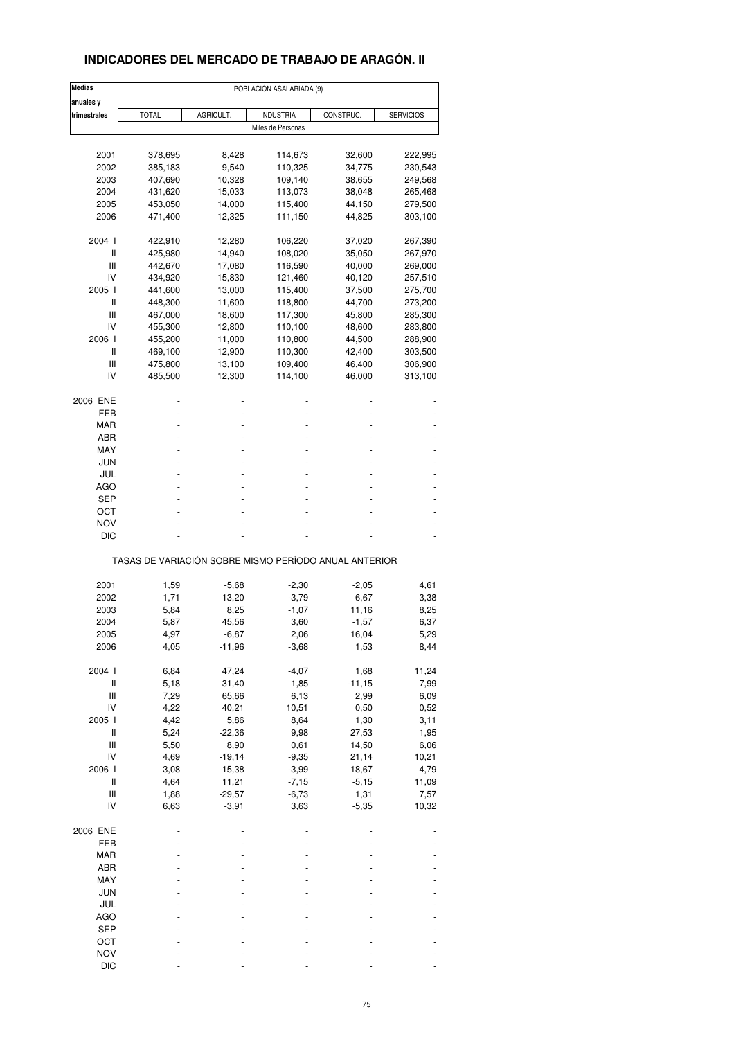## INDICADORES DEL MERCADO DE TRABAJO DE ARAGÓN. II

| Medias anuales y trimestrales | POBLACIÓN ASALARIADA (9) | | | | |
|---|---|---|---|---|---|
| | TOTAL | AGRICULT. | INDUSTRIA | CONSTRUC. | SERVICIOS |
| | Miles de Personas | | | | |
| 2001 | 378,695 | 8,428 | 114,673 | 32,600 | 222,995 |
| 2002 | 385,183 | 9,540 | 110,325 | 34,775 | 230,543 |
| 2003 | 407,690 | 10,328 | 109,140 | 38,655 | 249,568 |
| 2004 | 431,620 | 15,033 | 113,073 | 38,048 | 265,468 |
| 2005 | 453,050 | 14,000 | 115,400 | 44,150 | 279,500 |
| 2006 | 471,400 | 12,325 | 111,150 | 44,825 | 303,100 |
| 2004 I | 422,910 | 12,280 | 106,220 | 37,020 | 267,390 |
| II | 425,980 | 14,940 | 108,020 | 35,050 | 267,970 |
| III | 442,670 | 17,080 | 116,590 | 40,000 | 269,000 |
| IV | 434,920 | 15,830 | 121,460 | 40,120 | 257,510 |
| 2005 I | 441,600 | 13,000 | 115,400 | 37,500 | 275,700 |
| II | 448,300 | 11,600 | 118,800 | 44,700 | 273,200 |
| III | 467,000 | 18,600 | 117,300 | 45,800 | 285,300 |
| IV | 455,300 | 12,800 | 110,100 | 48,600 | 283,800 |
| 2006 I | 455,200 | 11,000 | 110,800 | 44,500 | 288,900 |
| II | 469,100 | 12,900 | 110,300 | 42,400 | 303,500 |
| III | 475,800 | 13,100 | 109,400 | 46,400 | 306,900 |
| IV | 485,500 | 12,300 | 114,100 | 46,000 | 313,100 |
| 2006 ENE | - | - | - | - | - |
| FEB | - | - | - | - | - |
| MAR | - | - | - | - | - |
| ABR | - | - | - | - | - |
| MAY | - | - | - | - | - |
| JUN | - | - | - | - | - |
| JUL | - | - | - | - | - |
| AGO | - | - | - | - | - |
| SEP | - | - | - | - | - |
| OCT | - | - | - | - | - |
| NOV | - | - | - | - | - |
| DIC | - | - | - | - | - |
| | TASAS DE VARIACIÓN SOBRE MISMO PERÍODO ANUAL ANTERIOR | | | | |
| 2001 | 1,59 | -5,68 | -2,30 | -2,05 | 4,61 |
| 2002 | 1,71 | 13,20 | -3,79 | 6,67 | 3,38 |
| 2003 | 5,84 | 8,25 | -1,07 | 11,16 | 8,25 |
| 2004 | 5,87 | 45,56 | 3,60 | -1,57 | 6,37 |
| 2005 | 4,97 | -6,87 | 2,06 | 16,04 | 5,29 |
| 2006 | 4,05 | -11,96 | -3,68 | 1,53 | 8,44 |
| 2004 I | 6,84 | 47,24 | -4,07 | 1,68 | 11,24 |
| II | 5,18 | 31,40 | 1,85 | -11,15 | 7,99 |
| III | 7,29 | 65,66 | 6,13 | 2,99 | 6,09 |
| IV | 4,22 | 40,21 | 10,51 | 0,50 | 0,52 |
| 2005 I | 4,42 | 5,86 | 8,64 | 1,30 | 3,11 |
| II | 5,24 | -22,36 | 9,98 | 27,53 | 1,95 |
| III | 5,50 | 8,90 | 0,61 | 14,50 | 6,06 |
| IV | 4,69 | -19,14 | -9,35 | 21,14 | 10,21 |
| 2006 I | 3,08 | -15,38 | -3,99 | 18,67 | 4,79 |
| II | 4,64 | 11,21 | -7,15 | -5,15 | 11,09 |
| III | 1,88 | -29,57 | -6,73 | 1,31 | 7,57 |
| IV | 6,63 | -3,91 | 3,63 | -5,35 | 10,32 |
| 2006 ENE | - | - | - | - | - |
| FEB | - | - | - | - | - |
| MAR | - | - | - | - | - |
| ABR | - | - | - | - | - |
| MAY | - | - | - | - | - |
| JUN | - | - | - | - | - |
| JUL | - | - | - | - | - |
| AGO | - | - | - | - | - |
| SEP | - | - | - | - | - |
| OCT | - | - | - | - | - |
| NOV | - | - | - | - | - |
| DIC | - | - | - | - | - |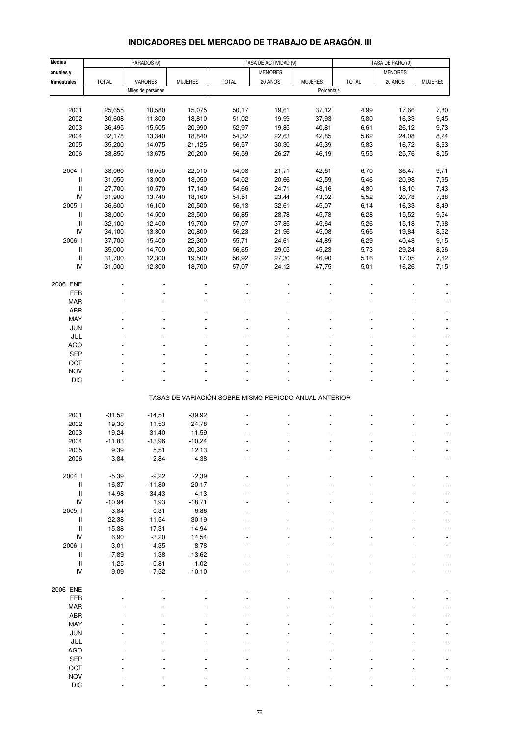## INDICADORES DEL MERCADO DE TRABAJO DE ARAGÓN. III

| Medias anuales y trimestrales | PARADOS (9) | | | TASA DE ACTIVIDAD (9) | | | TASA DE PARO (9) | | |
|---|---|---|---|---|---|---|---|---|---|
| | TOTAL | VARONES | MUJERES | TOTAL | MENORES 20 AÑOS | MUJERES | TOTAL | MENORES 20 AÑOS | MUJERES |
| | Miles de personas | | | Porcentaje | | | | | |
| 2001 | 25,655 | 10,580 | 15,075 | 50,17 | 19,61 | 37,12 | 4,99 | 17,66 | 7,80 |
| 2002 | 30,608 | 11,800 | 18,810 | 51,02 | 19,99 | 37,93 | 5,80 | 16,33 | 9,45 |
| 2003 | 36,495 | 15,505 | 20,990 | 52,97 | 19,85 | 40,81 | 6,61 | 26,12 | 9,73 |
| 2004 | 32,178 | 13,340 | 18,840 | 54,32 | 22,63 | 42,85 | 5,62 | 24,08 | 8,24 |
| 2005 | 35,200 | 14,075 | 21,125 | 56,57 | 30,30 | 45,39 | 5,83 | 16,72 | 8,63 |
| 2006 | 33,850 | 13,675 | 20,200 | 56,59 | 26,27 | 46,19 | 5,55 | 25,76 | 8,05 |
| 2004 I | 38,060 | 16,050 | 22,010 | 54,08 | 21,71 | 42,61 | 6,70 | 36,47 | 9,71 |
| II | 31,050 | 13,000 | 18,050 | 54,02 | 20,66 | 42,59 | 5,46 | 20,98 | 7,95 |
| III | 27,700 | 10,570 | 17,140 | 54,66 | 24,71 | 43,16 | 4,80 | 18,10 | 7,43 |
| IV | 31,900 | 13,740 | 18,160 | 54,51 | 23,44 | 43,02 | 5,52 | 20,78 | 7,88 |
| 2005 I | 36,600 | 16,100 | 20,500 | 56,13 | 32,61 | 45,07 | 6,14 | 16,33 | 8,49 |
| II | 38,000 | 14,500 | 23,500 | 56,85 | 28,78 | 45,78 | 6,28 | 15,52 | 9,54 |
| III | 32,100 | 12,400 | 19,700 | 57,07 | 37,85 | 45,64 | 5,26 | 15,18 | 7,98 |
| IV | 34,100 | 13,300 | 20,800 | 56,23 | 21,96 | 45,08 | 5,65 | 19,84 | 8,52 |
| 2006 I | 37,700 | 15,400 | 22,300 | 55,71 | 24,61 | 44,89 | 6,29 | 40,48 | 9,15 |
| II | 35,000 | 14,700 | 20,300 | 56,65 | 29,05 | 45,23 | 5,73 | 29,24 | 8,26 |
| III | 31,700 | 12,300 | 19,500 | 56,92 | 27,30 | 46,90 | 5,16 | 17,05 | 7,62 |
| IV | 31,000 | 12,300 | 18,700 | 57,07 | 24,12 | 47,75 | 5,01 | 16,26 | 7,15 |
| 2006 ENE | - | - | - | - | - | - | - | - | - |
| FEB | - | - | - | - | - | - | - | - | - |
| MAR | - | - | - | - | - | - | - | - | - |
| ABR | - | - | - | - | - | - | - | - | - |
| MAY | - | - | - | - | - | - | - | - | - |
| JUN | - | - | - | - | - | - | - | - | - |
| JUL | - | - | - | - | - | - | - | - | - |
| AGO | - | - | - | - | - | - | - | - | - |
| SEP | - | - | - | - | - | - | - | - | - |
| OCT | - | - | - | - | - | - | - | - | - |
| NOV | - | - | - | - | - | - | - | - | - |
| DIC | - | - | - | - | - | - | - | - | - |
| TASAS DE VARIACIÓN SOBRE MISMO PERÍODO ANUAL ANTERIOR | | | | | | | | | |
| 2001 | -31,52 | -14,51 | -39,92 | - | - | - | - | - | - |
| 2002 | 19,30 | 11,53 | 24,78 | - | - | - | - | - | - |
| 2003 | 19,24 | 31,40 | 11,59 | - | - | - | - | - | - |
| 2004 | -11,83 | -13,96 | -10,24 | - | - | - | - | - | - |
| 2005 | 9,39 | 5,51 | 12,13 | - | - | - | - | - | - |
| 2006 | -3,84 | -2,84 | -4,38 | - | - | - | - | - | - |
| 2004 I | -5,39 | -9,22 | -2,39 | - | - | - | - | - | - |
| II | -16,87 | -11,80 | -20,17 | - | - | - | - | - | - |
| III | -14,98 | -34,43 | 4,13 | - | - | - | - | - | - |
| IV | -10,94 | 1,93 | -18,71 | - | - | - | - | - | - |
| 2005 I | -3,84 | 0,31 | -6,86 | - | - | - | - | - | - |
| II | 22,38 | 11,54 | 30,19 | - | - | - | - | - | - |
| III | 15,88 | 17,31 | 14,94 | - | - | - | - | - | - |
| IV | 6,90 | -3,20 | 14,54 | - | - | - | - | - | - |
| 2006 I | 3,01 | -4,35 | 8,78 | - | - | - | - | - | - |
| II | -7,89 | 1,38 | -13,62 | - | - | - | - | - | - |
| III | -1,25 | -0,81 | -1,02 | - | - | - | - | - | - |
| IV | -9,09 | -7,52 | -10,10 | - | - | - | - | - | - |
| 2006 ENE | - | - | - | - | - | - | - | - | - |
| FEB | - | - | - | - | - | - | - | - | - |
| MAR | - | - | - | - | - | - | - | - | - |
| ABR | - | - | - | - | - | - | - | - | - |
| MAY | - | - | - | - | - | - | - | - | - |
| JUN | - | - | - | - | - | - | - | - | - |
| JUL | - | - | - | - | - | - | - | - | - |
| AGO | - | - | - | - | - | - | - | - | - |
| SEP | - | - | - | - | - | - | - | - | - |
| OCT | - | - | - | - | - | - | - | - | - |
| NOV | - | - | - | - | - | - | - | - | - |
| DIC | - | - | - | - | - | - | - | - | - |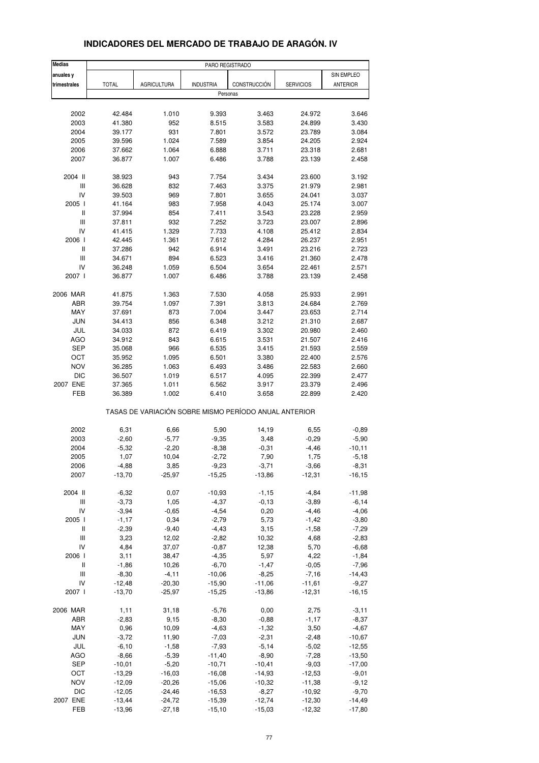# INDICADORES DEL MERCADO DE TRABAJO DE ARAGÓN. IV

| Medias anuales y trimestrales | PARO REGISTRADO | | | | | |
|---|---|---|---|---|---|---|
| | TOTAL | AGRICULTURA | INDUSTRIA | CONSTRUCCIÓN | SERVICIOS | SIN EMPLEO ANTERIOR |
| | Personas | | | | | |
| 2002 | 42.484 | 1.010 | 9.393 | 3.463 | 24.972 | 3.646 |
| 2003 | 41.380 | 952 | 8.515 | 3.583 | 24.899 | 3.430 |
| 2004 | 39.177 | 931 | 7.801 | 3.572 | 23.789 | 3.084 |
| 2005 | 39.596 | 1.024 | 7.589 | 3.854 | 24.205 | 2.924 |
| 2006 | 37.662 | 1.064 | 6.888 | 3.711 | 23.318 | 2.681 |
| 2007 | 36.877 | 1.007 | 6.486 | 3.788 | 23.139 | 2.458 |
| 2004 II | 38.923 | 943 | 7.754 | 3.434 | 23.600 | 3.192 |
| III | 36.628 | 832 | 7.463 | 3.375 | 21.979 | 2.981 |
| IV | 39.503 | 969 | 7.801 | 3.655 | 24.041 | 3.037 |
| 2005 I | 41.164 | 983 | 7.958 | 4.043 | 25.174 | 3.007 |
| II | 37.994 | 854 | 7.411 | 3.543 | 23.228 | 2.959 |
| III | 37.811 | 932 | 7.252 | 3.723 | 23.007 | 2.896 |
| IV | 41.415 | 1.329 | 7.733 | 4.108 | 25.412 | 2.834 |
| 2006 I | 42.445 | 1.361 | 7.612 | 4.284 | 26.237 | 2.951 |
| II | 37.286 | 942 | 6.914 | 3.491 | 23.216 | 2.723 |
| III | 34.671 | 894 | 6.523 | 3.416 | 21.360 | 2.478 |
| IV | 36.248 | 1.059 | 6.504 | 3.654 | 22.461 | 2.571 |
| 2007 I | 36.877 | 1.007 | 6.486 | 3.788 | 23.139 | 2.458 |
| 2006 MAR | 41.875 | 1.363 | 7.530 | 4.058 | 25.933 | 2.991 |
| ABR | 39.754 | 1.097 | 7.391 | 3.813 | 24.684 | 2.769 |
| MAY | 37.691 | 873 | 7.004 | 3.447 | 23.653 | 2.714 |
| JUN | 34.413 | 856 | 6.348 | 3.212 | 21.310 | 2.687 |
| JUL | 34.033 | 872 | 6.419 | 3.302 | 20.980 | 2.460 |
| AGO | 34.912 | 843 | 6.615 | 3.531 | 21.507 | 2.416 |
| SEP | 35.068 | 966 | 6.535 | 3.415 | 21.593 | 2.559 |
| OCT | 35.952 | 1.095 | 6.501 | 3.380 | 22.400 | 2.576 |
| NOV | 36.285 | 1.063 | 6.493 | 3.486 | 22.583 | 2.660 |
| DIC | 36.507 | 1.019 | 6.517 | 4.095 | 22.399 | 2.477 |
| 2007 ENE | 37.365 | 1.011 | 6.562 | 3.917 | 23.379 | 2.496 |
| FEB | 36.389 | 1.002 | 6.410 | 3.658 | 22.899 | 2.420 |
| | TASAS DE VARIACIÓN SOBRE MISMO PERÍODO ANUAL ANTERIOR | | | | | |
| 2002 | 6,31 | 6,66 | 5,90 | 14,19 | 6,55 | -0,89 |
| 2003 | -2,60 | -5,77 | -9,35 | 3,48 | -0,29 | -5,90 |
| 2004 | -5,32 | -2,20 | -8,38 | -0,31 | -4,46 | -10,11 |
| 2005 | 1,07 | 10,04 | -2,72 | 7,90 | 1,75 | -5,18 |
| 2006 | -4,88 | 3,85 | -9,23 | -3,71 | -3,66 | -8,31 |
| 2007 | -13,70 | -25,97 | -15,25 | -13,86 | -12,31 | -16,15 |
| 2004 II | -6,32 | 0,07 | -10,93 | -1,15 | -4,84 | -11,98 |
| III | -3,73 | 1,05 | -4,37 | -0,13 | -3,89 | -6,14 |
| IV | -3,94 | -0,65 | -4,54 | 0,20 | -4,46 | -4,06 |
| 2005 I | -1,17 | 0,34 | -2,79 | 5,73 | -1,42 | -3,80 |
| II | -2,39 | -9,40 | -4,43 | 3,15 | -1,58 | -7,29 |
| III | 3,23 | 12,02 | -2,82 | 10,32 | 4,68 | -2,83 |
| IV | 4,84 | 37,07 | -0,87 | 12,38 | 5,70 | -6,68 |
| 2006 I | 3,11 | 38,47 | -4,35 | 5,97 | 4,22 | -1,84 |
| II | -1,86 | 10,26 | -6,70 | -1,47 | -0,05 | -7,96 |
| III | -8,30 | -4,11 | -10,06 | -8,25 | -7,16 | -14,43 |
| IV | -12,48 | -20,30 | -15,90 | -11,06 | -11,61 | -9,27 |
| 2007 I | -13,70 | -25,97 | -15,25 | -13,86 | -12,31 | -16,15 |
| 2006 MAR | 1,11 | 31,18 | -5,76 | 0,00 | 2,75 | -3,11 |
| ABR | -2,83 | 9,15 | -8,30 | -0,88 | -1,17 | -8,37 |
| MAY | 0,96 | 10,09 | -4,63 | -1,32 | 3,50 | -4,67 |
| JUN | -3,72 | 11,90 | -7,03 | -2,31 | -2,48 | -10,67 |
| JUL | -6,10 | -1,58 | -7,93 | -5,14 | -5,02 | -12,55 |
| AGO | -8,66 | -5,39 | -11,40 | -8,90 | -7,28 | -13,50 |
| SEP | -10,01 | -5,20 | -10,71 | -10,41 | -9,03 | -17,00 |
| OCT | -13,29 | -16,03 | -16,08 | -14,93 | -12,53 | -9,01 |
| NOV | -12,09 | -20,26 | -15,06 | -10,32 | -11,38 | -9,12 |
| DIC | -12,05 | -24,46 | -16,53 | -8,27 | -10,92 | -9,70 |
| 2007 ENE | -13,44 | -24,72 | -15,39 | -12,74 | -12,30 | -14,49 |
| FEB | -13,96 | -27,18 | -15,10 | -15,03 | -12,32 | -17,80 |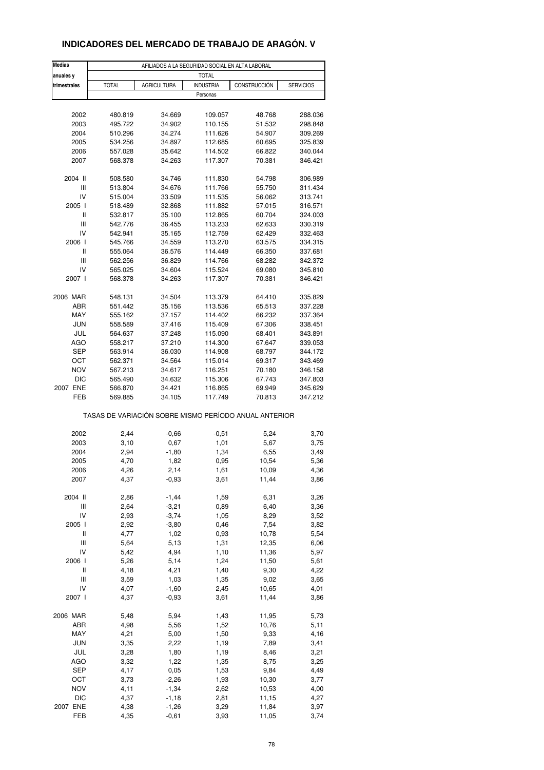# INDICADORES DEL MERCADO DE TRABAJO DE ARAGÓN. V

| Medias anuales y trimestrales | AFILIADOS A LA SEGURIDAD SOCIAL EN ALTA LABORAL | | | | |
|---|---|---|---|---|---|
| | TOTAL | | | | |
| | TOTAL | AGRICULTURA | INDUSTRIA | CONSTRUCCIÓN | SERVICIOS |
| | Personas | | | | |
| 2002 | 480.819 | 34.669 | 109.057 | 48.768 | 288.036 |
| 2003 | 495.722 | 34.902 | 110.155 | 51.532 | 298.848 |
| 2004 | 510.296 | 34.274 | 111.626 | 54.907 | 309.269 |
| 2005 | 534.256 | 34.897 | 112.685 | 60.695 | 325.839 |
| 2006 | 557.028 | 35.642 | 114.502 | 66.822 | 340.044 |
| 2007 | 568.378 | 34.263 | 117.307 | 70.381 | 346.421 |
| 2004 II | 508.580 | 34.746 | 111.830 | 54.798 | 306.989 |
| III | 513.804 | 34.676 | 111.766 | 55.750 | 311.434 |
| IV | 515.004 | 33.509 | 111.535 | 56.062 | 313.741 |
| 2005 I | 518.489 | 32.868 | 111.882 | 57.015 | 316.571 |
| II | 532.817 | 35.100 | 112.865 | 60.704 | 324.003 |
| III | 542.776 | 36.455 | 113.233 | 62.633 | 330.319 |
| IV | 542.941 | 35.165 | 112.759 | 62.429 | 332.463 |
| 2006 I | 545.766 | 34.559 | 113.270 | 63.575 | 334.315 |
| II | 555.064 | 36.576 | 114.449 | 66.350 | 337.681 |
| III | 562.256 | 36.829 | 114.766 | 68.282 | 342.372 |
| IV | 565.025 | 34.604 | 115.524 | 69.080 | 345.810 |
| 2007 I | 568.378 | 34.263 | 117.307 | 70.381 | 346.421 |
| 2006 MAR | 548.131 | 34.504 | 113.379 | 64.410 | 335.829 |
| ABR | 551.442 | 35.156 | 113.536 | 65.513 | 337.228 |
| MAY | 555.162 | 37.157 | 114.402 | 66.232 | 337.364 |
| JUN | 558.589 | 37.416 | 115.409 | 67.306 | 338.451 |
| JUL | 564.637 | 37.248 | 115.090 | 68.401 | 343.891 |
| AGO | 558.217 | 37.210 | 114.300 | 67.647 | 339.053 |
| SEP | 563.914 | 36.030 | 114.908 | 68.797 | 344.172 |
| OCT | 562.371 | 34.564 | 115.014 | 69.317 | 343.469 |
| NOV | 567.213 | 34.617 | 116.251 | 70.180 | 346.158 |
| DIC | 565.490 | 34.632 | 115.306 | 67.743 | 347.803 |
| 2007 ENE | 566.870 | 34.421 | 116.865 | 69.949 | 345.629 |
| FEB | 569.885 | 34.105 | 117.749 | 70.813 | 347.212 |
| | TASAS DE VARIACIÓN SOBRE MISMO PERÍODO ANUAL ANTERIOR | | | | |
| 2002 | 2,44 | -0,66 | -0,51 | 5,24 | 3,70 |
| 2003 | 3,10 | 0,67 | 1,01 | 5,67 | 3,75 |
| 2004 | 2,94 | -1,80 | 1,34 | 6,55 | 3,49 |
| 2005 | 4,70 | 1,82 | 0,95 | 10,54 | 5,36 |
| 2006 | 4,26 | 2,14 | 1,61 | 10,09 | 4,36 |
| 2007 | 4,37 | -0,93 | 3,61 | 11,44 | 3,86 |
| 2004 II | 2,86 | -1,44 | 1,59 | 6,31 | 3,26 |
| III | 2,64 | -3,21 | 0,89 | 6,40 | 3,36 |
| IV | 2,93 | -3,74 | 1,05 | 8,29 | 3,52 |
| 2005 I | 2,92 | -3,80 | 0,46 | 7,54 | 3,82 |
| II | 4,77 | 1,02 | 0,93 | 10,78 | 5,54 |
| III | 5,64 | 5,13 | 1,31 | 12,35 | 6,06 |
| IV | 5,42 | 4,94 | 1,10 | 11,36 | 5,97 |
| 2006 I | 5,26 | 5,14 | 1,24 | 11,50 | 5,61 |
| II | 4,18 | 4,21 | 1,40 | 9,30 | 4,22 |
| III | 3,59 | 1,03 | 1,35 | 9,02 | 3,65 |
| IV | 4,07 | -1,60 | 2,45 | 10,65 | 4,01 |
| 2007 I | 4,37 | -0,93 | 3,61 | 11,44 | 3,86 |
| 2006 MAR | 5,48 | 5,94 | 1,43 | 11,95 | 5,73 |
| ABR | 4,98 | 5,56 | 1,52 | 10,76 | 5,11 |
| MAY | 4,21 | 5,00 | 1,50 | 9,33 | 4,16 |
| JUN | 3,35 | 2,22 | 1,19 | 7,89 | 3,41 |
| JUL | 3,28 | 1,80 | 1,19 | 8,46 | 3,21 |
| AGO | 3,32 | 1,22 | 1,35 | 8,75 | 3,25 |
| SEP | 4,17 | 0,05 | 1,53 | 9,84 | 4,49 |
| OCT | 3,73 | -2,26 | 1,93 | 10,30 | 3,77 |
| NOV | 4,11 | -1,34 | 2,62 | 10,53 | 4,00 |
| DIC | 4,37 | -1,18 | 2,81 | 11,15 | 4,27 |
| 2007 ENE | 4,38 | -1,26 | 3,29 | 11,84 | 3,97 |
| FEB | 4,35 | -0,61 | 3,93 | 11,05 | 3,74 |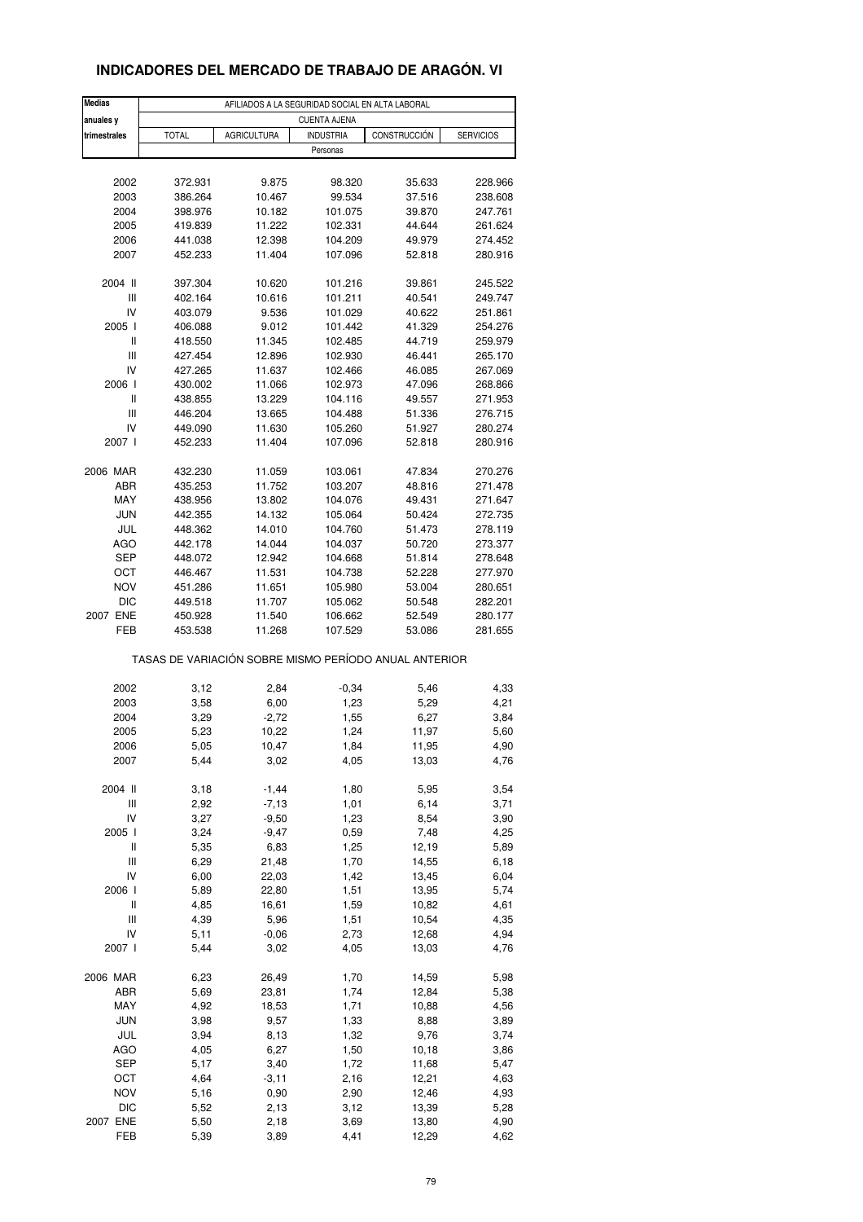# INDICADORES DEL MERCADO DE TRABAJO DE ARAGÓN. VI

| Medias anuales y trimestrales | AFILIADOS A LA SEGURIDAD SOCIAL EN ALTA LABORAL | | | | |
|---|---|---|---|---|---|
| | CUENTA AJENA | | | | |
| | TOTAL | AGRICULTURA | INDUSTRIA | CONSTRUCCIÓN | SERVICIOS |
| | Personas | | | | |
| 2002 | 372.931 | 9.875 | 98.320 | 35.633 | 228.966 |
| 2003 | 386.264 | 10.467 | 99.534 | 37.516 | 238.608 |
| 2004 | 398.976 | 10.182 | 101.075 | 39.870 | 247.761 |
| 2005 | 419.839 | 11.222 | 102.331 | 44.644 | 261.624 |
| 2006 | 441.038 | 12.398 | 104.209 | 49.979 | 274.452 |
| 2007 | 452.233 | 11.404 | 107.096 | 52.818 | 280.916 |
| 2004 II | 397.304 | 10.620 | 101.216 | 39.861 | 245.522 |
| III | 402.164 | 10.616 | 101.211 | 40.541 | 249.747 |
| IV | 403.079 | 9.536 | 101.029 | 40.622 | 251.861 |
| 2005 I | 406.088 | 9.012 | 101.442 | 41.329 | 254.276 |
| II | 418.550 | 11.345 | 102.485 | 44.719 | 259.979 |
| III | 427.454 | 12.896 | 102.930 | 46.441 | 265.170 |
| IV | 427.265 | 11.637 | 102.466 | 46.085 | 267.069 |
| 2006 I | 430.002 | 11.066 | 102.973 | 47.096 | 268.866 |
| II | 438.855 | 13.229 | 104.116 | 49.557 | 271.953 |
| III | 446.204 | 13.665 | 104.488 | 51.336 | 276.715 |
| IV | 449.090 | 11.630 | 105.260 | 51.927 | 280.274 |
| 2007 I | 452.233 | 11.404 | 107.096 | 52.818 | 280.916 |
| 2006 MAR | 432.230 | 11.059 | 103.061 | 47.834 | 270.276 |
| ABR | 435.253 | 11.752 | 103.207 | 48.816 | 271.478 |
| MAY | 438.956 | 13.802 | 104.076 | 49.431 | 271.647 |
| JUN | 442.355 | 14.132 | 105.064 | 50.424 | 272.735 |
| JUL | 448.362 | 14.010 | 104.760 | 51.473 | 278.119 |
| AGO | 442.178 | 14.044 | 104.037 | 50.720 | 273.377 |
| SEP | 448.072 | 12.942 | 104.668 | 51.814 | 278.648 |
| OCT | 446.467 | 11.531 | 104.738 | 52.228 | 277.970 |
| NOV | 451.286 | 11.651 | 105.980 | 53.004 | 280.651 |
| DIC | 449.518 | 11.707 | 105.062 | 50.548 | 282.201 |
| 2007 ENE | 450.928 | 11.540 | 106.662 | 52.549 | 280.177 |
| FEB | 453.538 | 11.268 | 107.529 | 53.086 | 281.655 |
| | TASAS DE VARIACIÓN SOBRE MISMO PERÍODO ANUAL ANTERIOR | | | | |
| 2002 | 3,12 | 2,84 | -0,34 | 5,46 | 4,33 |
| 2003 | 3,58 | 6,00 | 1,23 | 5,29 | 4,21 |
| 2004 | 3,29 | -2,72 | 1,55 | 6,27 | 3,84 |
| 2005 | 5,23 | 10,22 | 1,24 | 11,97 | 5,60 |
| 2006 | 5,05 | 10,47 | 1,84 | 11,95 | 4,90 |
| 2007 | 5,44 | 3,02 | 4,05 | 13,03 | 4,76 |
| 2004 II | 3,18 | -1,44 | 1,80 | 5,95 | 3,54 |
| III | 2,92 | -7,13 | 1,01 | 6,14 | 3,71 |
| IV | 3,27 | -9,50 | 1,23 | 8,54 | 3,90 |
| 2005 I | 3,24 | -9,47 | 0,59 | 7,48 | 4,25 |
| II | 5,35 | 6,83 | 1,25 | 12,19 | 5,89 |
| III | 6,29 | 21,48 | 1,70 | 14,55 | 6,18 |
| IV | 6,00 | 22,03 | 1,42 | 13,45 | 6,04 |
| 2006 I | 5,89 | 22,80 | 1,51 | 13,95 | 5,74 |
| II | 4,85 | 16,61 | 1,59 | 10,82 | 4,61 |
| III | 4,39 | 5,96 | 1,51 | 10,54 | 4,35 |
| IV | 5,11 | -0,06 | 2,73 | 12,68 | 4,94 |
| 2007 I | 5,44 | 3,02 | 4,05 | 13,03 | 4,76 |
| 2006 MAR | 6,23 | 26,49 | 1,70 | 14,59 | 5,98 |
| ABR | 5,69 | 23,81 | 1,74 | 12,84 | 5,38 |
| MAY | 4,92 | 18,53 | 1,71 | 10,88 | 4,56 |
| JUN | 3,98 | 9,57 | 1,33 | 8,88 | 3,89 |
| JUL | 3,94 | 8,13 | 1,32 | 9,76 | 3,74 |
| AGO | 4,05 | 6,27 | 1,50 | 10,18 | 3,86 |
| SEP | 5,17 | 3,40 | 1,72 | 11,68 | 5,47 |
| OCT | 4,64 | -3,11 | 2,16 | 12,21 | 4,63 |
| NOV | 5,16 | 0,90 | 2,90 | 12,46 | 4,93 |
| DIC | 5,52 | 2,13 | 3,12 | 13,39 | 5,28 |
| 2007 ENE | 5,50 | 2,18 | 3,69 | 13,80 | 4,90 |
| FEB | 5,39 | 3,89 | 4,41 | 12,29 | 4,62 |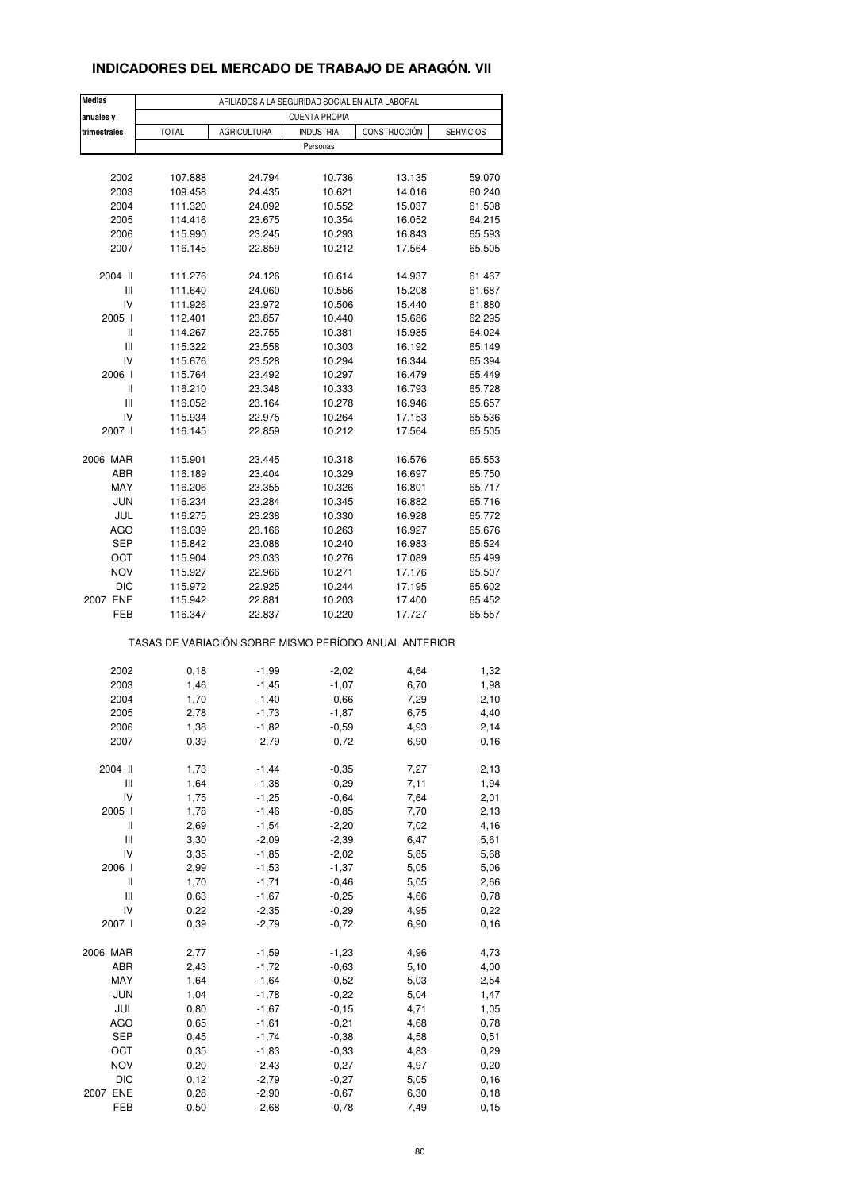# INDICADORES DEL MERCADO DE TRABAJO DE ARAGÓN. VII

| Medias anuales y trimestrales | AFILIADOS A LA SEGURIDAD SOCIAL EN ALTA LABORAL | | | | |
|---|---|---|---|---|---|
| | CUENTA PROPIA | | | | |
| | TOTAL | AGRICULTURA | INDUSTRIA | CONSTRUCCIÓN | SERVICIOS |
| | Personas | | | | |
| 2002 | 107.888 | 24.794 | 10.736 | 13.135 | 59.070 |
| 2003 | 109.458 | 24.435 | 10.621 | 14.016 | 60.240 |
| 2004 | 111.320 | 24.092 | 10.552 | 15.037 | 61.508 |
| 2005 | 114.416 | 23.675 | 10.354 | 16.052 | 64.215 |
| 2006 | 115.990 | 23.245 | 10.293 | 16.843 | 65.593 |
| 2007 | 116.145 | 22.859 | 10.212 | 17.564 | 65.505 |
| 2004 II | 111.276 | 24.126 | 10.614 | 14.937 | 61.467 |
| III | 111.640 | 24.060 | 10.556 | 15.208 | 61.687 |
| IV | 111.926 | 23.972 | 10.506 | 15.440 | 61.880 |
| 2005 I | 112.401 | 23.857 | 10.440 | 15.686 | 62.295 |
| II | 114.267 | 23.755 | 10.381 | 15.985 | 64.024 |
| III | 115.322 | 23.558 | 10.303 | 16.192 | 65.149 |
| IV | 115.676 | 23.528 | 10.294 | 16.344 | 65.394 |
| 2006 I | 115.764 | 23.492 | 10.297 | 16.479 | 65.449 |
| II | 116.210 | 23.348 | 10.333 | 16.793 | 65.728 |
| III | 116.052 | 23.164 | 10.278 | 16.946 | 65.657 |
| IV | 115.934 | 22.975 | 10.264 | 17.153 | 65.536 |
| 2007 I | 116.145 | 22.859 | 10.212 | 17.564 | 65.505 |
| 2006 MAR | 115.901 | 23.445 | 10.318 | 16.576 | 65.553 |
| ABR | 116.189 | 23.404 | 10.329 | 16.697 | 65.750 |
| MAY | 116.206 | 23.355 | 10.326 | 16.801 | 65.717 |
| JUN | 116.234 | 23.284 | 10.345 | 16.882 | 65.716 |
| JUL | 116.275 | 23.238 | 10.330 | 16.928 | 65.772 |
| AGO | 116.039 | 23.166 | 10.263 | 16.927 | 65.676 |
| SEP | 115.842 | 23.088 | 10.240 | 16.983 | 65.524 |
| OCT | 115.904 | 23.033 | 10.276 | 17.089 | 65.499 |
| NOV | 115.927 | 22.966 | 10.271 | 17.176 | 65.507 |
| DIC | 115.972 | 22.925 | 10.244 | 17.195 | 65.602 |
| 2007 ENE | 115.942 | 22.881 | 10.203 | 17.400 | 65.452 |
| FEB | 116.347 | 22.837 | 10.220 | 17.727 | 65.557 |
| | TASAS DE VARIACIÓN SOBRE MISMO PERÍODO ANUAL ANTERIOR | | | | |
| 2002 | 0,18 | -1,99 | -2,02 | 4,64 | 1,32 |
| 2003 | 1,46 | -1,45 | -1,07 | 6,70 | 1,98 |
| 2004 | 1,70 | -1,40 | -0,66 | 7,29 | 2,10 |
| 2005 | 2,78 | -1,73 | -1,87 | 6,75 | 4,40 |
| 2006 | 1,38 | -1,82 | -0,59 | 4,93 | 2,14 |
| 2007 | 0,39 | -2,79 | -0,72 | 6,90 | 0,16 |
| 2004 II | 1,73 | -1,44 | -0,35 | 7,27 | 2,13 |
| III | 1,64 | -1,38 | -0,29 | 7,11 | 1,94 |
| IV | 1,75 | -1,25 | -0,64 | 7,64 | 2,01 |
| 2005 I | 1,78 | -1,46 | -0,85 | 7,70 | 2,13 |
| II | 2,69 | -1,54 | -2,20 | 7,02 | 4,16 |
| III | 3,30 | -2,09 | -2,39 | 6,47 | 5,61 |
| IV | 3,35 | -1,85 | -2,02 | 5,85 | 5,68 |
| 2006 I | 2,99 | -1,53 | -1,37 | 5,05 | 5,06 |
| II | 1,70 | -1,71 | -0,46 | 5,05 | 2,66 |
| III | 0,63 | -1,67 | -0,25 | 4,66 | 0,78 |
| IV | 0,22 | -2,35 | -0,29 | 4,95 | 0,22 |
| 2007 I | 0,39 | -2,79 | -0,72 | 6,90 | 0,16 |
| 2006 MAR | 2,77 | -1,59 | -1,23 | 4,96 | 4,73 |
| ABR | 2,43 | -1,72 | -0,63 | 5,10 | 4,00 |
| MAY | 1,64 | -1,64 | -0,52 | 5,03 | 2,54 |
| JUN | 1,04 | -1,78 | -0,22 | 5,04 | 1,47 |
| JUL | 0,80 | -1,67 | -0,15 | 4,71 | 1,05 |
| AGO | 0,65 | -1,61 | -0,21 | 4,68 | 0,78 |
| SEP | 0,45 | -1,74 | -0,38 | 4,58 | 0,51 |
| OCT | 0,35 | -1,83 | -0,33 | 4,83 | 0,29 |
| NOV | 0,20 | -2,43 | -0,27 | 4,97 | 0,20 |
| DIC | 0,12 | -2,79 | -0,27 | 5,05 | 0,16 |
| 2007 ENE | 0,28 | -2,90 | -0,67 | 6,30 | 0,18 |
| FEB | 0,50 | -2,68 | -0,78 | 7,49 | 0,15 |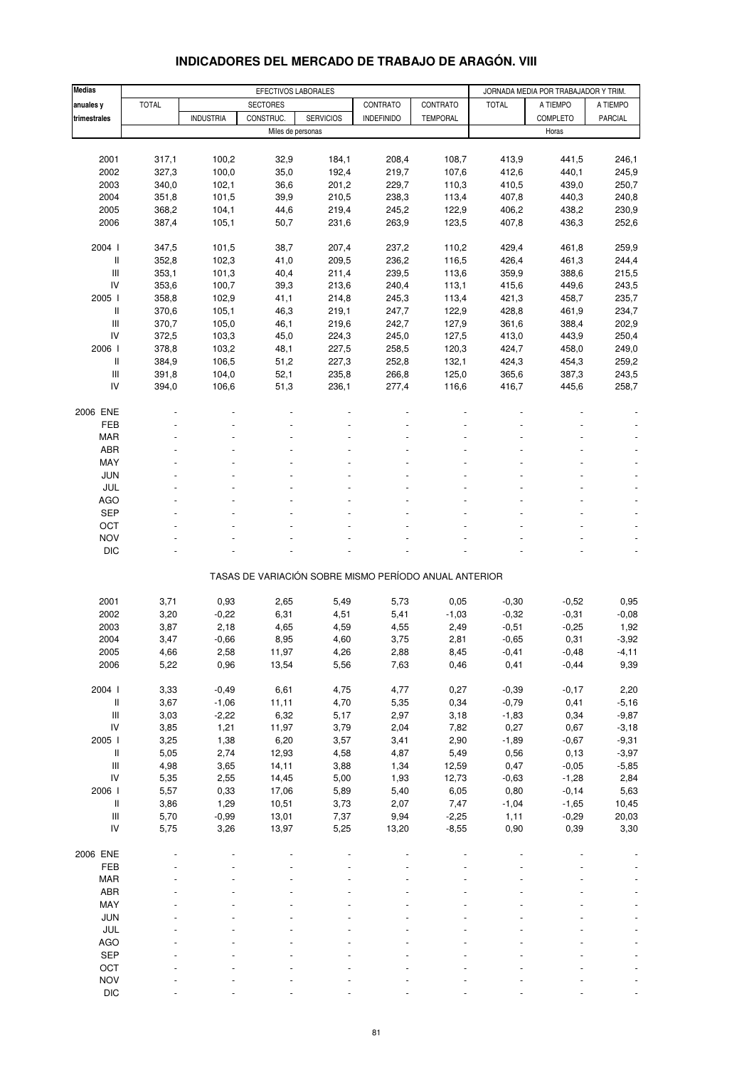# INDICADORES DEL MERCADO DE TRABAJO DE ARAGÓN. VIII

| Medias anuales y trimestrales | EFECTIVOS LABORALES | | | | | | JORNADA MEDIA POR TRABAJADOR Y TRIM. | | |
|---|---|---|---|---|---|---|---|---|---|
| | TOTAL | SECTORES | | | CONTRATO | CONTRATO | TOTAL | A TIEMPO | A TIEMPO |
| | | INDUSTRIA | CONSTRUC. | SERVICIOS | INDEFINIDO | TEMPORAL | | COMPLETO | PARCIAL |
| | Miles de personas | | | | | | Horas | | |
| 2001 | 317,1 | 100,2 | 32,9 | 184,1 | 208,4 | 108,7 | 413,9 | 441,5 | 246,1 |
| 2002 | 327,3 | 100,0 | 35,0 | 192,4 | 219,7 | 107,6 | 412,6 | 440,1 | 245,9 |
| 2003 | 340,0 | 102,1 | 36,6 | 201,2 | 229,7 | 110,3 | 410,5 | 439,0 | 250,7 |
| 2004 | 351,8 | 101,5 | 39,9 | 210,5 | 238,3 | 113,4 | 407,8 | 440,3 | 240,8 |
| 2005 | 368,2 | 104,1 | 44,6 | 219,4 | 245,2 | 122,9 | 406,2 | 438,2 | 230,9 |
| 2006 | 387,4 | 105,1 | 50,7 | 231,6 | 263,9 | 123,5 | 407,8 | 436,3 | 252,6 |
| 2004 I | 347,5 | 101,5 | 38,7 | 207,4 | 237,2 | 110,2 | 429,4 | 461,8 | 259,9 |
| II | 352,8 | 102,3 | 41,0 | 209,5 | 236,2 | 116,5 | 426,4 | 461,3 | 244,4 |
| III | 353,1 | 101,3 | 40,4 | 211,4 | 239,5 | 113,6 | 359,9 | 388,6 | 215,5 |
| IV | 353,6 | 100,7 | 39,3 | 213,6 | 240,4 | 113,1 | 415,6 | 449,6 | 243,5 |
| 2005 I | 358,8 | 102,9 | 41,1 | 214,8 | 245,3 | 113,4 | 421,3 | 458,7 | 235,7 |
| II | 370,6 | 105,1 | 46,3 | 219,1 | 247,7 | 122,9 | 428,8 | 461,9 | 234,7 |
| III | 370,7 | 105,0 | 46,1 | 219,6 | 242,7 | 127,9 | 361,6 | 388,4 | 202,9 |
| IV | 372,5 | 103,3 | 45,0 | 224,3 | 245,0 | 127,5 | 413,0 | 443,9 | 250,4 |
| 2006 I | 378,8 | 103,2 | 48,1 | 227,5 | 258,5 | 120,3 | 424,7 | 458,0 | 249,0 |
| II | 384,9 | 106,5 | 51,2 | 227,3 | 252,8 | 132,1 | 424,3 | 454,3 | 259,2 |
| III | 391,8 | 104,0 | 52,1 | 235,8 | 266,8 | 125,0 | 365,6 | 387,3 | 243,5 |
| IV | 394,0 | 106,6 | 51,3 | 236,1 | 277,4 | 116,6 | 416,7 | 445,6 | 258,7 |
| 2006 ENE | - | - | - | - | - | - | - | - | - |
| FEB | - | - | - | - | - | - | - | - | - |
| MAR | - | - | - | - | - | - | - | - | - |
| ABR | - | - | - | - | - | - | - | - | - |
| MAY | - | - | - | - | - | - | - | - | - |
| JUN | - | - | - | - | - | - | - | - | - |
| JUL | - | - | - | - | - | - | - | - | - |
| AGO | - | - | - | - | - | - | - | - | - |
| SEP | - | - | - | - | - | - | - | - | - |
| OCT | - | - | - | - | - | - | - | - | - |
| NOV | - | - | - | - | - | - | - | - | - |
| DIC | - | - | - | - | - | - | - | - | - |

TASAS DE VARIACIÓN SOBRE MISMO PERÍODO ANUAL ANTERIOR

| | TOTAL | INDUSTRIA | CONSTRUC. | SERVICIOS | CONTRATO INDEFINIDO | CONTRATO TEMPORAL | TOTAL | A TIEMPO COMPLETO | A TIEMPO PARCIAL |
|---|---|---|---|---|---|---|---|---|---|
| 2001 | 3,71 | 0,93 | 2,65 | 5,49 | 5,73 | 0,05 | -0,30 | -0,52 | 0,95 |
| 2002 | 3,20 | -0,22 | 6,31 | 4,51 | 5,41 | -1,03 | -0,32 | -0,31 | -0,08 |
| 2003 | 3,87 | 2,18 | 4,65 | 4,59 | 4,55 | 2,49 | -0,51 | -0,25 | 1,92 |
| 2004 | 3,47 | -0,66 | 8,95 | 4,60 | 3,75 | 2,81 | -0,65 | 0,31 | -3,92 |
| 2005 | 4,66 | 2,58 | 11,97 | 4,26 | 2,88 | 8,45 | -0,41 | -0,48 | -4,11 |
| 2006 | 5,22 | 0,96 | 13,54 | 5,56 | 7,63 | 0,46 | 0,41 | -0,44 | 9,39 |
| 2004 I | 3,33 | -0,49 | 6,61 | 4,75 | 4,77 | 0,27 | -0,39 | -0,17 | 2,20 |
| II | 3,67 | -1,06 | 11,11 | 4,70 | 5,35 | 0,34 | -0,79 | 0,41 | -5,16 |
| III | 3,03 | -2,22 | 6,32 | 5,17 | 2,97 | 3,18 | -1,83 | 0,34 | -9,87 |
| IV | 3,85 | 1,21 | 11,97 | 3,79 | 2,04 | 7,82 | 0,27 | 0,67 | -3,18 |
| 2005 I | 3,25 | 1,38 | 6,20 | 3,57 | 3,41 | 2,90 | -1,89 | -0,67 | -9,31 |
| II | 5,05 | 2,74 | 12,93 | 4,58 | 4,87 | 5,49 | 0,56 | 0,13 | -3,97 |
| III | 4,98 | 3,65 | 14,11 | 3,88 | 1,34 | 12,59 | 0,47 | -0,05 | -5,85 |
| IV | 5,35 | 2,55 | 14,45 | 5,00 | 1,93 | 12,73 | -0,63 | -1,28 | 2,84 |
| 2006 I | 5,57 | 0,33 | 17,06 | 5,89 | 5,40 | 6,05 | 0,80 | -0,14 | 5,63 |
| II | 3,86 | 1,29 | 10,51 | 3,73 | 2,07 | 7,47 | -1,04 | -1,65 | 10,45 |
| III | 5,70 | -0,99 | 13,01 | 7,37 | 9,94 | -2,25 | 1,11 | -0,29 | 20,03 |
| IV | 5,75 | 3,26 | 13,97 | 5,25 | 13,20 | -8,55 | 0,90 | 0,39 | 3,30 |
| 2006 ENE | - | - | - | - | - | - | - | - | - |
| FEB | - | - | - | - | - | - | - | - | - |
| MAR | - | - | - | - | - | - | - | - | - |
| ABR | - | - | - | - | - | - | - | - | - |
| MAY | - | - | - | - | - | - | - | - | - |
| JUN | - | - | - | - | - | - | - | - | - |
| JUL | - | - | - | - | - | - | - | - | - |
| AGO | - | - | - | - | - | - | - | - | - |
| SEP | - | - | - | - | - | - | - | - | - |
| OCT | - | - | - | - | - | - | - | - | - |
| NOV | - | - | - | - | - | - | - | - | - |
| DIC | - | - | - | - | - | - | - | - | - |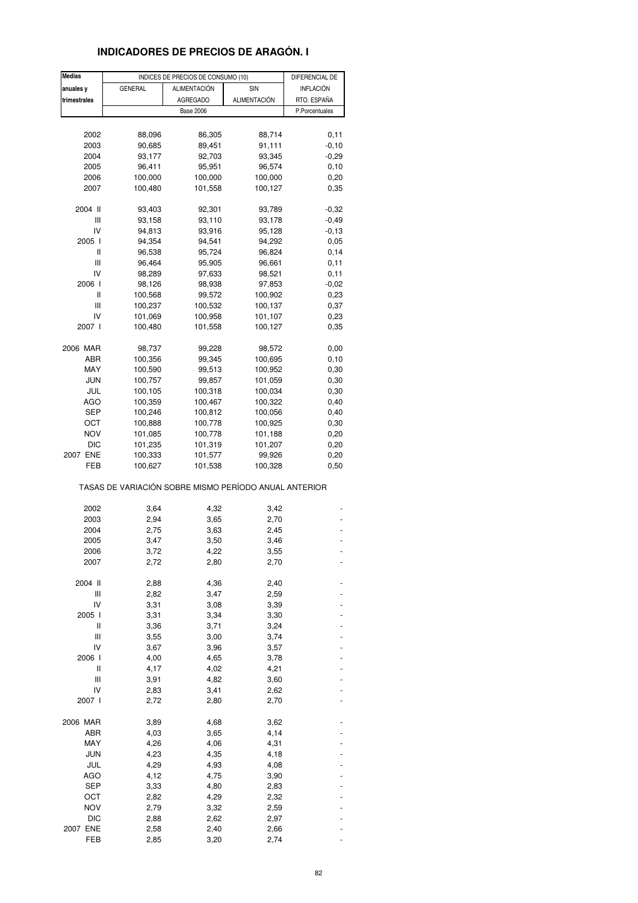# INDICADORES DE PRECIOS DE ARAGÓN. I

| Medias anuales y trimestrales | INDICES DE PRECIOS DE CONSUMO (10) | | | DIFERENCIAL DE INFLACIÓN RTO. ESPAÑA |
|---|---|---|---|---|
| | GENERAL | ALIMENTACIÓN AGREGADO | SIN ALIMENTACIÓN | |
| | Base 2006 | | | P.Porcentuales |
| 2002 | 88,096 | 86,305 | 88,714 | 0,11 |
| 2003 | 90,685 | 89,451 | 91,111 | -0,10 |
| 2004 | 93,177 | 92,703 | 93,345 | -0,29 |
| 2005 | 96,411 | 95,951 | 96,574 | 0,10 |
| 2006 | 100,000 | 100,000 | 100,000 | 0,20 |
| 2007 | 100,480 | 101,558 | 100,127 | 0,35 |
| 2004 II | 93,403 | 92,301 | 93,789 | -0,32 |
| III | 93,158 | 93,110 | 93,178 | -0,49 |
| IV | 94,813 | 93,916 | 95,128 | -0,13 |
| 2005 I | 94,354 | 94,541 | 94,292 | 0,05 |
| II | 96,538 | 95,724 | 96,824 | 0,14 |
| III | 96,464 | 95,905 | 96,661 | 0,11 |
| IV | 98,289 | 97,633 | 98,521 | 0,11 |
| 2006 I | 98,126 | 98,938 | 97,853 | -0,02 |
| II | 100,568 | 99,572 | 100,902 | 0,23 |
| III | 100,237 | 100,532 | 100,137 | 0,37 |
| IV | 101,069 | 100,958 | 101,107 | 0,23 |
| 2007 I | 100,480 | 101,558 | 100,127 | 0,35 |
| 2006 MAR | 98,737 | 99,228 | 98,572 | 0,00 |
| ABR | 100,356 | 99,345 | 100,695 | 0,10 |
| MAY | 100,590 | 99,513 | 100,952 | 0,30 |
| JUN | 100,757 | 99,857 | 101,059 | 0,30 |
| JUL | 100,105 | 100,318 | 100,034 | 0,30 |
| AGO | 100,359 | 100,467 | 100,322 | 0,40 |
| SEP | 100,246 | 100,812 | 100,056 | 0,40 |
| OCT | 100,888 | 100,778 | 100,925 | 0,30 |
| NOV | 101,085 | 100,778 | 101,188 | 0,20 |
| DIC | 101,235 | 101,319 | 101,207 | 0,20 |
| 2007 ENE | 100,333 | 101,577 | 99,926 | 0,20 |
| FEB | 100,627 | 101,538 | 100,328 | 0,50 |
| TASAS DE VARIACIÓN SOBRE MISMO PERÍODO ANUAL ANTERIOR | | | | |
| 2002 | 3,64 | 4,32 | 3,42 | - |
| 2003 | 2,94 | 3,65 | 2,70 | - |
| 2004 | 2,75 | 3,63 | 2,45 | - |
| 2005 | 3,47 | 3,50 | 3,46 | - |
| 2006 | 3,72 | 4,22 | 3,55 | - |
| 2007 | 2,72 | 2,80 | 2,70 | - |
| 2004 II | 2,88 | 4,36 | 2,40 | - |
| III | 2,82 | 3,47 | 2,59 | - |
| IV | 3,31 | 3,08 | 3,39 | - |
| 2005 I | 3,31 | 3,34 | 3,30 | - |
| II | 3,36 | 3,71 | 3,24 | - |
| III | 3,55 | 3,00 | 3,74 | - |
| IV | 3,67 | 3,96 | 3,57 | - |
| 2006 I | 4,00 | 4,65 | 3,78 | - |
| II | 4,17 | 4,02 | 4,21 | - |
| III | 3,91 | 4,82 | 3,60 | - |
| IV | 2,83 | 3,41 | 2,62 | - |
| 2007 I | 2,72 | 2,80 | 2,70 | - |
| 2006 MAR | 3,89 | 4,68 | 3,62 | - |
| ABR | 4,03 | 3,65 | 4,14 | - |
| MAY | 4,26 | 4,06 | 4,31 | - |
| JUN | 4,23 | 4,35 | 4,18 | - |
| JUL | 4,29 | 4,93 | 4,08 | - |
| AGO | 4,12 | 4,75 | 3,90 | - |
| SEP | 3,33 | 4,80 | 2,83 | - |
| OCT | 2,82 | 4,29 | 2,32 | - |
| NOV | 2,79 | 3,32 | 2,59 | - |
| DIC | 2,88 | 2,62 | 2,97 | - |
| 2007 ENE | 2,58 | 2,40 | 2,66 | - |
| FEB | 2,85 | 3,20 | 2,74 | - |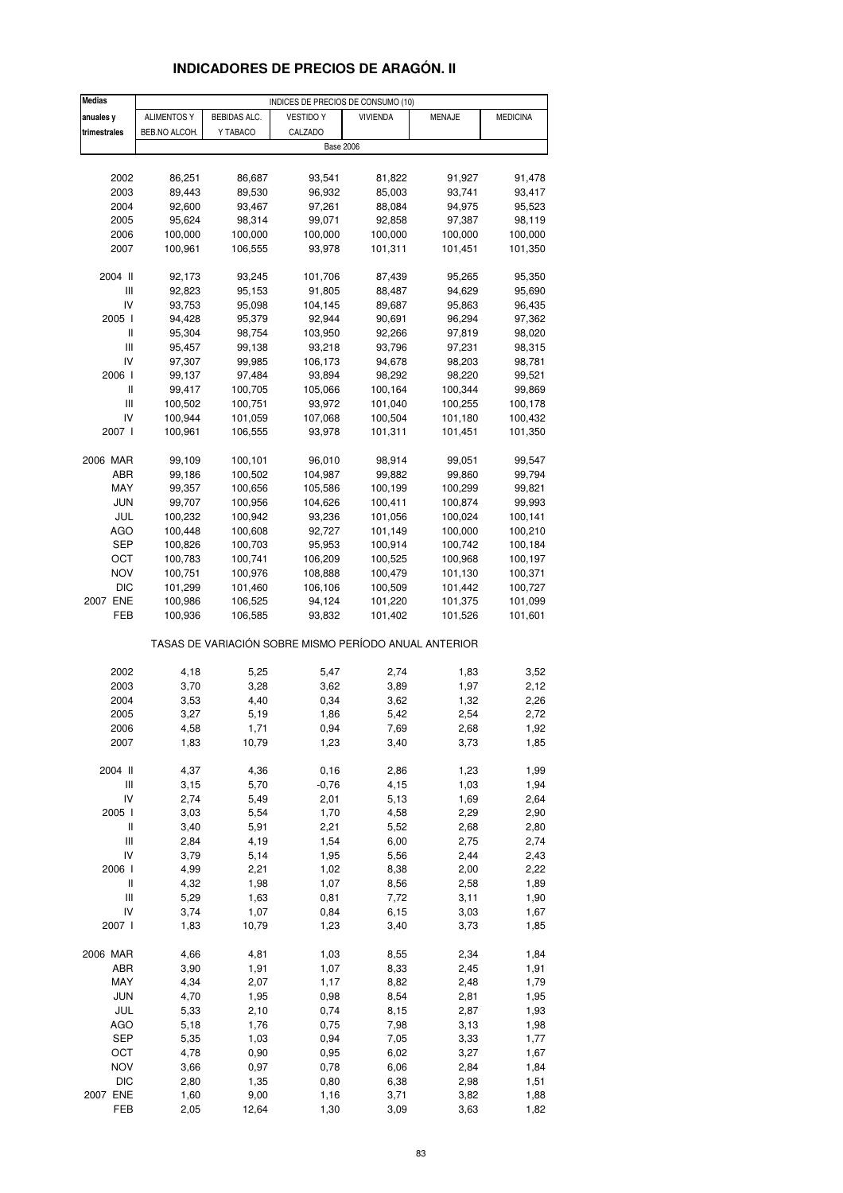# INDICADORES DE PRECIOS DE ARAGÓN. II

| Medias anuales y trimestrales | INDICES DE PRECIOS DE CONSUMO (10) | | | | | |
|---|---|---|---|---|---|---|
| | ALIMENTOS Y BEB.NO ALCOH. | BEBIDAS ALC. Y TABACO | VESTIDO Y CALZADO | VIVIENDA | MENAJE | MEDICINA |
| | Base 2006 | | | | | |
| 2002 | 86,251 | 86,687 | 93,541 | 81,822 | 91,927 | 91,478 |
| 2003 | 89,443 | 89,530 | 96,932 | 85,003 | 93,741 | 93,417 |
| 2004 | 92,600 | 93,467 | 97,261 | 88,084 | 94,975 | 95,523 |
| 2005 | 95,624 | 98,314 | 99,071 | 92,858 | 97,387 | 98,119 |
| 2006 | 100,000 | 100,000 | 100,000 | 100,000 | 100,000 | 100,000 |
| 2007 | 100,961 | 106,555 | 93,978 | 101,311 | 101,451 | 101,350 |
| 2004 II | 92,173 | 93,245 | 101,706 | 87,439 | 95,265 | 95,350 |
| III | 92,823 | 95,153 | 91,805 | 88,487 | 94,629 | 95,690 |
| IV | 93,753 | 95,098 | 104,145 | 89,687 | 95,863 | 96,435 |
| 2005 I | 94,428 | 95,379 | 92,944 | 90,691 | 96,294 | 97,362 |
| II | 95,304 | 98,754 | 103,950 | 92,266 | 97,819 | 98,020 |
| III | 95,457 | 99,138 | 93,218 | 93,796 | 97,231 | 98,315 |
| IV | 97,307 | 99,985 | 106,173 | 94,678 | 98,203 | 98,781 |
| 2006 I | 99,137 | 97,484 | 93,894 | 98,292 | 98,220 | 99,521 |
| II | 99,417 | 100,705 | 105,066 | 100,164 | 100,344 | 99,869 |
| III | 100,502 | 100,751 | 93,972 | 101,040 | 100,255 | 100,178 |
| IV | 100,944 | 101,059 | 107,068 | 100,504 | 101,180 | 100,432 |
| 2007 I | 100,961 | 106,555 | 93,978 | 101,311 | 101,451 | 101,350 |
| 2006 MAR | 99,109 | 100,101 | 96,010 | 98,914 | 99,051 | 99,547 |
| ABR | 99,186 | 100,502 | 104,987 | 99,882 | 99,860 | 99,794 |
| MAY | 99,357 | 100,656 | 105,586 | 100,199 | 100,299 | 99,821 |
| JUN | 99,707 | 100,956 | 104,626 | 100,411 | 100,874 | 99,993 |
| JUL | 100,232 | 100,942 | 93,236 | 101,056 | 100,024 | 100,141 |
| AGO | 100,448 | 100,608 | 92,727 | 101,149 | 100,000 | 100,210 |
| SEP | 100,826 | 100,703 | 95,953 | 100,914 | 100,742 | 100,184 |
| OCT | 100,783 | 100,741 | 106,209 | 100,525 | 100,968 | 100,197 |
| NOV | 100,751 | 100,976 | 108,888 | 100,479 | 101,130 | 100,371 |
| DIC | 101,299 | 101,460 | 106,106 | 100,509 | 101,442 | 100,727 |
| 2007 ENE | 100,986 | 106,525 | 94,124 | 101,220 | 101,375 | 101,099 |
| FEB | 100,936 | 106,585 | 93,832 | 101,402 | 101,526 | 101,601 |
| | TASAS DE VARIACIÓN SOBRE MISMO PERÍODO ANUAL ANTERIOR | | | | | |
| 2002 | 4,18 | 5,25 | 5,47 | 2,74 | 1,83 | 3,52 |
| 2003 | 3,70 | 3,28 | 3,62 | 3,89 | 1,97 | 2,12 |
| 2004 | 3,53 | 4,40 | 0,34 | 3,62 | 1,32 | 2,26 |
| 2005 | 3,27 | 5,19 | 1,86 | 5,42 | 2,54 | 2,72 |
| 2006 | 4,58 | 1,71 | 0,94 | 7,69 | 2,68 | 1,92 |
| 2007 | 1,83 | 10,79 | 1,23 | 3,40 | 3,73 | 1,85 |
| 2004 II | 4,37 | 4,36 | 0,16 | 2,86 | 1,23 | 1,99 |
| III | 3,15 | 5,70 | -0,76 | 4,15 | 1,03 | 1,94 |
| IV | 2,74 | 5,49 | 2,01 | 5,13 | 1,69 | 2,64 |
| 2005 I | 3,03 | 5,54 | 1,70 | 4,58 | 2,29 | 2,90 |
| II | 3,40 | 5,91 | 2,21 | 5,52 | 2,68 | 2,80 |
| III | 2,84 | 4,19 | 1,54 | 6,00 | 2,75 | 2,74 |
| IV | 3,79 | 5,14 | 1,95 | 5,56 | 2,44 | 2,43 |
| 2006 I | 4,99 | 2,21 | 1,02 | 8,38 | 2,00 | 2,22 |
| II | 4,32 | 1,98 | 1,07 | 8,56 | 2,58 | 1,89 |
| III | 5,29 | 1,63 | 0,81 | 7,72 | 3,11 | 1,90 |
| IV | 3,74 | 1,07 | 0,84 | 6,15 | 3,03 | 1,67 |
| 2007 I | 1,83 | 10,79 | 1,23 | 3,40 | 3,73 | 1,85 |
| 2006 MAR | 4,66 | 4,81 | 1,03 | 8,55 | 2,34 | 1,84 |
| ABR | 3,90 | 1,91 | 1,07 | 8,33 | 2,45 | 1,91 |
| MAY | 4,34 | 2,07 | 1,17 | 8,82 | 2,48 | 1,79 |
| JUN | 4,70 | 1,95 | 0,98 | 8,54 | 2,81 | 1,95 |
| JUL | 5,33 | 2,10 | 0,74 | 8,15 | 2,87 | 1,93 |
| AGO | 5,18 | 1,76 | 0,75 | 7,98 | 3,13 | 1,98 |
| SEP | 5,35 | 1,03 | 0,94 | 7,05 | 3,33 | 1,77 |
| OCT | 4,78 | 0,90 | 0,95 | 6,02 | 3,27 | 1,67 |
| NOV | 3,66 | 0,97 | 0,78 | 6,06 | 2,84 | 1,84 |
| DIC | 2,80 | 1,35 | 0,80 | 6,38 | 2,98 | 1,51 |
| 2007 ENE | 1,60 | 9,00 | 1,16 | 3,71 | 3,82 | 1,88 |
| FEB | 2,05 | 12,64 | 1,30 | 3,09 | 3,63 | 1,82 |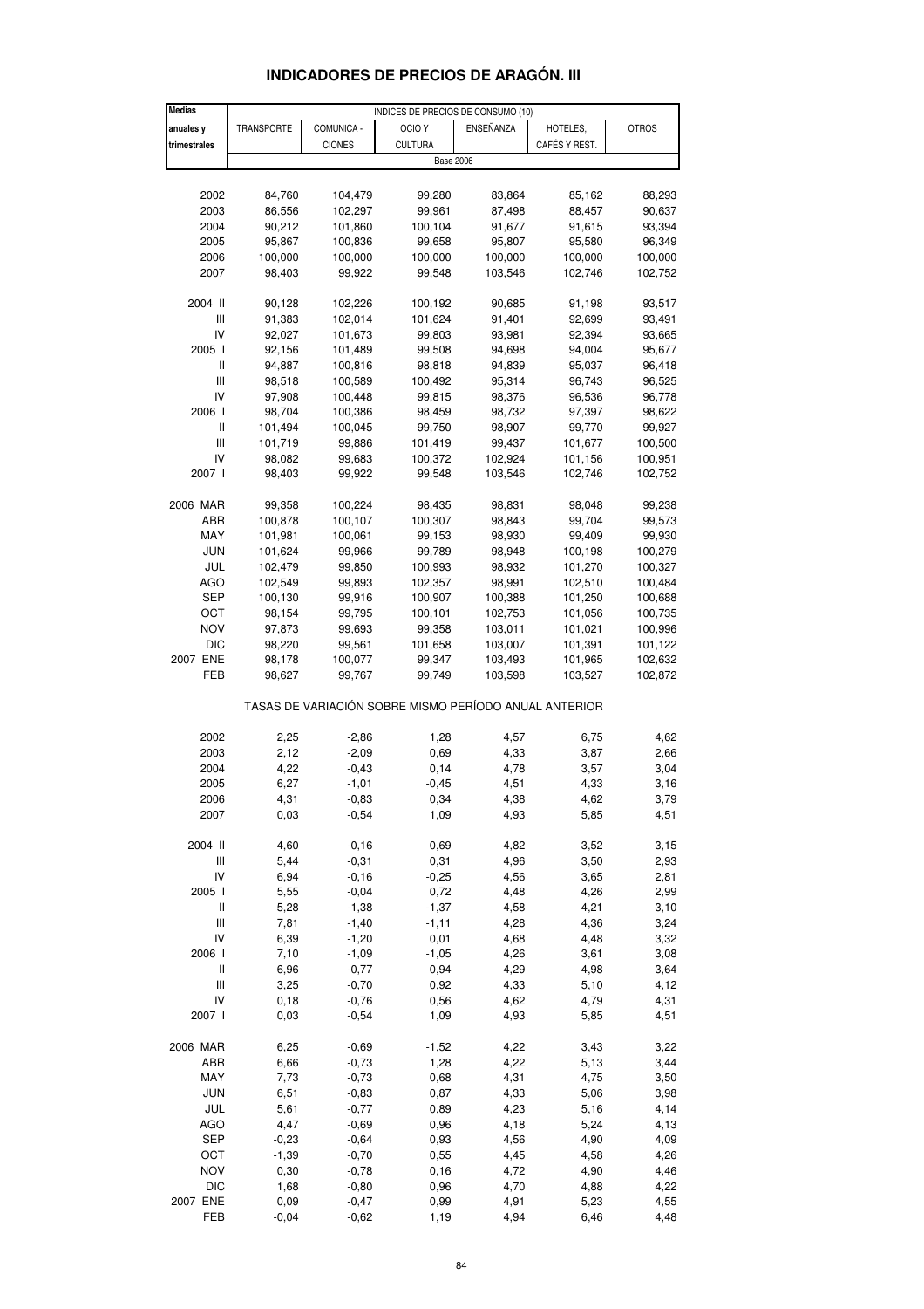# INDICADORES DE PRECIOS DE ARAGÓN. III

| Medias anuales y trimestrales | INDICES DE PRECIOS DE CONSUMO (10) | | | | | |
|---|---|---|---|---|---|---|
| | TRANSPORTE | COMUNICA - CIONES | OCIO Y CULTURA | ENSEÑANZA | HOTELES, CAFÉS Y REST. | OTROS |
| | Base 2006 | | | | | |
| 2002 | 84,760 | 104,479 | 99,280 | 83,864 | 85,162 | 88,293 |
| 2003 | 86,556 | 102,297 | 99,961 | 87,498 | 88,457 | 90,637 |
| 2004 | 90,212 | 101,860 | 100,104 | 91,677 | 91,615 | 93,394 |
| 2005 | 95,867 | 100,836 | 99,658 | 95,807 | 95,580 | 96,349 |
| 2006 | 100,000 | 100,000 | 100,000 | 100,000 | 100,000 | 100,000 |
| 2007 | 98,403 | 99,922 | 99,548 | 103,546 | 102,746 | 102,752 |
| 2004 II | 90,128 | 102,226 | 100,192 | 90,685 | 91,198 | 93,517 |
| III | 91,383 | 102,014 | 101,624 | 91,401 | 92,699 | 93,491 |
| IV | 92,027 | 101,673 | 99,803 | 93,981 | 92,394 | 93,665 |
| 2005 I | 92,156 | 101,489 | 99,508 | 94,698 | 94,004 | 95,677 |
| II | 94,887 | 100,816 | 98,818 | 94,839 | 95,037 | 96,418 |
| III | 98,518 | 100,589 | 100,492 | 95,314 | 96,743 | 96,525 |
| IV | 97,908 | 100,448 | 99,815 | 98,376 | 96,536 | 96,778 |
| 2006 I | 98,704 | 100,386 | 98,459 | 98,732 | 97,397 | 98,622 |
| II | 101,494 | 100,045 | 99,750 | 98,907 | 99,770 | 99,927 |
| III | 101,719 | 99,886 | 101,419 | 99,437 | 101,677 | 100,500 |
| IV | 98,082 | 99,683 | 100,372 | 102,924 | 101,156 | 100,951 |
| 2007 I | 98,403 | 99,922 | 99,548 | 103,546 | 102,746 | 102,752 |
| 2006 MAR | 99,358 | 100,224 | 98,435 | 98,831 | 98,048 | 99,238 |
| ABR | 100,878 | 100,107 | 100,307 | 98,843 | 99,704 | 99,573 |
| MAY | 101,981 | 100,061 | 99,153 | 98,930 | 99,409 | 99,930 |
| JUN | 101,624 | 99,966 | 99,789 | 98,948 | 100,198 | 100,279 |
| JUL | 102,479 | 99,850 | 100,993 | 98,932 | 101,270 | 100,327 |
| AGO | 102,549 | 99,893 | 102,357 | 98,991 | 102,510 | 100,484 |
| SEP | 100,130 | 99,916 | 100,907 | 100,388 | 101,250 | 100,688 |
| OCT | 98,154 | 99,795 | 100,101 | 102,753 | 101,056 | 100,735 |
| NOV | 97,873 | 99,693 | 99,358 | 103,011 | 101,021 | 100,996 |
| DIC | 98,220 | 99,561 | 101,658 | 103,007 | 101,391 | 101,122 |
| 2007 ENE | 98,178 | 100,077 | 99,347 | 103,493 | 101,965 | 102,632 |
| FEB | 98,627 | 99,767 | 99,749 | 103,598 | 103,527 | 102,872 |
| | TASAS DE VARIACIÓN SOBRE MISMO PERÍODO ANUAL ANTERIOR | | | | | |
| 2002 | 2,25 | -2,86 | 1,28 | 4,57 | 6,75 | 4,62 |
| 2003 | 2,12 | -2,09 | 0,69 | 4,33 | 3,87 | 2,66 |
| 2004 | 4,22 | -0,43 | 0,14 | 4,78 | 3,57 | 3,04 |
| 2005 | 6,27 | -1,01 | -0,45 | 4,51 | 4,33 | 3,16 |
| 2006 | 4,31 | -0,83 | 0,34 | 4,38 | 4,62 | 3,79 |
| 2007 | 0,03 | -0,54 | 1,09 | 4,93 | 5,85 | 4,51 |
| 2004 II | 4,60 | -0,16 | 0,69 | 4,82 | 3,52 | 3,15 |
| III | 5,44 | -0,31 | 0,31 | 4,96 | 3,50 | 2,93 |
| IV | 6,94 | -0,16 | -0,25 | 4,56 | 3,65 | 2,81 |
| 2005 I | 5,55 | -0,04 | 0,72 | 4,48 | 4,26 | 2,99 |
| II | 5,28 | -1,38 | -1,37 | 4,58 | 4,21 | 3,10 |
| III | 7,81 | -1,40 | -1,11 | 4,28 | 4,36 | 3,24 |
| IV | 6,39 | -1,20 | 0,01 | 4,68 | 4,48 | 3,32 |
| 2006 I | 7,10 | -1,09 | -1,05 | 4,26 | 3,61 | 3,08 |
| II | 6,96 | -0,77 | 0,94 | 4,29 | 4,98 | 3,64 |
| III | 3,25 | -0,70 | 0,92 | 4,33 | 5,10 | 4,12 |
| IV | 0,18 | -0,76 | 0,56 | 4,62 | 4,79 | 4,31 |
| 2007 I | 0,03 | -0,54 | 1,09 | 4,93 | 5,85 | 4,51 |
| 2006 MAR | 6,25 | -0,69 | -1,52 | 4,22 | 3,43 | 3,22 |
| ABR | 6,66 | -0,73 | 1,28 | 4,22 | 5,13 | 3,44 |
| MAY | 7,73 | -0,73 | 0,68 | 4,31 | 4,75 | 3,50 |
| JUN | 6,51 | -0,83 | 0,87 | 4,33 | 5,06 | 3,98 |
| JUL | 5,61 | -0,77 | 0,89 | 4,23 | 5,16 | 4,14 |
| AGO | 4,47 | -0,69 | 0,96 | 4,18 | 5,24 | 4,13 |
| SEP | -0,23 | -0,64 | 0,93 | 4,56 | 4,90 | 4,09 |
| OCT | -1,39 | -0,70 | 0,55 | 4,45 | 4,58 | 4,26 |
| NOV | 0,30 | -0,78 | 0,16 | 4,72 | 4,90 | 4,46 |
| DIC | 1,68 | -0,80 | 0,96 | 4,70 | 4,88 | 4,22 |
| 2007 ENE | 0,09 | -0,47 | 0,99 | 4,91 | 5,23 | 4,55 |
| FEB | -0,04 | -0,62 | 1,19 | 4,94 | 6,46 | 4,48 |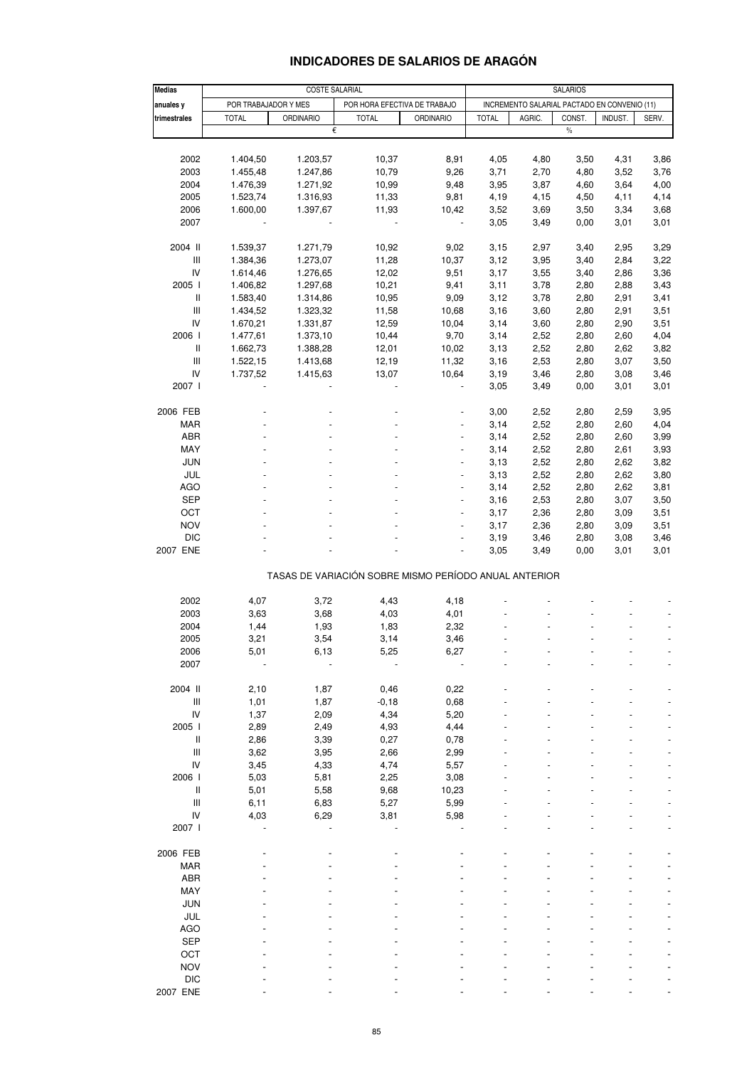# INDICADORES DE SALARIOS DE ARAGÓN

| Medias anuales y trimestrales | COSTE SALARIAL | | | | SALARIOS | | | | |
|---|---|---|---|---|---|---|---|---|---|
| | POR TRABAJADOR Y MES | | POR HORA EFECTIVA DE TRABAJO | | INCREMENTO SALARIAL PACTADO EN CONVENIO (11) | | | | |
| | TOTAL | ORDINARIO | TOTAL | ORDINARIO | TOTAL | AGRIC. | CONST. | INDUST. | SERV. |
| | € | | | | % | | | | |
| 2002 | 1.404,50 | 1.203,57 | 10,37 | 8,91 | 4,05 | 4,80 | 3,50 | 4,31 | 3,86 |
| 2003 | 1.455,48 | 1.247,86 | 10,79 | 9,26 | 3,71 | 2,70 | 4,80 | 3,52 | 3,76 |
| 2004 | 1.476,39 | 1.271,92 | 10,99 | 9,48 | 3,95 | 3,87 | 4,60 | 3,64 | 4,00 |
| 2005 | 1.523,74 | 1.316,93 | 11,33 | 9,81 | 4,19 | 4,15 | 4,50 | 4,11 | 4,14 |
| 2006 | 1.600,00 | 1.397,67 | 11,93 | 10,42 | 3,52 | 3,69 | 3,50 | 3,34 | 3,68 |
| 2007 | - | - | - | - | 3,05 | 3,49 | 0,00 | 3,01 | 3,01 |
| 2004 II | 1.539,37 | 1.271,79 | 10,92 | 9,02 | 3,15 | 2,97 | 3,40 | 2,95 | 3,29 |
| III | 1.384,36 | 1.273,07 | 11,28 | 10,37 | 3,12 | 3,95 | 3,40 | 2,84 | 3,22 |
| IV | 1.614,46 | 1.276,65 | 12,02 | 9,51 | 3,17 | 3,55 | 3,40 | 2,86 | 3,36 |
| 2005 I | 1.406,82 | 1.297,68 | 10,21 | 9,41 | 3,11 | 3,78 | 2,80 | 2,88 | 3,43 |
| II | 1.583,40 | 1.314,86 | 10,95 | 9,09 | 3,12 | 3,78 | 2,80 | 2,91 | 3,41 |
| III | 1.434,52 | 1.323,32 | 11,58 | 10,68 | 3,16 | 3,60 | 2,80 | 2,91 | 3,51 |
| IV | 1.670,21 | 1.331,87 | 12,59 | 10,04 | 3,14 | 3,60 | 2,80 | 2,90 | 3,51 |
| 2006 I | 1.477,61 | 1.373,10 | 10,44 | 9,70 | 3,14 | 2,52 | 2,80 | 2,60 | 4,04 |
| II | 1.662,73 | 1.388,28 | 12,01 | 10,02 | 3,13 | 2,52 | 2,80 | 2,62 | 3,82 |
| III | 1.522,15 | 1.413,68 | 12,19 | 11,32 | 3,16 | 2,53 | 2,80 | 3,07 | 3,50 |
| IV | 1.737,52 | 1.415,63 | 13,07 | 10,64 | 3,19 | 3,46 | 2,80 | 3,08 | 3,46 |
| 2007 I | - | - | - | - | 3,05 | 3,49 | 0,00 | 3,01 | 3,01 |
| 2006 FEB | - | - | - | - | 3,00 | 2,52 | 2,80 | 2,59 | 3,95 |
| MAR | - | - | - | - | 3,14 | 2,52 | 2,80 | 2,60 | 4,04 |
| ABR | - | - | - | - | 3,14 | 2,52 | 2,80 | 2,60 | 3,99 |
| MAY | - | - | - | - | 3,14 | 2,52 | 2,80 | 2,61 | 3,93 |
| JUN | - | - | - | - | 3,13 | 2,52 | 2,80 | 2,62 | 3,82 |
| JUL | - | - | - | - | 3,13 | 2,52 | 2,80 | 2,62 | 3,80 |
| AGO | - | - | - | - | 3,14 | 2,52 | 2,80 | 2,62 | 3,81 |
| SEP | - | - | - | - | 3,16 | 2,53 | 2,80 | 3,07 | 3,50 |
| OCT | - | - | - | - | 3,17 | 2,36 | 2,80 | 3,09 | 3,51 |
| NOV | - | - | - | - | 3,17 | 2,36 | 2,80 | 3,09 | 3,51 |
| DIC | - | - | - | - | 3,19 | 3,46 | 2,80 | 3,08 | 3,46 |
| 2007 ENE | - | - | - | - | 3,05 | 3,49 | 0,00 | 3,01 | 3,01 |
| TASAS DE VARIACIÓN SOBRE MISMO PERÍODO ANUAL ANTERIOR | | | | | | | | | |
| 2002 | 4,07 | 3,72 | 4,43 | 4,18 | - | - | - | - | - |
| 2003 | 3,63 | 3,68 | 4,03 | 4,01 | - | - | - | - | - |
| 2004 | 1,44 | 1,93 | 1,83 | 2,32 | - | - | - | - | - |
| 2005 | 3,21 | 3,54 | 3,14 | 3,46 | - | - | - | - | - |
| 2006 | 5,01 | 6,13 | 5,25 | 6,27 | - | - | - | - | - |
| 2007 | - | - | - | - | - | - | - | - | - |
| 2004 II | 2,10 | 1,87 | 0,46 | 0,22 | - | - | - | - | - |
| III | 1,01 | 1,87 | -0,18 | 0,68 | - | - | - | - | - |
| IV | 1,37 | 2,09 | 4,34 | 5,20 | - | - | - | - | - |
| 2005 I | 2,89 | 2,49 | 4,93 | 4,44 | - | - | - | - | - |
| II | 2,86 | 3,39 | 0,27 | 0,78 | - | - | - | - | - |
| III | 3,62 | 3,95 | 2,66 | 2,99 | - | - | - | - | - |
| IV | 3,45 | 4,33 | 4,74 | 5,57 | - | - | - | - | - |
| 2006 I | 5,03 | 5,81 | 2,25 | 3,08 | - | - | - | - | - |
| II | 5,01 | 5,58 | 9,68 | 10,23 | - | - | - | - | - |
| III | 6,11 | 6,83 | 5,27 | 5,99 | - | - | - | - | - |
| IV | 4,03 | 6,29 | 3,81 | 5,98 | - | - | - | - | - |
| 2007 I | - | - | - | - | - | - | - | - | - |
| 2006 FEB | - | - | - | - | - | - | - | - | - |
| MAR | - | - | - | - | - | - | - | - | - |
| ABR | - | - | - | - | - | - | - | - | - |
| MAY | - | - | - | - | - | - | - | - | - |
| JUN | - | - | - | - | - | - | - | - | - |
| JUL | - | - | - | - | - | - | - | - | - |
| AGO | - | - | - | - | - | - | - | - | - |
| SEP | - | - | - | - | - | - | - | - | - |
| OCT | - | - | - | - | - | - | - | - | - |
| NOV | - | - | - | - | - | - | - | - | - |
| DIC | - | - | - | - | - | - | - | - | - |
| 2007 ENE | - | - | - | - | - | - | - | - | - |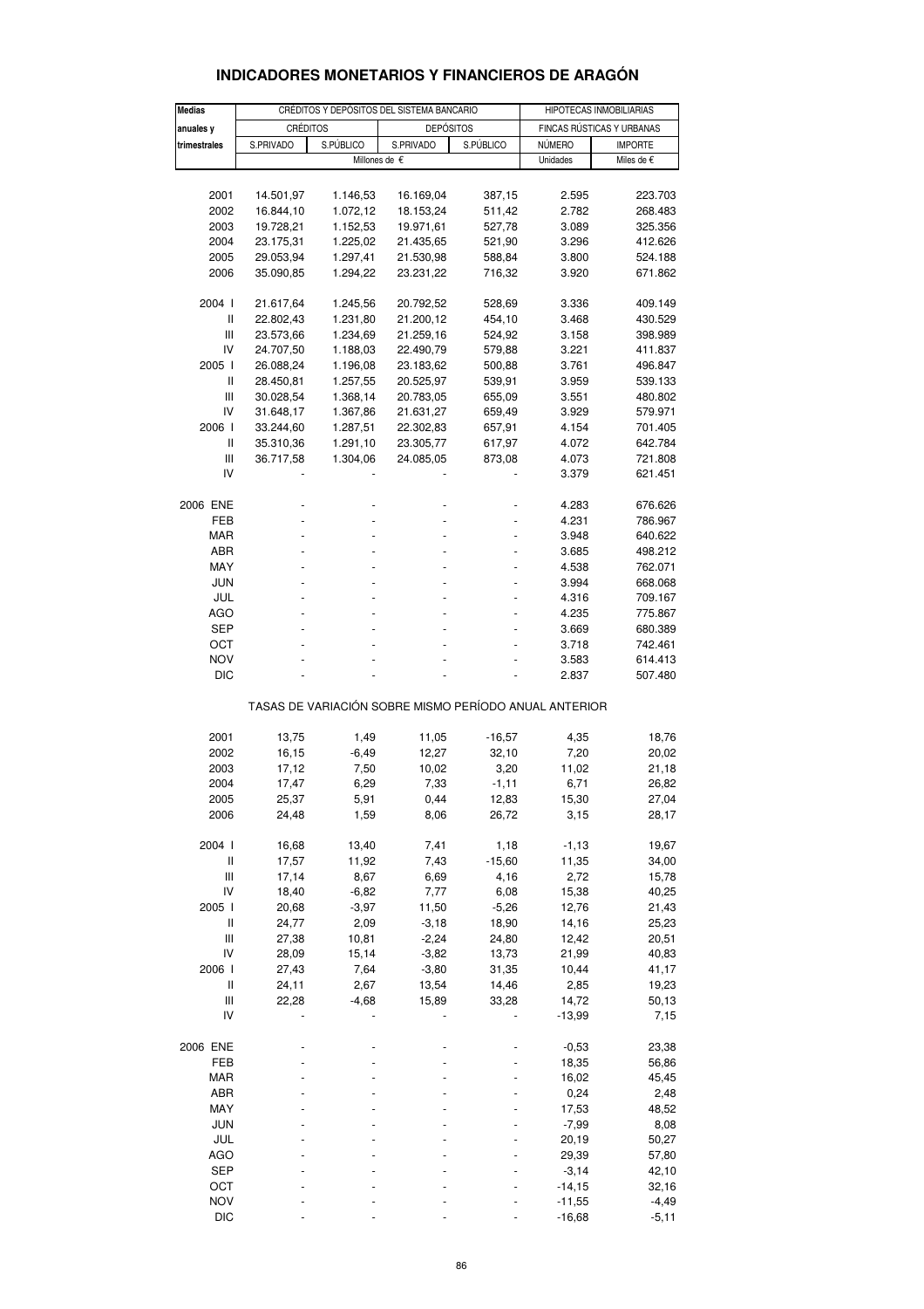# INDICADORES MONETARIOS Y FINANCIEROS DE ARAGÓN

| Medias anuales y trimestrales | CRÉDITOS Y DEPÓSITOS DEL SISTEMA BANCARIO | | | | HIPOTECAS INMOBILIARIAS | |
|---|---|---|---|---|---|---|
| | CRÉDITOS | | DEPÓSITOS | | FINCAS RÚSTICAS Y URBANAS | |
| | S.PRIVADO | S.PÚBLICO | S.PRIVADO | S.PÚBLICO | NÚMERO | IMPORTE |
| | Millones de € | | | | Unidades | Miles de € |
| 2001 | 14.501,97 | 1.146,53 | 16.169,04 | 387,15 | 2.595 | 223.703 |
| 2002 | 16.844,10 | 1.072,12 | 18.153,24 | 511,42 | 2.782 | 268.483 |
| 2003 | 19.728,21 | 1.152,53 | 19.971,61 | 527,78 | 3.089 | 325.356 |
| 2004 | 23.175,31 | 1.225,02 | 21.435,65 | 521,90 | 3.296 | 412.626 |
| 2005 | 29.053,94 | 1.297,41 | 21.530,98 | 588,84 | 3.800 | 524.188 |
| 2006 | 35.090,85 | 1.294,22 | 23.231,22 | 716,32 | 3.920 | 671.862 |
| 2004 I | 21.617,64 | 1.245,56 | 20.792,52 | 528,69 | 3.336 | 409.149 |
| II | 22.802,43 | 1.231,80 | 21.200,12 | 454,10 | 3.468 | 430.529 |
| III | 23.573,66 | 1.234,69 | 21.259,16 | 524,92 | 3.158 | 398.989 |
| IV | 24.707,50 | 1.188,03 | 22.490,79 | 579,88 | 3.221 | 411.837 |
| 2005 I | 26.088,24 | 1.196,08 | 23.183,62 | 500,88 | 3.761 | 496.847 |
| II | 28.450,81 | 1.257,55 | 20.525,97 | 539,91 | 3.959 | 539.133 |
| III | 30.028,54 | 1.368,14 | 20.783,05 | 655,09 | 3.551 | 480.802 |
| IV | 31.648,17 | 1.367,86 | 21.631,27 | 659,49 | 3.929 | 579.971 |
| 2006 I | 33.244,60 | 1.287,51 | 22.302,83 | 657,91 | 4.154 | 701.405 |
| II | 35.310,36 | 1.291,10 | 23.305,77 | 617,97 | 4.072 | 642.784 |
| III | 36.717,58 | 1.304,06 | 24.085,05 | 873,08 | 4.073 | 721.808 |
| IV | - | - | - | - | 3.379 | 621.451 |
| 2006 ENE | - | - | - | - | 4.283 | 676.626 |
| FEB | - | - | - | - | 4.231 | 786.967 |
| MAR | - | - | - | - | 3.948 | 640.622 |
| ABR | - | - | - | - | 3.685 | 498.212 |
| MAY | - | - | - | - | 4.538 | 762.071 |
| JUN | - | - | - | - | 3.994 | 668.068 |
| JUL | - | - | - | - | 4.316 | 709.167 |
| AGO | - | - | - | - | 4.235 | 775.867 |
| SEP | - | - | - | - | 3.669 | 680.389 |
| OCT | - | - | - | - | 3.718 | 742.461 |
| NOV | - | - | - | - | 3.583 | 614.413 |
| DIC | - | - | - | - | 2.837 | 507.480 |
| | TASAS DE VARIACIÓN SOBRE MISMO PERÍODO ANUAL ANTERIOR | | | | | |
| 2001 | 13,75 | 1,49 | 11,05 | -16,57 | 4,35 | 18,76 |
| 2002 | 16,15 | -6,49 | 12,27 | 32,10 | 7,20 | 20,02 |
| 2003 | 17,12 | 7,50 | 10,02 | 3,20 | 11,02 | 21,18 |
| 2004 | 17,47 | 6,29 | 7,33 | -1,11 | 6,71 | 26,82 |
| 2005 | 25,37 | 5,91 | 0,44 | 12,83 | 15,30 | 27,04 |
| 2006 | 24,48 | 1,59 | 8,06 | 26,72 | 3,15 | 28,17 |
| 2004 I | 16,68 | 13,40 | 7,41 | 1,18 | -1,13 | 19,67 |
| II | 17,57 | 11,92 | 7,43 | -15,60 | 11,35 | 34,00 |
| III | 17,14 | 8,67 | 6,69 | 4,16 | 2,72 | 15,78 |
| IV | 18,40 | -6,82 | 7,77 | 6,08 | 15,38 | 40,25 |
| 2005 I | 20,68 | -3,97 | 11,50 | -5,26 | 12,76 | 21,43 |
| II | 24,77 | 2,09 | -3,18 | 18,90 | 14,16 | 25,23 |
| III | 27,38 | 10,81 | -2,24 | 24,80 | 12,42 | 20,51 |
| IV | 28,09 | 15,14 | -3,82 | 13,73 | 21,99 | 40,83 |
| 2006 I | 27,43 | 7,64 | -3,80 | 31,35 | 10,44 | 41,17 |
| II | 24,11 | 2,67 | 13,54 | 14,46 | 2,85 | 19,23 |
| III | 22,28 | -4,68 | 15,89 | 33,28 | 14,72 | 50,13 |
| IV | - | - | - | - | -13,99 | 7,15 |
| 2006 ENE | - | - | - | - | -0,53 | 23,38 |
| FEB | - | - | - | - | 18,35 | 56,86 |
| MAR | - | - | - | - | 16,02 | 45,45 |
| ABR | - | - | - | - | 0,24 | 2,48 |
| MAY | - | - | - | - | 17,53 | 48,52 |
| JUN | - | - | - | - | -7,99 | 8,08 |
| JUL | - | - | - | - | 20,19 | 50,27 |
| AGO | - | - | - | - | 29,39 | 57,80 |
| SEP | - | - | - | - | -3,14 | 42,10 |
| OCT | - | - | - | - | -14,15 | 32,16 |
| NOV | - | - | - | - | -11,55 | -4,49 |
| DIC | - | - | - | - | -16,68 | -5,11 |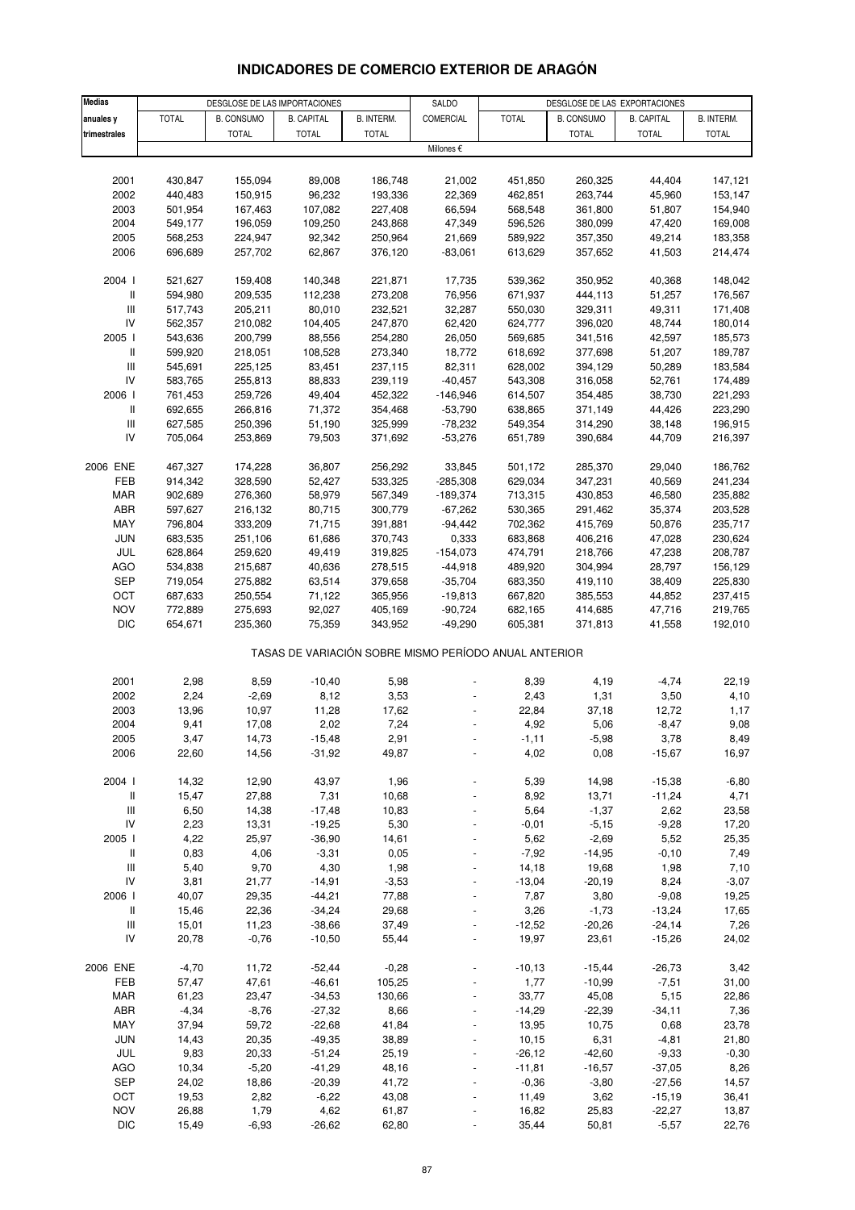# INDICADORES DE COMERCIO EXTERIOR DE ARAGÓN

| Medias anuales y trimestrales | DESGLOSE DE LAS IMPORTACIONES | | | | SALDO | DESGLOSE DE LAS EXPORTACIONES | | | |
|---|---|---|---|---|---|---|---|---|---|
| | TOTAL | B. CONSUMO TOTAL | B. CAPITAL TOTAL | B. INTERM. TOTAL | COMERCIAL | TOTAL | B. CONSUMO TOTAL | B. CAPITAL TOTAL | B. INTERM. TOTAL |
| | | | | | Millones € | | | | |
| 2001 | 430,847 | 155,094 | 89,008 | 186,748 | 21,002 | 451,850 | 260,325 | 44,404 | 147,121 |
| 2002 | 440,483 | 150,915 | 96,232 | 193,336 | 22,369 | 462,851 | 263,744 | 45,960 | 153,147 |
| 2003 | 501,954 | 167,463 | 107,082 | 227,408 | 66,594 | 568,548 | 361,800 | 51,807 | 154,940 |
| 2004 | 549,177 | 196,059 | 109,250 | 243,868 | 47,349 | 596,526 | 380,099 | 47,420 | 169,008 |
| 2005 | 568,253 | 224,947 | 92,342 | 250,964 | 21,669 | 589,922 | 357,350 | 49,214 | 183,358 |
| 2006 | 696,689 | 257,702 | 62,867 | 376,120 | -83,061 | 613,629 | 357,652 | 41,503 | 214,474 |
| 2004 I | 521,627 | 159,408 | 140,348 | 221,871 | 17,735 | 539,362 | 350,952 | 40,368 | 148,042 |
| II | 594,980 | 209,535 | 112,238 | 273,208 | 76,956 | 671,937 | 444,113 | 51,257 | 176,567 |
| III | 517,743 | 205,211 | 80,010 | 232,521 | 32,287 | 550,030 | 329,311 | 49,311 | 171,408 |
| IV | 562,357 | 210,082 | 104,405 | 247,870 | 62,420 | 624,777 | 396,020 | 48,744 | 180,014 |
| 2005 I | 543,636 | 200,799 | 88,556 | 254,280 | 26,050 | 569,685 | 341,516 | 42,597 | 185,573 |
| II | 599,920 | 218,051 | 108,528 | 273,340 | 18,772 | 618,692 | 377,698 | 51,207 | 189,787 |
| III | 545,691 | 225,125 | 83,451 | 237,115 | 82,311 | 628,002 | 394,129 | 50,289 | 183,584 |
| IV | 583,765 | 255,813 | 88,833 | 239,119 | -40,457 | 543,308 | 316,058 | 52,761 | 174,489 |
| 2006 I | 761,453 | 259,726 | 49,404 | 452,322 | -146,946 | 614,507 | 354,485 | 38,730 | 221,293 |
| II | 692,655 | 266,816 | 71,372 | 354,468 | -53,790 | 638,865 | 371,149 | 44,426 | 223,290 |
| III | 627,585 | 250,396 | 51,190 | 325,999 | -78,232 | 549,354 | 314,290 | 38,148 | 196,915 |
| IV | 705,064 | 253,869 | 79,503 | 371,692 | -53,276 | 651,789 | 390,684 | 44,709 | 216,397 |
| 2006 ENE | 467,327 | 174,228 | 36,807 | 256,292 | 33,845 | 501,172 | 285,370 | 29,040 | 186,762 |
| FEB | 914,342 | 328,590 | 52,427 | 533,325 | -285,308 | 629,034 | 347,231 | 40,569 | 241,234 |
| MAR | 902,689 | 276,360 | 58,979 | 567,349 | -189,374 | 713,315 | 430,853 | 46,580 | 235,882 |
| ABR | 597,627 | 216,132 | 80,715 | 300,779 | -67,262 | 530,365 | 291,462 | 35,374 | 203,528 |
| MAY | 796,804 | 333,209 | 71,715 | 391,881 | -94,442 | 702,362 | 415,769 | 50,876 | 235,717 |
| JUN | 683,535 | 251,106 | 61,686 | 370,743 | 0,333 | 683,868 | 406,216 | 47,028 | 230,624 |
| JUL | 628,864 | 259,620 | 49,419 | 319,825 | -154,073 | 474,791 | 218,766 | 47,238 | 208,787 |
| AGO | 534,838 | 215,687 | 40,636 | 278,515 | -44,918 | 489,920 | 304,994 | 28,797 | 156,129 |
| SEP | 719,054 | 275,882 | 63,514 | 379,658 | -35,704 | 683,350 | 419,110 | 38,409 | 225,830 |
| OCT | 687,633 | 250,554 | 71,122 | 365,956 | -19,813 | 667,820 | 385,553 | 44,852 | 237,415 |
| NOV | 772,889 | 275,693 | 92,027 | 405,169 | -90,724 | 682,165 | 414,685 | 47,716 | 219,765 |
| DIC | 654,671 | 235,360 | 75,359 | 343,952 | -49,290 | 605,381 | 371,813 | 41,558 | 192,010 |
| | | | | TASAS DE VARIACIÓN SOBRE MISMO PERÍODO ANUAL ANTERIOR | | | | | |
| 2001 | 2,98 | 8,59 | -10,40 | 5,98 | - | 8,39 | 4,19 | -4,74 | 22,19 |
| 2002 | 2,24 | -2,69 | 8,12 | 3,53 | - | 2,43 | 1,31 | 3,50 | 4,10 |
| 2003 | 13,96 | 10,97 | 11,28 | 17,62 | - | 22,84 | 37,18 | 12,72 | 1,17 |
| 2004 | 9,41 | 17,08 | 2,02 | 7,24 | - | 4,92 | 5,06 | -8,47 | 9,08 |
| 2005 | 3,47 | 14,73 | -15,48 | 2,91 | - | -1,11 | -5,98 | 3,78 | 8,49 |
| 2006 | 22,60 | 14,56 | -31,92 | 49,87 | - | 4,02 | 0,08 | -15,67 | 16,97 |
| 2004 I | 14,32 | 12,90 | 43,97 | 1,96 | - | 5,39 | 14,98 | -15,38 | -6,80 |
| II | 15,47 | 27,88 | 7,31 | 10,68 | - | 8,92 | 13,71 | -11,24 | 4,71 |
| III | 6,50 | 14,38 | -17,48 | 10,83 | - | 5,64 | -1,37 | 2,62 | 23,58 |
| IV | 2,23 | 13,31 | -19,25 | 5,30 | - | -0,01 | -5,15 | -9,28 | 17,20 |
| 2005 I | 4,22 | 25,97 | -36,90 | 14,61 | - | 5,62 | -2,69 | 5,52 | 25,35 |
| II | 0,83 | 4,06 | -3,31 | 0,05 | - | -7,92 | -14,95 | -0,10 | 7,49 |
| III | 5,40 | 9,70 | 4,30 | 1,98 | - | 14,18 | 19,68 | 1,98 | 7,10 |
| IV | 3,81 | 21,77 | -14,91 | -3,53 | - | -13,04 | -20,19 | 8,24 | -3,07 |
| 2006 I | 40,07 | 29,35 | -44,21 | 77,88 | - | 7,87 | 3,80 | -9,08 | 19,25 |
| II | 15,46 | 22,36 | -34,24 | 29,68 | - | 3,26 | -1,73 | -13,24 | 17,65 |
| III | 15,01 | 11,23 | -38,66 | 37,49 | - | -12,52 | -20,26 | -24,14 | 7,26 |
| IV | 20,78 | -0,76 | -10,50 | 55,44 | - | 19,97 | 23,61 | -15,26 | 24,02 |
| 2006 ENE | -4,70 | 11,72 | -52,44 | -0,28 | - | -10,13 | -15,44 | -26,73 | 3,42 |
| FEB | 57,47 | 47,61 | -46,61 | 105,25 | - | 1,77 | -10,99 | -7,51 | 31,00 |
| MAR | 61,23 | 23,47 | -34,53 | 130,66 | - | 33,77 | 45,08 | 5,15 | 22,86 |
| ABR | -4,34 | -8,76 | -27,32 | 8,66 | - | -14,29 | -22,39 | -34,11 | 7,36 |
| MAY | 37,94 | 59,72 | -22,68 | 41,84 | - | 13,95 | 10,75 | 0,68 | 23,78 |
| JUN | 14,43 | 20,35 | -49,35 | 38,89 | - | 10,15 | 6,31 | -4,81 | 21,80 |
| JUL | 9,83 | 20,33 | -51,24 | 25,19 | - | -26,12 | -42,60 | -9,33 | -0,30 |
| AGO | 10,34 | -5,20 | -41,29 | 48,16 | - | -11,81 | -16,57 | -37,05 | 8,26 |
| SEP | 24,02 | 18,86 | -20,39 | 41,72 | - | -0,36 | -3,80 | -27,56 | 14,57 |
| OCT | 19,53 | 2,82 | -6,22 | 43,08 | - | 11,49 | 3,62 | -15,19 | 36,41 |
| NOV | 26,88 | 1,79 | 4,62 | 61,87 | - | 16,82 | 25,83 | -22,27 | 13,87 |
| DIC | 15,49 | -6,93 | -26,62 | 62,80 | - | 35,44 | 50,81 | -5,57 | 22,76 |